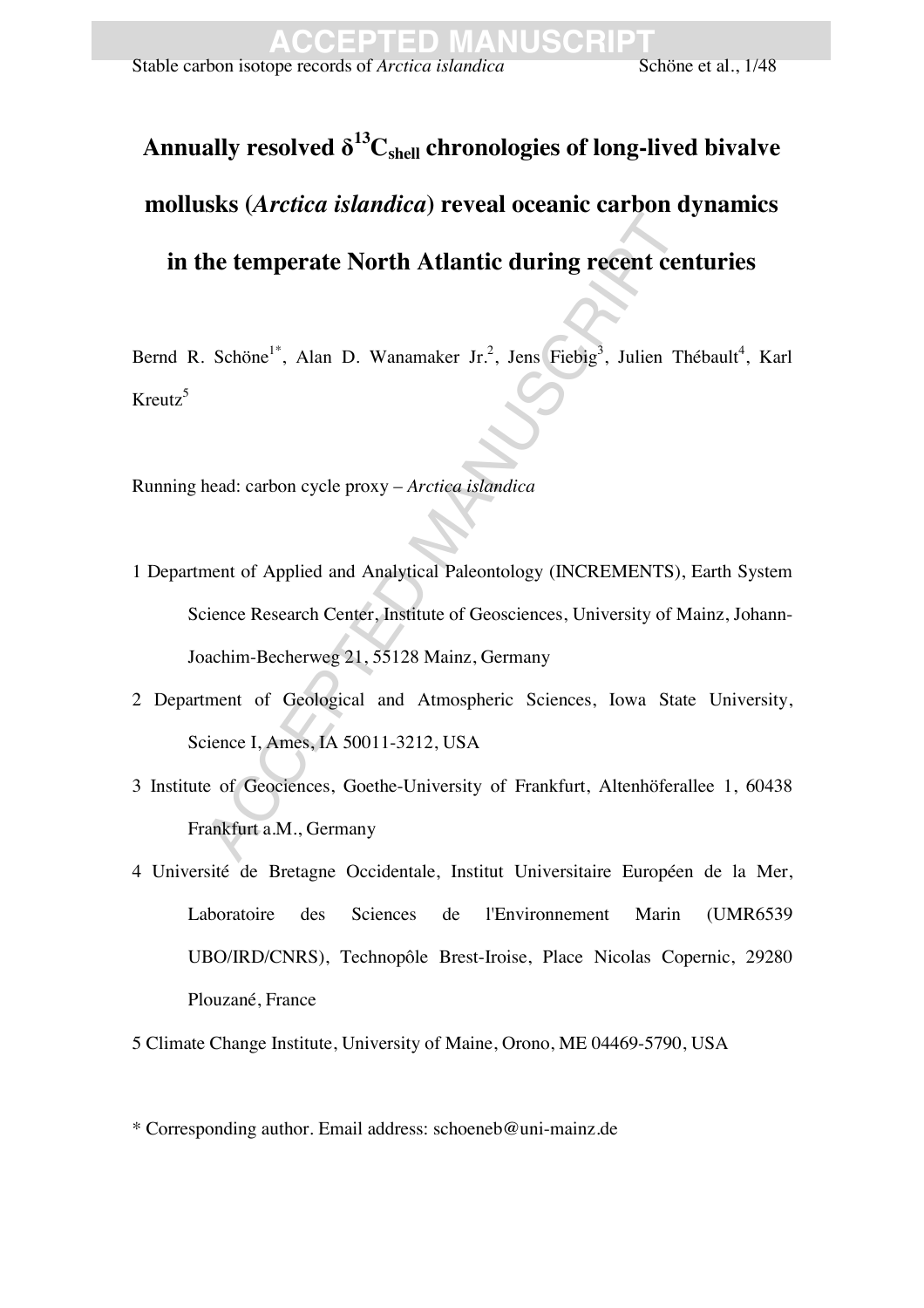# Annually resolved $\delta^{13}C_{shell}$ chronologies of long-lived bivalve mollusks (*Arctica islandica*) reveal oceanic carbon dynamics in the temperate North Atlantic during recent centuries

Bernd R. Schöne[1*], Alan D. Wanamaker Jr.[2], Jens Fiebig[3], Julien Thébault[4], Karl Kreutz[5]

Running head: carbon cycle proxy – *Arctica islandica*

1 Department of Applied and Analytical Paleontology (INCREMENTS), Earth System Science Research Center, Institute of Geosciences, University of Mainz, Johann-Joachim-Becherweg 21, 55128 Mainz, Germany

2 Department of Geological and Atmospheric Sciences, Iowa State University, Science I, Ames, IA 50011-3212, USA

3 Institute of Geosciences, Goethe-University of Frankfurt, Altenhöferallee 1, 60438 Frankfurt a.M., Germany

4 Université de Bretagne Occidentale, Institut Universitaire Européen de la Mer, Laboratoire des Sciences de l'Environnement Marin (UMR6539 UBO/IRD/CNRS), Technopôle Brest-Iroise, Place Nicolas Copernic, 29280 Plouzané, France

5 Climate Change Institute, University of Maine, Orono, ME 04469-5790, USA

\* Corresponding author. Email address: schoeneb@uni-mainz.de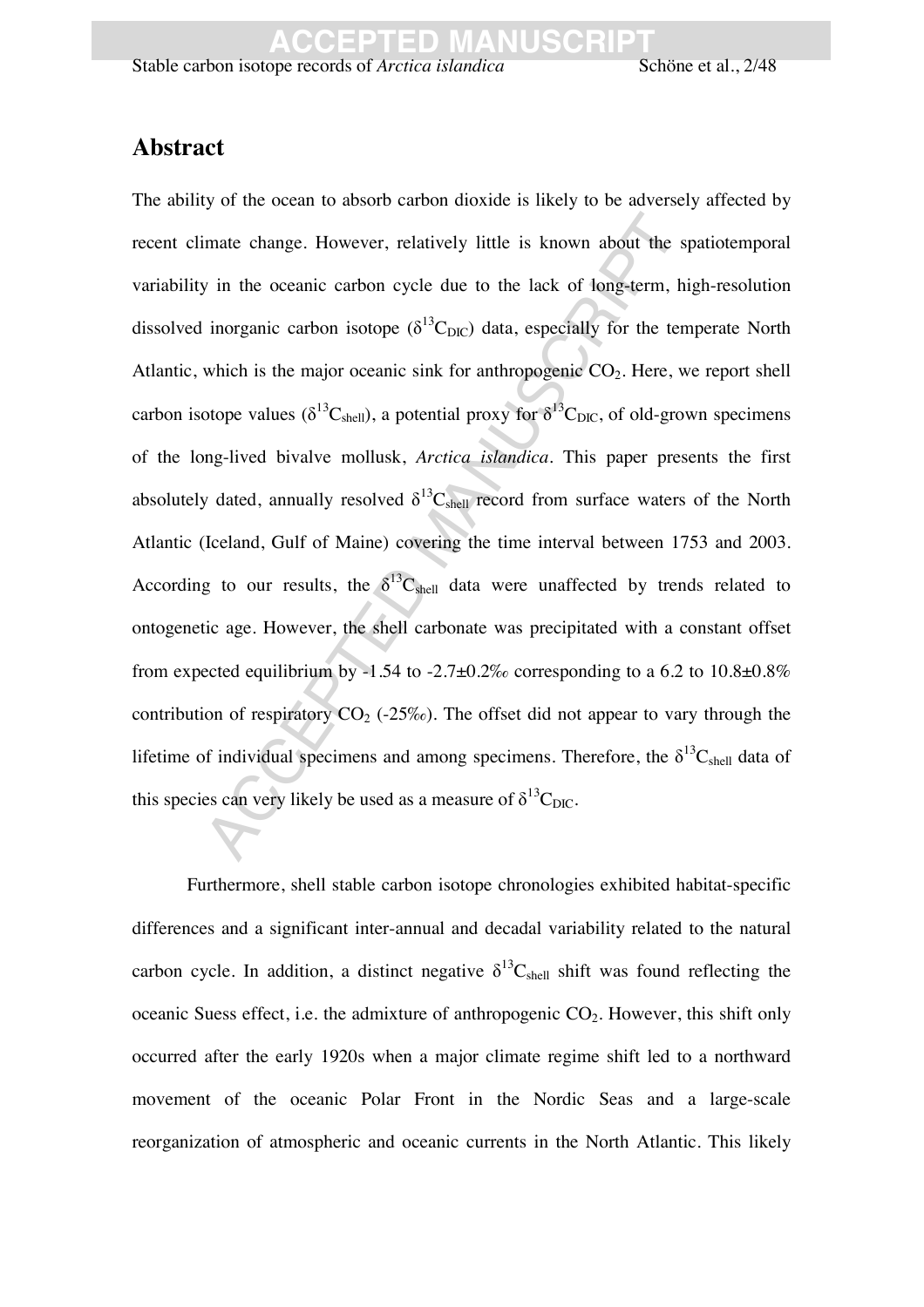## Abstract

The ability of the ocean to absorb carbon dioxide is likely to be adversely affected by recent climate change. However, relatively little is known about the spatiotemporal variability in the oceanic carbon cycle due to the lack of long-term, high-resolution dissolved inorganic carbon isotope ($\delta^{13}C_{DIC}$) data, especially for the temperate North Atlantic, which is the major oceanic sink for anthropogenic $CO_2$. Here, we report shell carbon isotope values ($\delta^{13}C_{shell}$), a potential proxy for $\delta^{13}C_{DIC}$, of old-grown specimens of the long-lived bivalve mollusk, *Arctica islandica*. This paper presents the first absolutely dated, annually resolved $\delta^{13}C_{shell}$ record from surface waters of the North Atlantic (Iceland, Gulf of Maine) covering the time interval between 1753 and 2003. According to our results, the $\delta^{13}C_{shell}$ data were unaffected by trends related to ontogenetic age. However, the shell carbonate was precipitated with a constant offset from expected equilibrium by -1.54 to -2.7±0.2‰ corresponding to a 6.2 to 10.8±0.8% contribution of respiratory $CO_2$ (-25‰). The offset did not appear to vary through the lifetime of individual specimens and among specimens. Therefore, the $\delta^{13}C_{shell}$ data of this species can very likely be used as a measure of $\delta^{13}C_{DIC}$.

Furthermore, shell stable carbon isotope chronologies exhibited habitat-specific differences and a significant inter-annual and decadal variability related to the natural carbon cycle. In addition, a distinct negative $\delta^{13}C_{shell}$ shift was found reflecting the oceanic Suess effect, i.e. the admixture of anthropogenic $CO_2$. However, this shift only occurred after the early 1920s when a major climate regime shift led to a northward movement of the oceanic Polar Front in the Nordic Seas and a large-scale reorganization of atmospheric and oceanic currents in the North Atlantic. This likely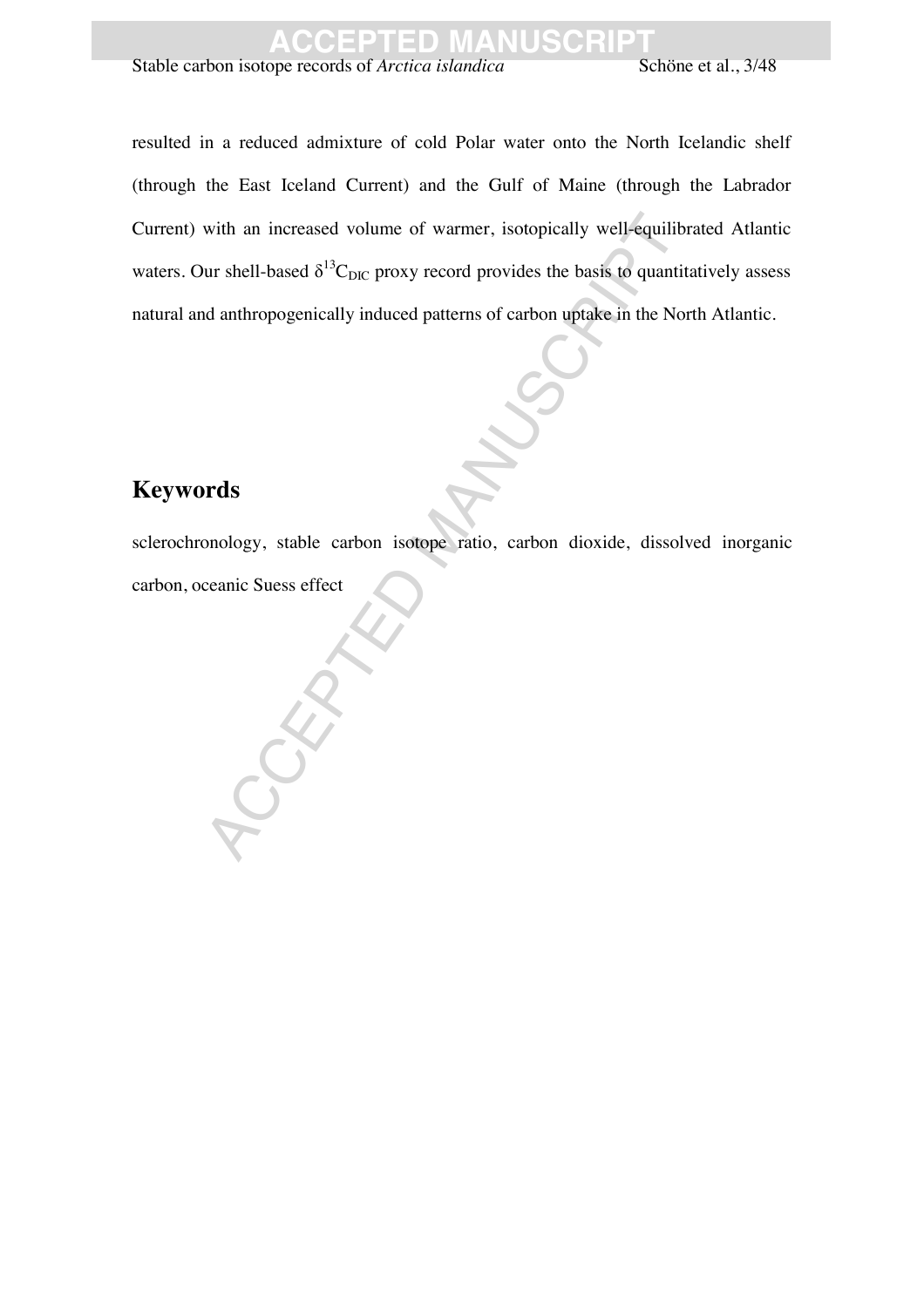resulted in a reduced admixture of cold Polar water onto the North Icelandic shelf (through the East Iceland Current) and the Gulf of Maine (through the Labrador Current) with an increased volume of warmer, isotopically well-equilibrated Atlantic waters. Our shell-based $\delta^{13}C_{DIC}$ proxy record provides the basis to quantitatively assess natural and anthropogenically induced patterns of carbon uptake in the North Atlantic.

## Keywords

sclerochronology, stable carbon isotope ratio, carbon dioxide, dissolved inorganic carbon, oceanic Suess effect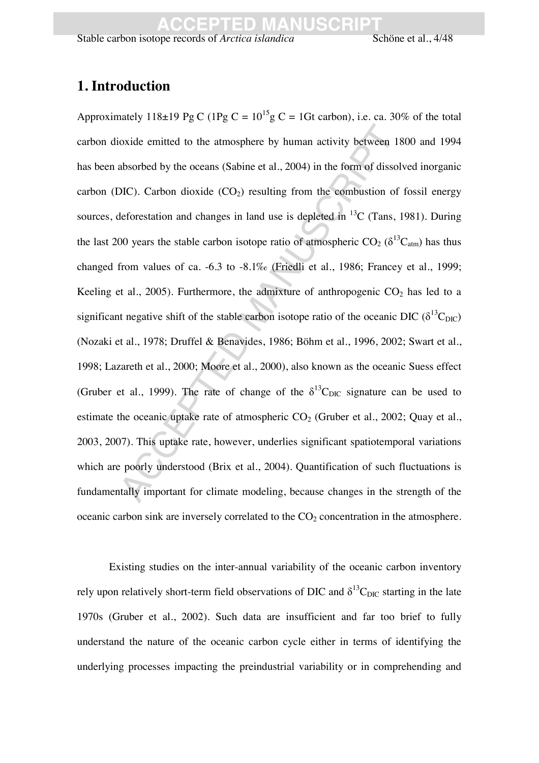# 1. Introduction

Approximately 118±19 Pg C (1Pg C = $10^{15}$g C = 1Gt carbon), i.e. ca. 30% of the total carbon dioxide emitted to the atmosphere by human activity between 1800 and 1994 has been absorbed by the oceans (Sabine et al., 2004) in the form of dissolved inorganic carbon (DIC). Carbon dioxide ($CO_2$) resulting from the combustion of fossil energy sources, deforestation and changes in land use is depleted in $^{13}$C (Tans, 1981). During the last 200 years the stable carbon isotope ratio of atmospheric $CO_2$ ($\delta^{13}C_{atm}$) has thus changed from values of ca. -6.3 to -8.1‰ (Friedli et al., 1986; Francey et al., 1999; Keeling et al., 2005). Furthermore, the admixture of anthropogenic $CO_2$ has led to a significant negative shift of the stable carbon isotope ratio of the oceanic DIC ($\delta^{13}C_{DIC}$) (Nozaki et al., 1978; Druffel & Benavides, 1986; Böhm et al., 1996, 2002; Swart et al., 1998; Lazareth et al., 2000; Moore et al., 2000), also known as the oceanic Suess effect (Gruber et al., 1999). The rate of change of the $\delta^{13}C_{DIC}$ signature can be used to estimate the oceanic uptake rate of atmospheric $CO_2$ (Gruber et al., 2002; Quay et al., 2003, 2007). This uptake rate, however, underlies significant spatiotemporal variations which are poorly understood (Brix et al., 2004). Quantification of such fluctuations is fundamentally important for climate modeling, because changes in the strength of the oceanic carbon sink are inversely correlated to the $CO_2$ concentration in the atmosphere.

Existing studies on the inter-annual variability of the oceanic carbon inventory rely upon relatively short-term field observations of DIC and $\delta^{13}C_{DIC}$ starting in the late 1970s (Gruber et al., 2002). Such data are insufficient and far too brief to fully understand the nature of the oceanic carbon cycle either in terms of identifying the underlying processes impacting the preindustrial variability or in comprehending and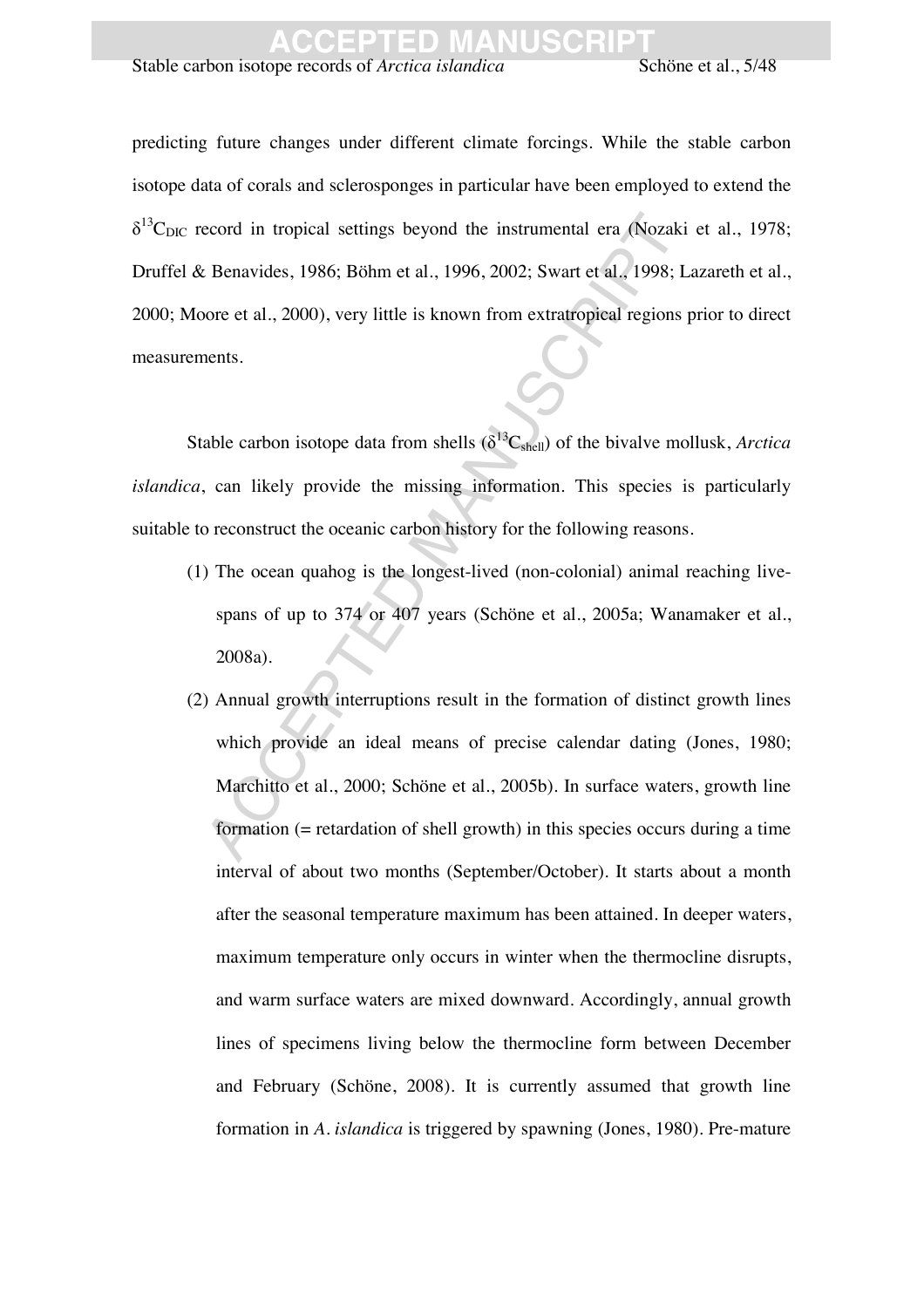predicting future changes under different climate forcings. While the stable carbon isotope data of corals and sclerosponges in particular have been employed to extend the $\delta^{13}C_{DIC}$ record in tropical settings beyond the instrumental era (Nozaki et al., 1978; Druffel & Benavides, 1986; Böhm et al., 1996, 2002; Swart et al., 1998; Lazareth et al., 2000; Moore et al., 2000), very little is known from extratropical regions prior to direct measurements.

Stable carbon isotope data from shells ($\delta^{13}C_{shell}$) of the bivalve mollusk, *Arctica islandica*, can likely provide the missing information. This species is particularly suitable to reconstruct the oceanic carbon history for the following reasons.

(1) The ocean quahog is the longest-lived (non-colonial) animal reaching live-spans of up to 374 or 407 years (Schöne et al., 2005a; Wanamaker et al., 2008a).

(2) Annual growth interruptions result in the formation of distinct growth lines which provide an ideal means of precise calendar dating (Jones, 1980; Marchitto et al., 2000; Schöne et al., 2005b). In surface waters, growth line formation (= retardation of shell growth) in this species occurs during a time interval of about two months (September/October). It starts about a month after the seasonal temperature maximum has been attained. In deeper waters, maximum temperature only occurs in winter when the thermocline disrupts, and warm surface waters are mixed downward. Accordingly, annual growth lines of specimens living below the thermocline form between December and February (Schöne, 2008). It is currently assumed that growth line formation in *A. islandica* is triggered by spawning (Jones, 1980). Pre-mature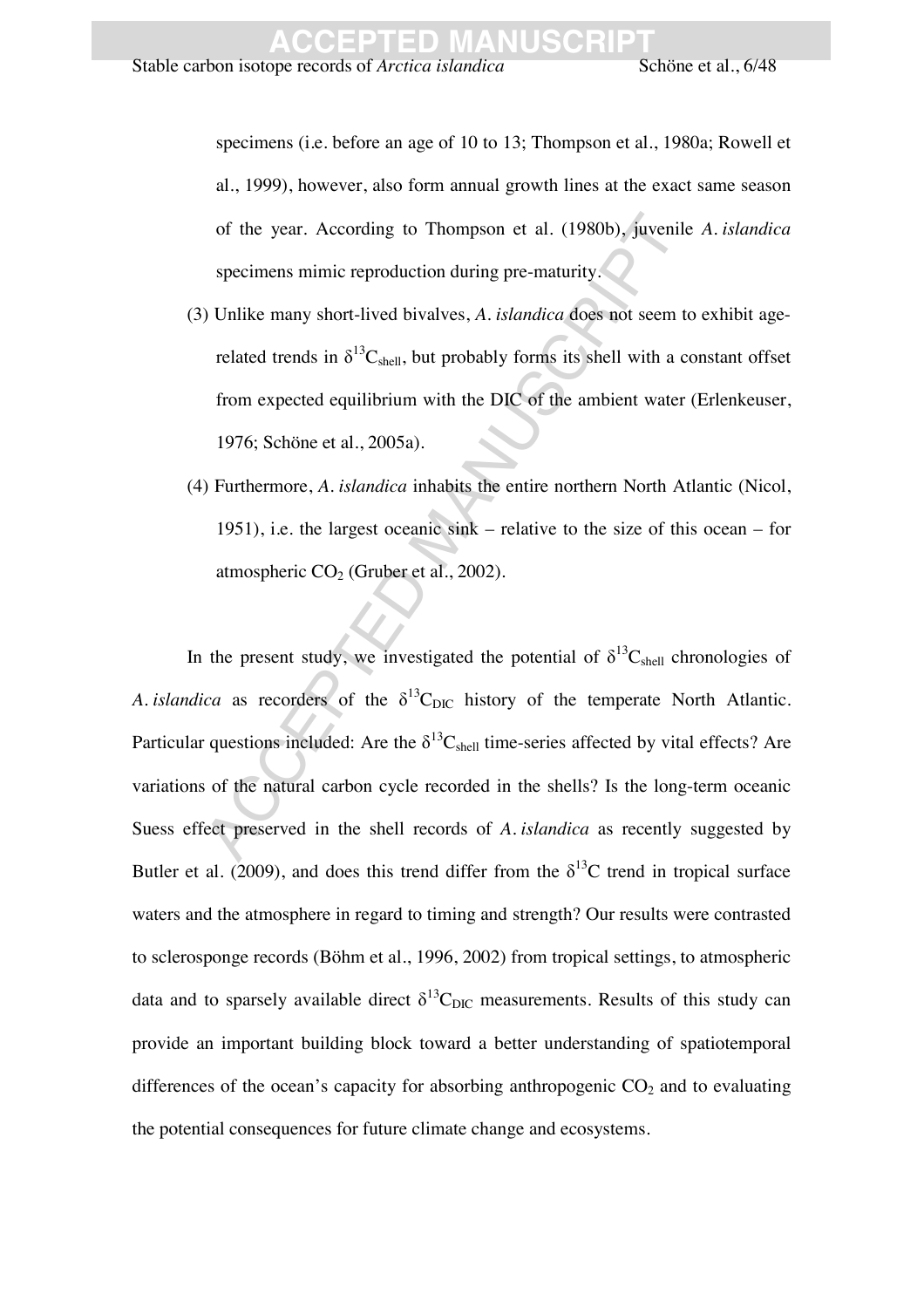specimens (i.e. before an age of 10 to 13; Thompson et al., 1980a; Rowell et al., 1999), however, also form annual growth lines at the exact same season of the year. According to Thompson et al. (1980b), juvenile *A. islandica* specimens mimic reproduction during pre-maturity.

(3) Unlike many short-lived bivalves, *A. islandica* does not seem to exhibit age-related trends in $\delta^{13}C_{shell}$, but probably forms its shell with a constant offset from expected equilibrium with the DIC of the ambient water (Erlenkeuser, 1976; Schöne et al., 2005a).

(4) Furthermore, *A. islandica* inhabits the entire northern North Atlantic (Nicol, 1951), i.e. the largest oceanic sink – relative to the size of this ocean – for atmospheric $CO_2$ (Gruber et al., 2002).

In the present study, we investigated the potential of $\delta^{13}C_{shell}$ chronologies of *A. islandica* as recorders of the $\delta^{13}C_{DIC}$ history of the temperate North Atlantic. Particular questions included: Are the $\delta^{13}C_{shell}$ time-series affected by vital effects? Are variations of the natural carbon cycle recorded in the shells? Is the long-term oceanic Suess effect preserved in the shell records of *A. islandica* as recently suggested by Butler et al. (2009), and does this trend differ from the $\delta^{13}C$ trend in tropical surface waters and the atmosphere in regard to timing and strength? Our results were contrasted to sclerosponge records (Böhm et al., 1996, 2002) from tropical settings, to atmospheric data and to sparsely available direct $\delta^{13}C_{DIC}$ measurements. Results of this study can provide an important building block toward a better understanding of spatiotemporal differences of the ocean's capacity for absorbing anthropogenic $CO_2$ and to evaluating the potential consequences for future climate change and ecosystems.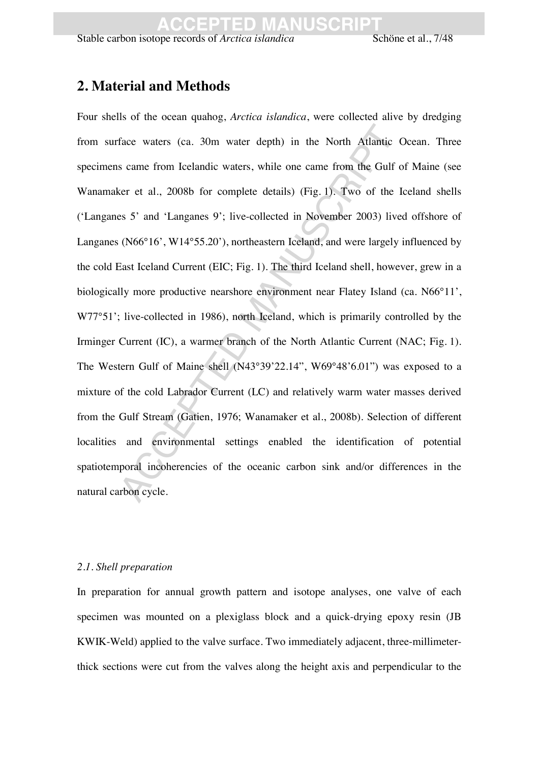## 2. Material and Methods

Four shells of the ocean quahog, *Arctica islandica*, were collected alive by dredging from surface waters (ca. 30m water depth) in the North Atlantic Ocean. Three specimens came from Icelandic waters, while one came from the Gulf of Maine (see Wanamaker et al., 2008b for complete details) (Fig. 1). Two of the Iceland shells ('Langanes 5' and 'Langanes 9'; live-collected in November 2003) lived offshore of Langanes (N66°16', W14°55.20'), northeastern Iceland, and were largely influenced by the cold East Iceland Current (EIC; Fig. 1). The third Iceland shell, however, grew in a biologically more productive nearshore environment near Flatey Island (ca. N66°11', W77°51'; live-collected in 1986), north Iceland, which is primarily controlled by the Irminger Current (IC), a warmer branch of the North Atlantic Current (NAC; Fig. 1). The Western Gulf of Maine shell (N43°39'22.14", W69°48'6.01") was exposed to a mixture of the cold Labrador Current (LC) and relatively warm water masses derived from the Gulf Stream (Gatien, 1976; Wanamaker et al., 2008b). Selection of different localities and environmental settings enabled the identification of potential spatiotemporal incoherencies of the oceanic carbon sink and/or differences in the natural carbon cycle.

### *2.1. Shell preparation*

In preparation for annual growth pattern and isotope analyses, one valve of each specimen was mounted on a plexiglass block and a quick-drying epoxy resin (JB KWIK-Weld) applied to the valve surface. Two immediately adjacent, three-millimeter-thick sections were cut from the valves along the height axis and perpendicular to the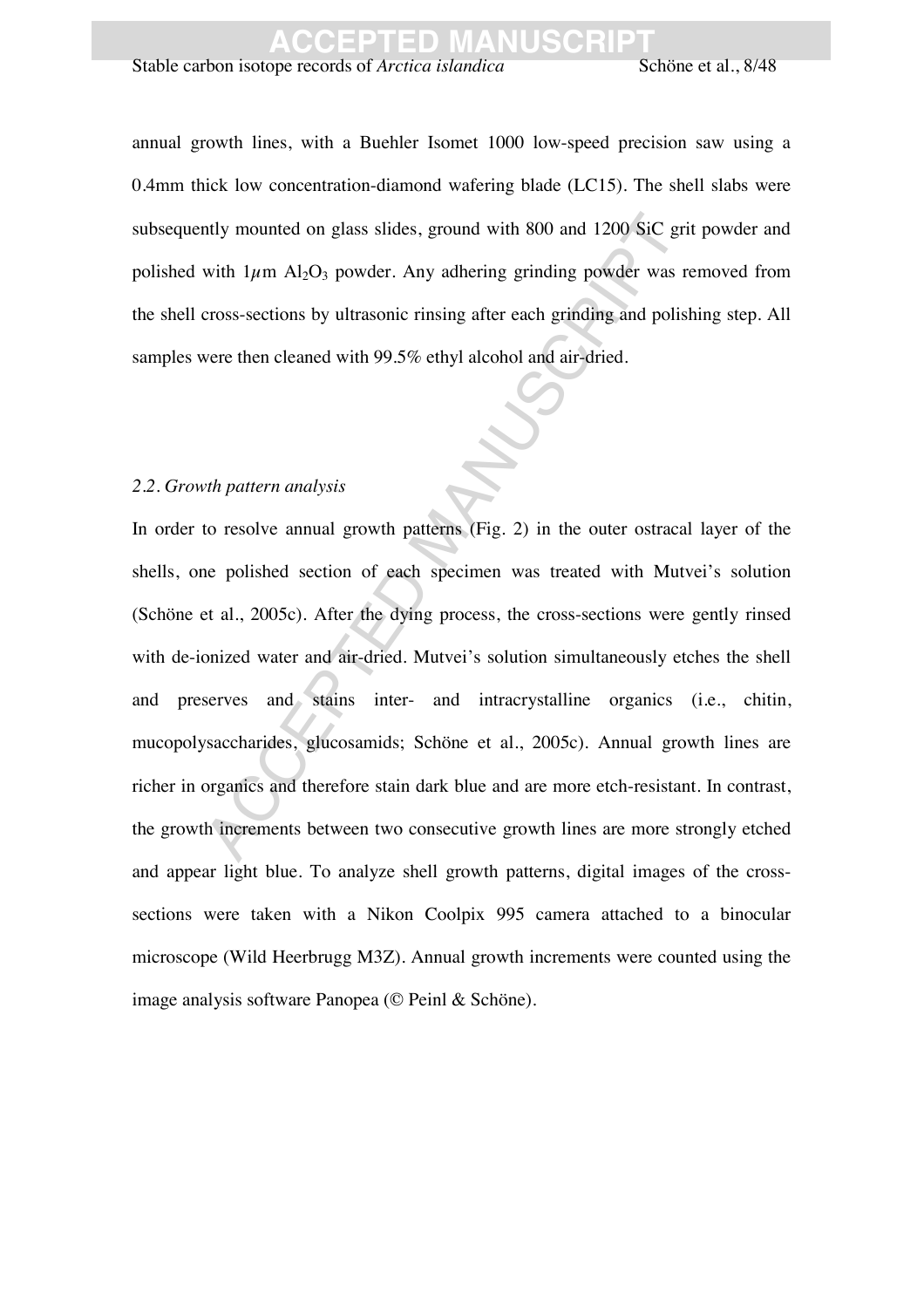annual growth lines, with a Buehler Isomet 1000 low-speed precision saw using a 0.4mm thick low concentration-diamond wafering blade (LC15). The shell slabs were subsequently mounted on glass slides, ground with 800 and 1200 SiC grit powder and polished with 1$\mu$m $Al_2O_3$ powder. Any adhering grinding powder was removed from the shell cross-sections by ultrasonic rinsing after each grinding and polishing step. All samples were then cleaned with 99.5% ethyl alcohol and air-dried.

### *2.2. Growth pattern analysis*

In order to resolve annual growth patterns (Fig. 2) in the outer ostracal layer of the shells, one polished section of each specimen was treated with Mutvei's solution (Schöne et al., 2005c). After the dying process, the cross-sections were gently rinsed with de-ionized water and air-dried. Mutvei's solution simultaneously etches the shell and preserves and stains inter- and intracrystalline organics (i.e., chitin, mucopolysaccharides, glucosamids; Schöne et al., 2005c). Annual growth lines are richer in organics and therefore stain dark blue and are more etch-resistant. In contrast, the growth increments between two consecutive growth lines are more strongly etched and appear light blue. To analyze shell growth patterns, digital images of the cross-sections were taken with a Nikon Coolpix 995 camera attached to a binocular microscope (Wild Heerbrugg M3Z). Annual growth increments were counted using the image analysis software Panopea (© Peinl & Schöne).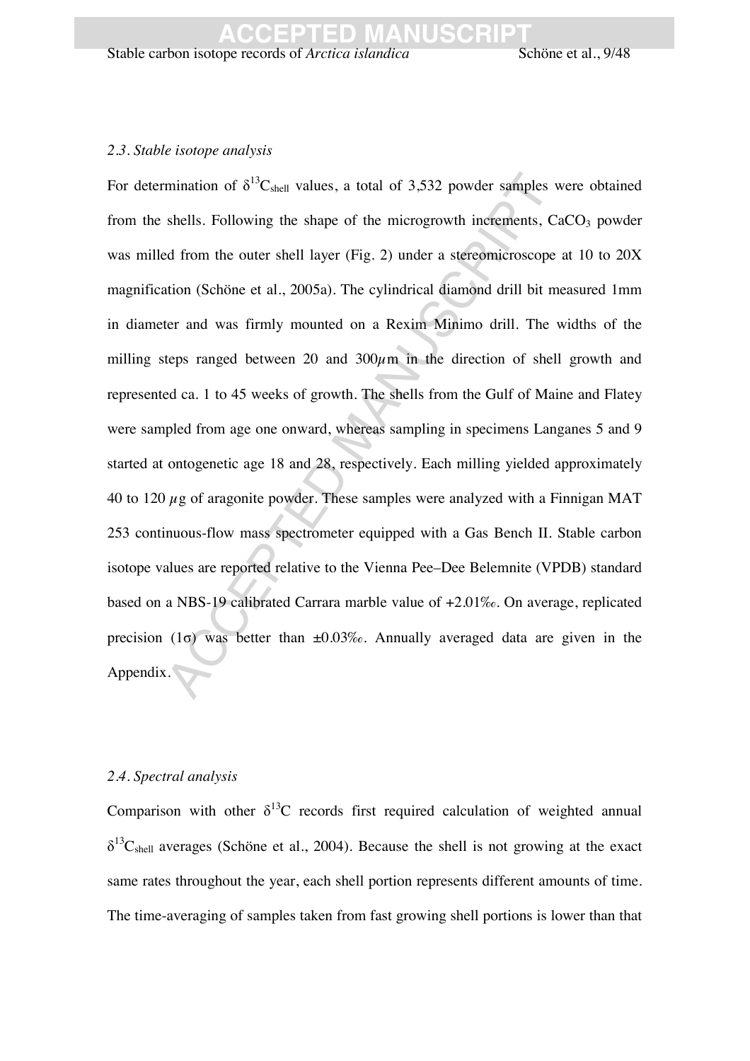### *2.3. Stable isotope analysis*

For determination of $\delta^{13}C_{shell}$ values, a total of 3,532 powder samples were obtained from the shells. Following the shape of the microgrowth increments, $CaCO_3$ powder was milled from the outer shell layer (Fig. 2) under a stereomicroscope at 10 to 20X magnification (Schöne et al., 2005a). The cylindrical diamond drill bit measured 1mm in diameter and was firmly mounted on a Rexim Minimo drill. The widths of the milling steps ranged between 20 and 300$\mu$m in the direction of shell growth and represented ca. 1 to 45 weeks of growth. The shells from the Gulf of Maine and Flatey were sampled from age one onward, whereas sampling in specimens Langanes 5 and 9 started at ontogenetic age 18 and 28, respectively. Each milling yielded approximately 40 to 120 $\mu$g of aragonite powder. These samples were analyzed with a Finnigan MAT 253 continuous-flow mass spectrometer equipped with a Gas Bench II. Stable carbon isotope values are reported relative to the Vienna Pee–Dee Belemnite (VPDB) standard based on a NBS-19 calibrated Carrara marble value of +2.01‰. On average, replicated precision (1σ) was better than ±0.03‰. Annually averaged data are given in the Appendix.

### *2.4. Spectral analysis*

Comparison with other $\delta^{13}C$ records first required calculation of weighted annual $\delta^{13}C_{shell}$ averages (Schöne et al., 2004). Because the shell is not growing at the exact same rates throughout the year, each shell portion represents different amounts of time. The time-averaging of samples taken from fast growing shell portions is lower than that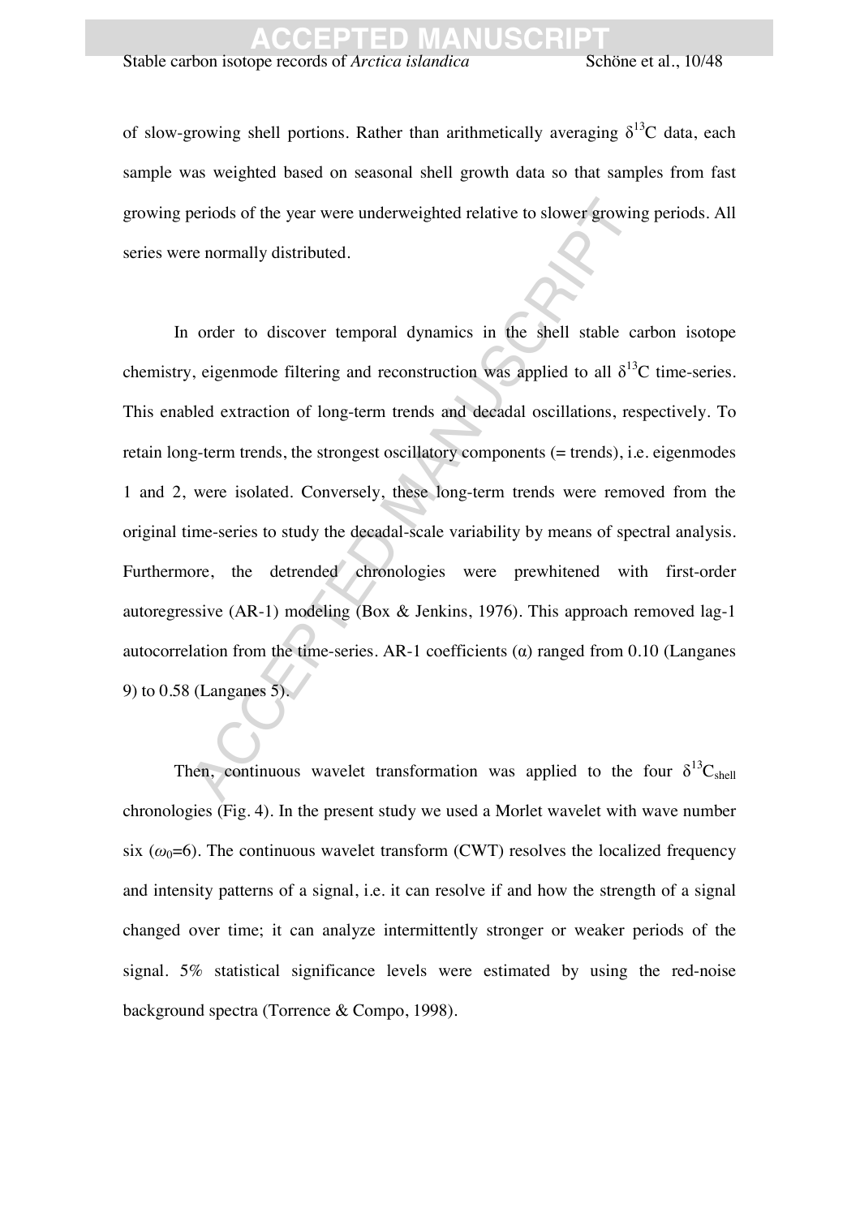of slow-growing shell portions. Rather than arithmetically averaging $\delta^{13}C$ data, each sample was weighted based on seasonal shell growth data so that samples from fast growing periods of the year were underweighted relative to slower growing periods. All series were normally distributed.

In order to discover temporal dynamics in the shell stable carbon isotope chemistry, eigenmode filtering and reconstruction was applied to all $\delta^{13}C$ time-series. This enabled extraction of long-term trends and decadal oscillations, respectively. To retain long-term trends, the strongest oscillatory components (= trends), i.e. eigenmodes 1 and 2, were isolated. Conversely, these long-term trends were removed from the original time-series to study the decadal-scale variability by means of spectral analysis. Furthermore, the detrended chronologies were prewhitened with first-order autoregressive (AR-1) modeling (Box & Jenkins, 1976). This approach removed lag-1 autocorrelation from the time-series. AR-1 coefficients ($\alpha$) ranged from 0.10 (Langanes 9) to 0.58 (Langanes 5).

Then, continuous wavelet transformation was applied to the four $\delta^{13}C_{shell}$ chronologies (Fig. 4). In the present study we used a Morlet wavelet with wave number six ($\omega_0$=6). The continuous wavelet transform (CWT) resolves the localized frequency and intensity patterns of a signal, i.e. it can resolve if and how the strength of a signal changed over time; it can analyze intermittently stronger or weaker periods of the signal. 5% statistical significance levels were estimated by using the red-noise background spectra (Torrence & Compo, 1998).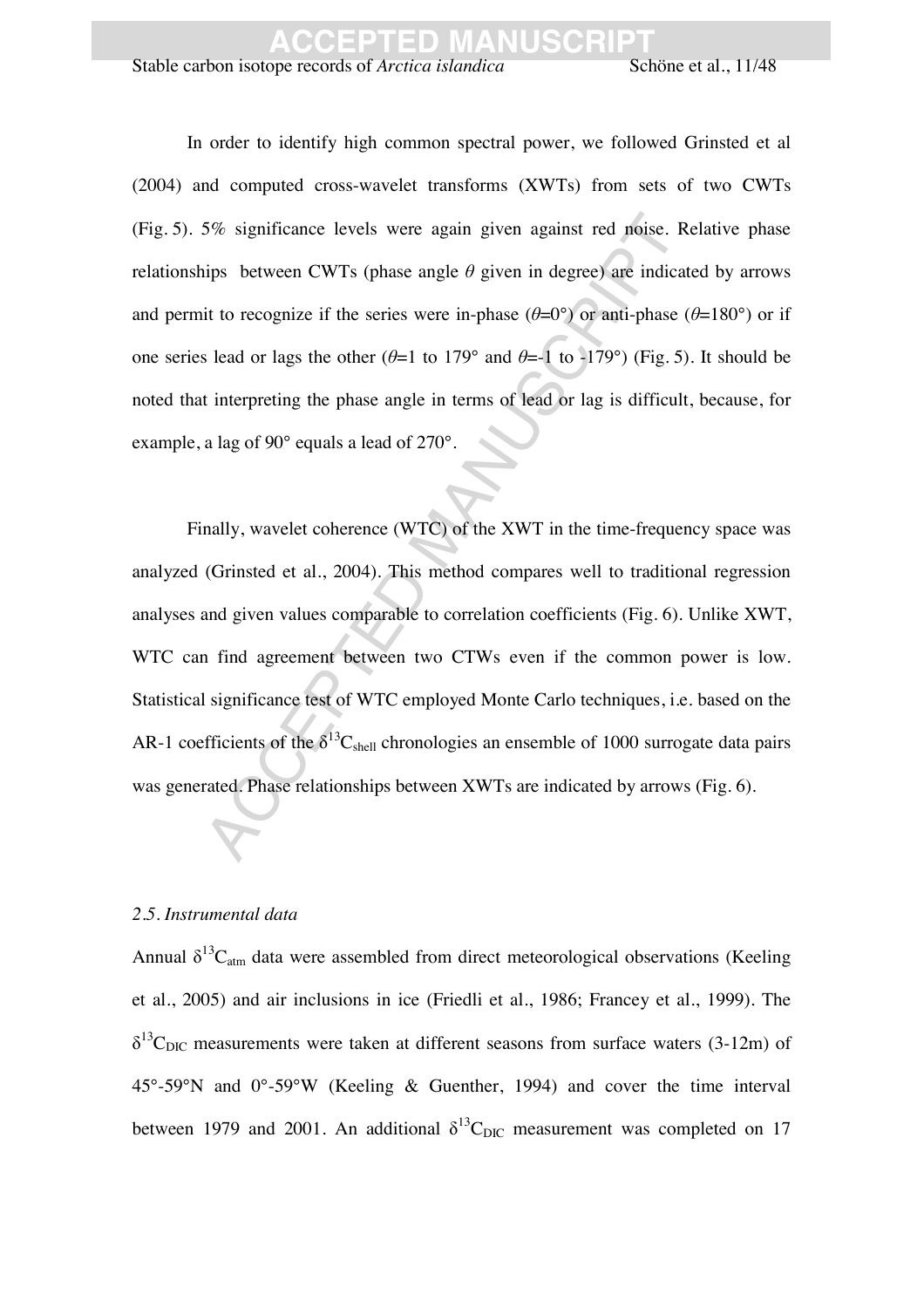In order to identify high common spectral power, we followed Grinsted et al (2004) and computed cross-wavelet transforms (XWTs) from sets of two CWTs (Fig. 5). 5% significance levels were again given against red noise. Relative phase relationships between CWTs (phase angle $\theta$ given in degree) are indicated by arrows and permit to recognize if the series were in-phase ($\theta$=0°) or anti-phase ($\theta$=180°) or if one series lead or lags the other ($\theta$=1 to 179° and $\theta$=-1 to -179°) (Fig. 5). It should be noted that interpreting the phase angle in terms of lead or lag is difficult, because, for example, a lag of 90° equals a lead of 270°.

Finally, wavelet coherence (WTC) of the XWT in the time-frequency space was analyzed (Grinsted et al., 2004). This method compares well to traditional regression analyses and given values comparable to correlation coefficients (Fig. 6). Unlike XWT, WTC can find agreement between two CTWs even if the common power is low. Statistical significance test of WTC employed Monte Carlo techniques, i.e. based on the AR-1 coefficients of the $\delta^{13}C_{shell}$ chronologies an ensemble of 1000 surrogate data pairs was generated. Phase relationships between XWTs are indicated by arrows (Fig. 6).

### *2.5. Instrumental data*

Annual $\delta^{13}C_{atm}$ data were assembled from direct meteorological observations (Keeling et al., 2005) and air inclusions in ice (Friedli et al., 1986; Francey et al., 1999). The $\delta^{13}C_{DIC}$ measurements were taken at different seasons from surface waters (3-12m) of 45°-59°N and 0°-59°W (Keeling & Guenther, 1994) and cover the time interval between 1979 and 2001. An additional $\delta^{13}C_{DIC}$ measurement was completed on 17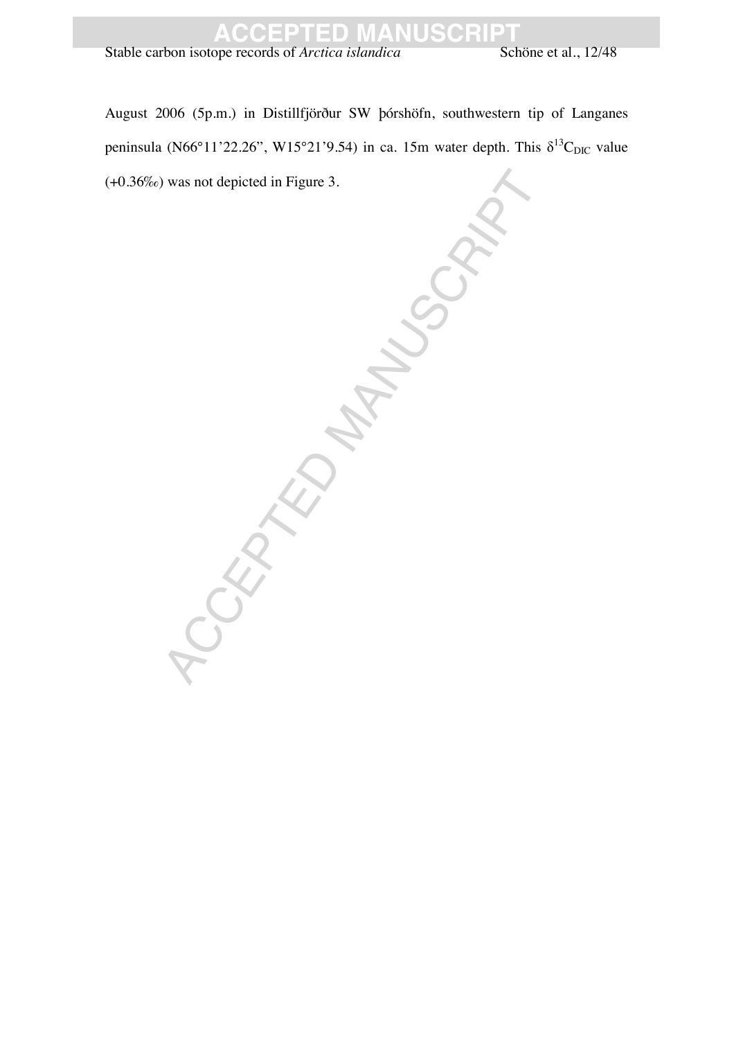August 2006 (5p.m.) in Distillfjörður SW þórshöfn, southwestern tip of Langanes peninsula (N66°11'22.26", W15°21'9.54) in ca. 15m water depth. This $\delta^{13}C_{DIC}$ value (+0.36‰) was not depicted in Figure 3.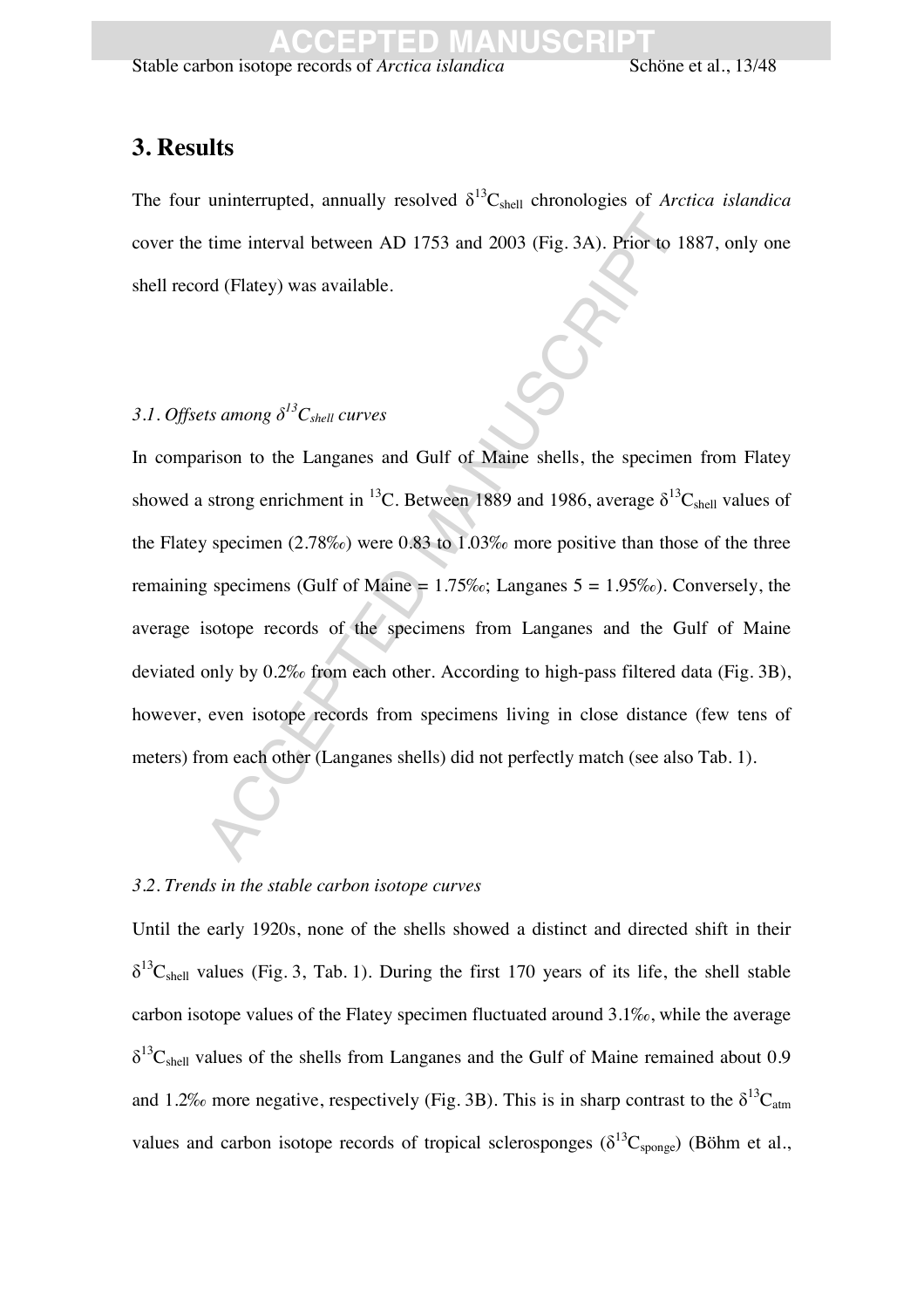## 3. Results

The four uninterrupted, annually resolved $\delta^{13}C_{shell}$ chronologies of *Arctica islandica* cover the time interval between AD 1753 and 2003 (Fig. 3A). Prior to 1887, only one shell record (Flatey) was available.

### *3.1. Offsets among $\delta^{13}C_{shell}$ curves*

In comparison to the Langanes and Gulf of Maine shells, the specimen from Flatey showed a strong enrichment in $^{13}C$. Between 1889 and 1986, average $\delta^{13}C_{shell}$ values of the Flatey specimen (2.78‰) were 0.83 to 1.03‰ more positive than those of the three remaining specimens (Gulf of Maine = 1.75‰; Langanes 5 = 1.95‰). Conversely, the average isotope records of the specimens from Langanes and the Gulf of Maine deviated only by 0.2‰ from each other. According to high-pass filtered data (Fig. 3B), however, even isotope records from specimens living in close distance (few tens of meters) from each other (Langanes shells) did not perfectly match (see also Tab. 1).

### *3.2. Trends in the stable carbon isotope curves*

Until the early 1920s, none of the shells showed a distinct and directed shift in their $\delta^{13}C_{shell}$ values (Fig. 3, Tab. 1). During the first 170 years of its life, the shell stable carbon isotope values of the Flatey specimen fluctuated around 3.1‰, while the average $\delta^{13}C_{shell}$ values of the shells from Langanes and the Gulf of Maine remained about 0.9 and 1.2‰ more negative, respectively (Fig. 3B). This is in sharp contrast to the $\delta^{13}C_{atm}$ values and carbon isotope records of tropical sclerosponges ($\delta^{13}C_{sponge}$) (Böhm et al.,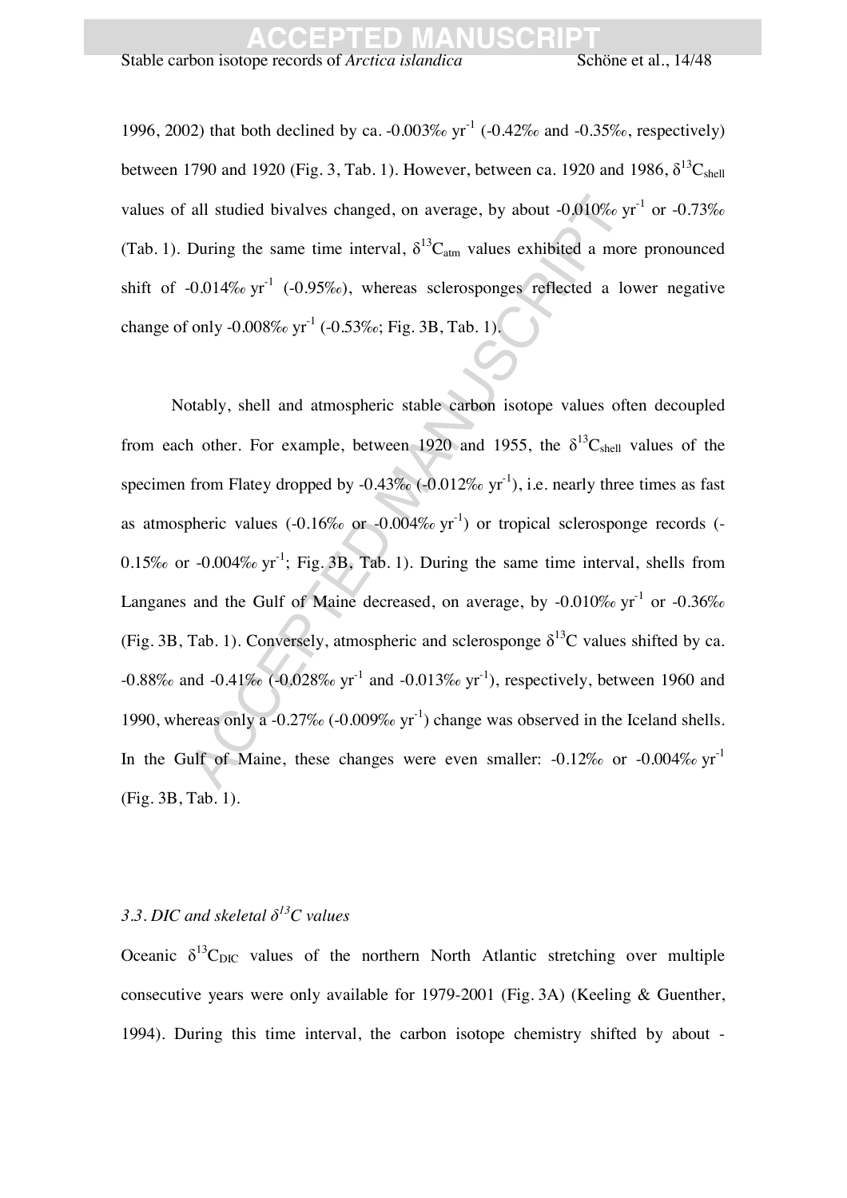1996, 2002) that both declined by ca. -0.003‰ $yr^{-1}$ (-0.42‰ and -0.35‰, respectively) between 1790 and 1920 (Fig. 3, Tab. 1). However, between ca. 1920 and 1986, $\delta^{13}C_{shell}$ values of all studied bivalves changed, on average, by about -0.010‰ $yr^{-1}$ or -0.73‰ (Tab. 1). During the same time interval, $\delta^{13}C_{atm}$ values exhibited a more pronounced shift of -0.014‰ $yr^{-1}$ (-0.95‰), whereas sclerosponges reflected a lower negative change of only -0.008‰ $yr^{-1}$ (-0.53‰; Fig. 3B, Tab. 1).

Notably, shell and atmospheric stable carbon isotope values often decoupled from each other. For example, between 1920 and 1955, the $\delta^{13}C_{shell}$ values of the specimen from Flatey dropped by -0.43‰ (-0.012‰ $yr^{-1}$), i.e. nearly three times as fast as atmospheric values (-0.16‰ or -0.004‰ $yr^{-1}$) or tropical sclerosponge records (-0.15‰ or -0.004‰ $yr^{-1}$; Fig. 3B, Tab. 1). During the same time interval, shells from Langanes and the Gulf of Maine decreased, on average, by -0.010‰ $yr^{-1}$ or -0.36‰ (Fig. 3B, Tab. 1). Conversely, atmospheric and sclerosponge $\delta^{13}C$ values shifted by ca. -0.88‰ and -0.41‰ (-0.028‰ $yr^{-1}$ and -0.013‰ $yr^{-1}$), respectively, between 1960 and 1990, whereas only a -0.27‰ (-0.009‰ $yr^{-1}$) change was observed in the Iceland shells. In the Gulf of Maine, these changes were even smaller: -0.12‰ or -0.004‰ $yr^{-1}$ (Fig. 3B, Tab. 1).

### *3.3. DIC and skeletal $\delta^{13}C$ values*

Oceanic $\delta^{13}C_{DIC}$ values of the northern North Atlantic stretching over multiple consecutive years were only available for 1979-2001 (Fig. 3A) (Keeling & Guenther, 1994). During this time interval, the carbon isotope chemistry shifted by about -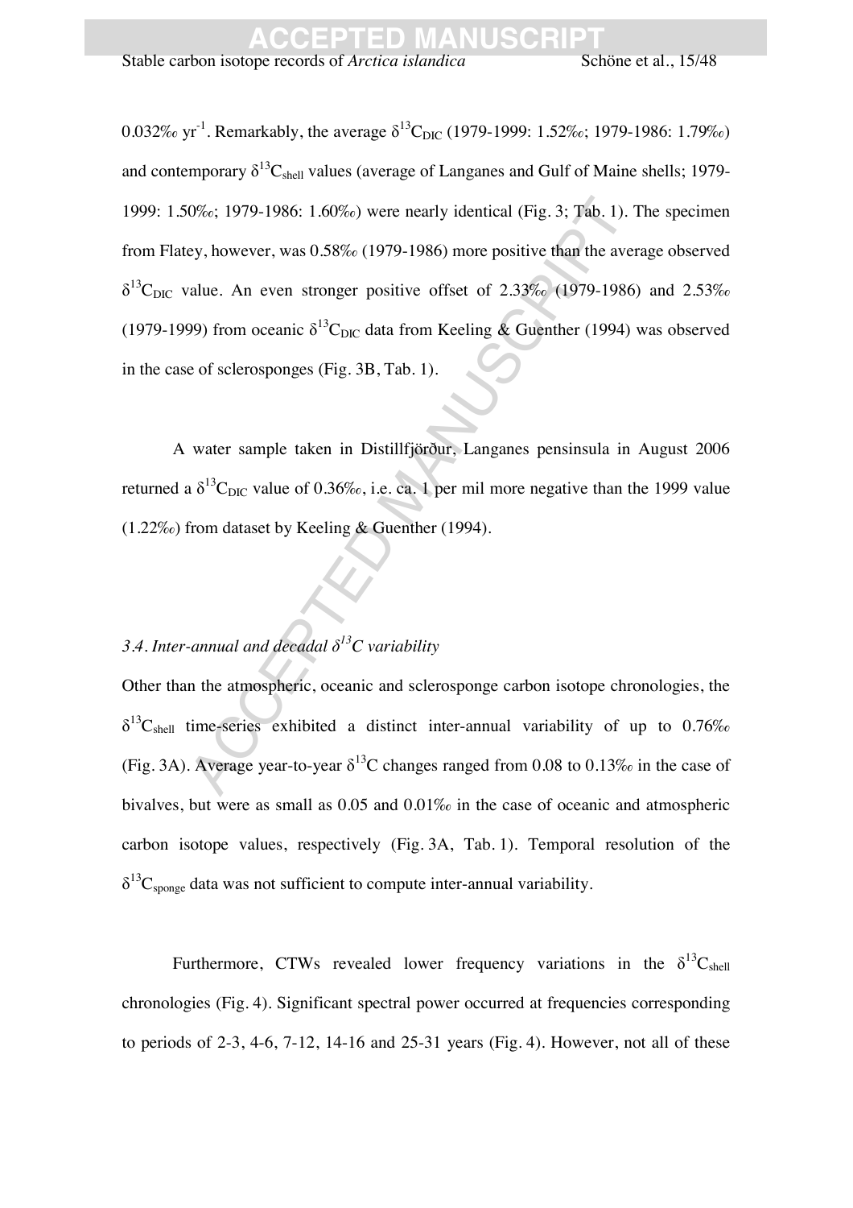0.032‰ $yr^{-1}$. Remarkably, the average $\delta^{13}C_{DIC}$ (1979-1999: 1.52‰; 1979-1986: 1.79‰) and contemporary $\delta^{13}C_{shell}$ values (average of Langanes and Gulf of Maine shells; 1979-1999: 1.50‰; 1979-1986: 1.60‰) were nearly identical (Fig. 3; Tab. 1). The specimen from Flatey, however, was 0.58‰ (1979-1986) more positive than the average observed $\delta^{13}C_{DIC}$ value. An even stronger positive offset of 2.33‰ (1979-1986) and 2.53‰ (1979-1999) from oceanic $\delta^{13}C_{DIC}$ data from Keeling & Guenther (1994) was observed in the case of sclerosponges (Fig. 3B, Tab. 1).

A water sample taken in Distillfjörður, Langanes pensinsula in August 2006 returned a $\delta^{13}C_{DIC}$ value of 0.36‰, i.e. ca. 1 per mil more negative than the 1999 value (1.22‰) from dataset by Keeling & Guenther (1994).

### *3.4. Inter-annual and decadal $\delta^{13}C$ variability*

Other than the atmospheric, oceanic and sclerosponge carbon isotope chronologies, the $\delta^{13}C_{shell}$ time-series exhibited a distinct inter-annual variability of up to 0.76‰ (Fig. 3A). Average year-to-year $\delta^{13}C$ changes ranged from 0.08 to 0.13‰ in the case of bivalves, but were as small as 0.05 and 0.01‰ in the case of oceanic and atmospheric carbon isotope values, respectively (Fig. 3A, Tab. 1). Temporal resolution of the $\delta^{13}C_{sponge}$ data was not sufficient to compute inter-annual variability.

Furthermore, CTWs revealed lower frequency variations in the $\delta^{13}C_{shell}$ chronologies (Fig. 4). Significant spectral power occurred at frequencies corresponding to periods of 2-3, 4-6, 7-12, 14-16 and 25-31 years (Fig. 4). However, not all of these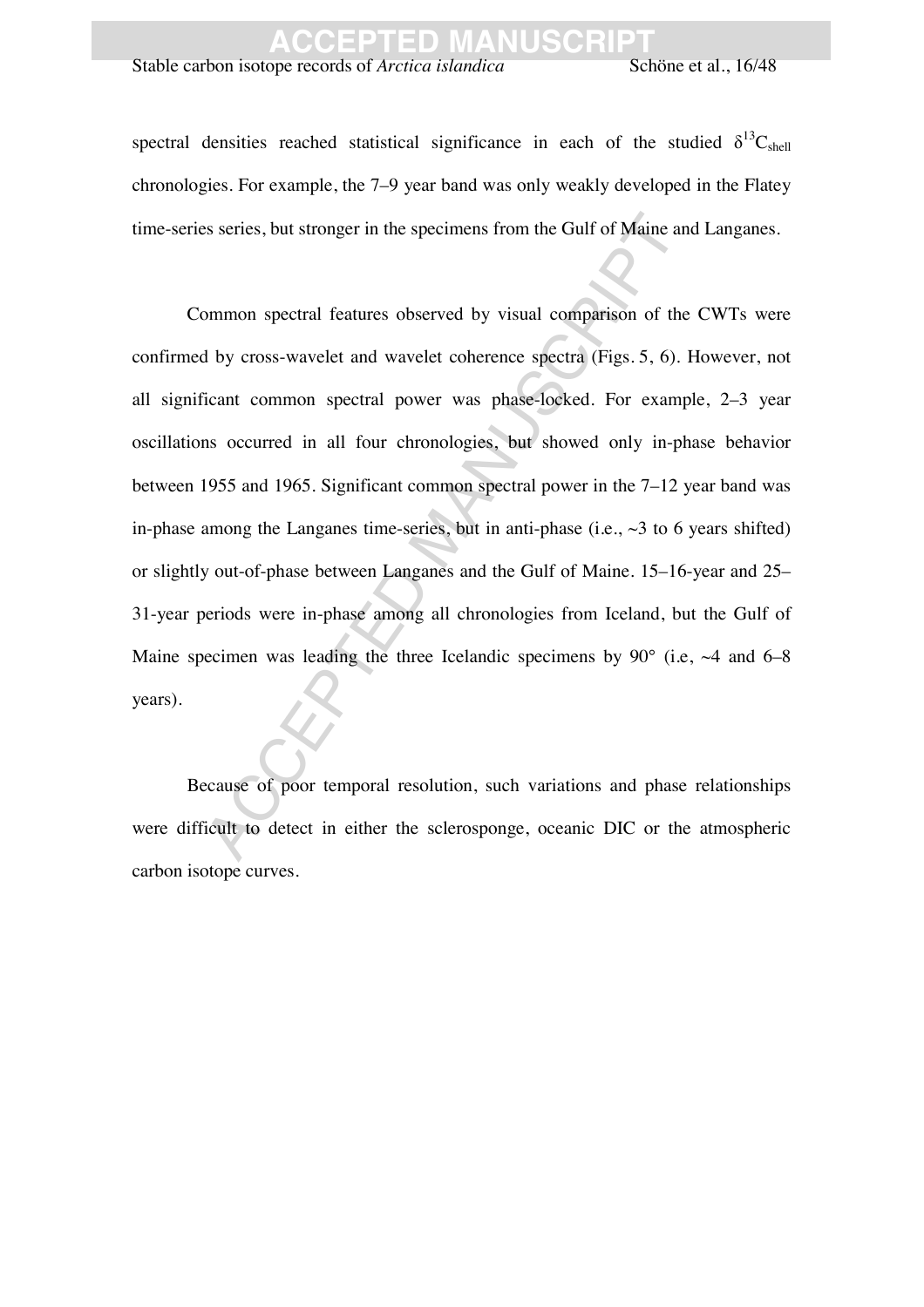spectral densities reached statistical significance in each of the studied $\delta^{13}C_{shell}$ chronologies. For example, the 7–9 year band was only weakly developed in the Flatey time-series series, but stronger in the specimens from the Gulf of Maine and Langanes.

Common spectral features observed by visual comparison of the CWTs were confirmed by cross-wavelet and wavelet coherence spectra (Figs. 5, 6). However, not all significant common spectral power was phase-locked. For example, 2–3 year oscillations occurred in all four chronologies, but showed only in-phase behavior between 1955 and 1965. Significant common spectral power in the 7–12 year band was in-phase among the Langanes time-series, but in anti-phase (i.e., ~3 to 6 years shifted) or slightly out-of-phase between Langanes and the Gulf of Maine. 15–16-year and 25–31-year periods were in-phase among all chronologies from Iceland, but the Gulf of Maine specimen was leading the three Icelandic specimens by 90° (i.e, ~4 and 6–8 years).

Because of poor temporal resolution, such variations and phase relationships were difficult to detect in either the sclerosponge, oceanic DIC or the atmospheric carbon isotope curves.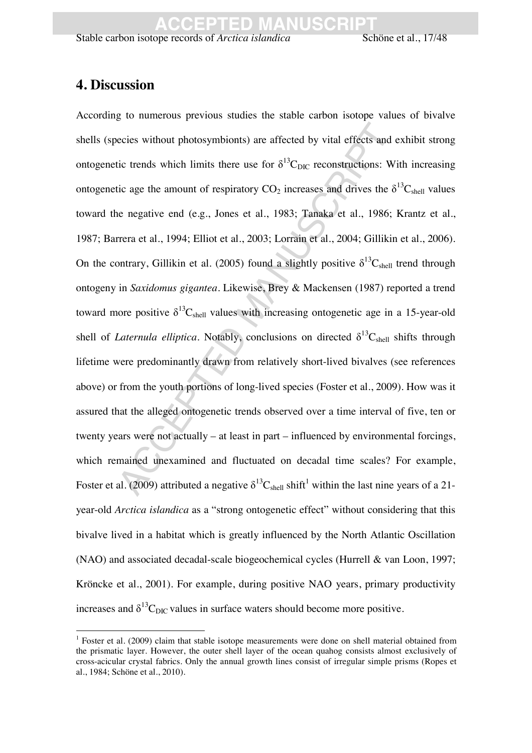## 4. Discussion

According to numerous previous studies the stable carbon isotope values of bivalve shells (species without photosymbionts) are affected by vital effects and exhibit strong ontogenetic trends which limits there use for $\delta^{13}C_{DIC}$ reconstructions: With increasing ontogenetic age the amount of respiratory $CO_2$ increases and drives the $\delta^{13}C_{shell}$ values toward the negative end (e.g., Jones et al., 1983; Tanaka et al., 1986; Krantz et al., 1987; Barrera et al., 1994; Elliot et al., 2003; Lorrain et al., 2004; Gillikin et al., 2006). On the contrary, Gillikin et al. (2005) found a slightly positive $\delta^{13}C_{shell}$ trend through ontogeny in *Saxidomus gigantea*. Likewise, Brey & Mackensen (1987) reported a trend toward more positive $\delta^{13}C_{shell}$ values with increasing ontogenetic age in a 15-year-old shell of *Laternula elliptica*. Notably, conclusions on directed $\delta^{13}C_{shell}$ shifts through lifetime were predominantly drawn from relatively short-lived bivalves (see references above) or from the youth portions of long-lived species (Foster et al., 2009). How was it assured that the alleged ontogenetic trends observed over a time interval of five, ten or twenty years were not actually – at least in part – influenced by environmental forcings, which remained unexamined and fluctuated on decadal time scales? For example, Foster et al. (2009) attributed a negative $\delta^{13}C_{shell}$ shift[1] within the last nine years of a 21-year-old *Arctica islandica* as a "strong ontogenetic effect" without considering that this bivalve lived in a habitat which is greatly influenced by the North Atlantic Oscillation (NAO) and associated decadal-scale biogeochemical cycles (Hurrell & van Loon, 1997; Kröncke et al., 2001). For example, during positive NAO years, primary productivity increases and $\delta^{13}C_{DIC}$ values in surface waters should become more positive.

[1] Foster et al. (2009) claim that stable isotope measurements were done on shell material obtained from the prismatic layer. However, the outer shell layer of the ocean quahog consists almost exclusively of cross-acicular crystal fabrics. Only the annual growth lines consist of irregular simple prisms (Ropes et al., 1984; Schöne et al., 2010).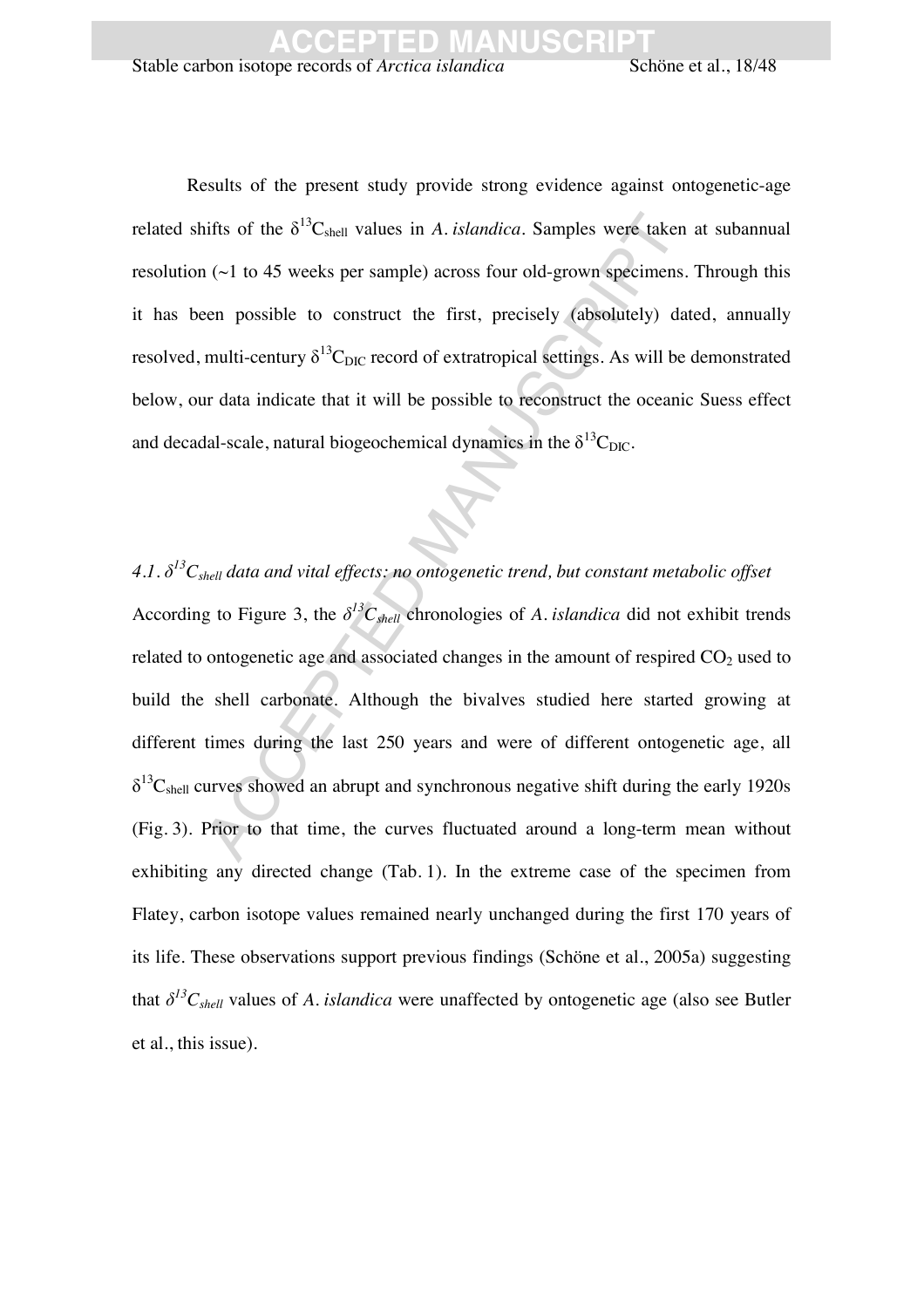Results of the present study provide strong evidence against ontogenetic-age related shifts of the $\delta^{13}C_{shell}$ values in *A. islandica*. Samples were taken at subannual resolution (~1 to 45 weeks per sample) across four old-grown specimens. Through this it has been possible to construct the first, precisely (absolutely) dated, annually resolved, multi-century $\delta^{13}C_{DIC}$ record of extratropical settings. As will be demonstrated below, our data indicate that it will be possible to reconstruct the oceanic Suess effect and decadal-scale, natural biogeochemical dynamics in the $\delta^{13}C_{DIC}$.

### *4.1. $\delta^{13}C_{shell}$ data and vital effects: no ontogenetic trend, but constant metabolic offset*

According to Figure 3, the $\delta^{13}C_{shell}$ chronologies of *A. islandica* did not exhibit trends related to ontogenetic age and associated changes in the amount of respired $CO_2$ used to build the shell carbonate. Although the bivalves studied here started growing at different times during the last 250 years and were of different ontogenetic age, all $\delta^{13}C_{shell}$ curves showed an abrupt and synchronous negative shift during the early 1920s (Fig. 3). Prior to that time, the curves fluctuated around a long-term mean without exhibiting any directed change (Tab. 1). In the extreme case of the specimen from Flatey, carbon isotope values remained nearly unchanged during the first 170 years of its life. These observations support previous findings (Schöne et al., 2005a) suggesting that $\delta^{13}C_{shell}$ values of *A. islandica* were unaffected by ontogenetic age (also see Butler et al., this issue).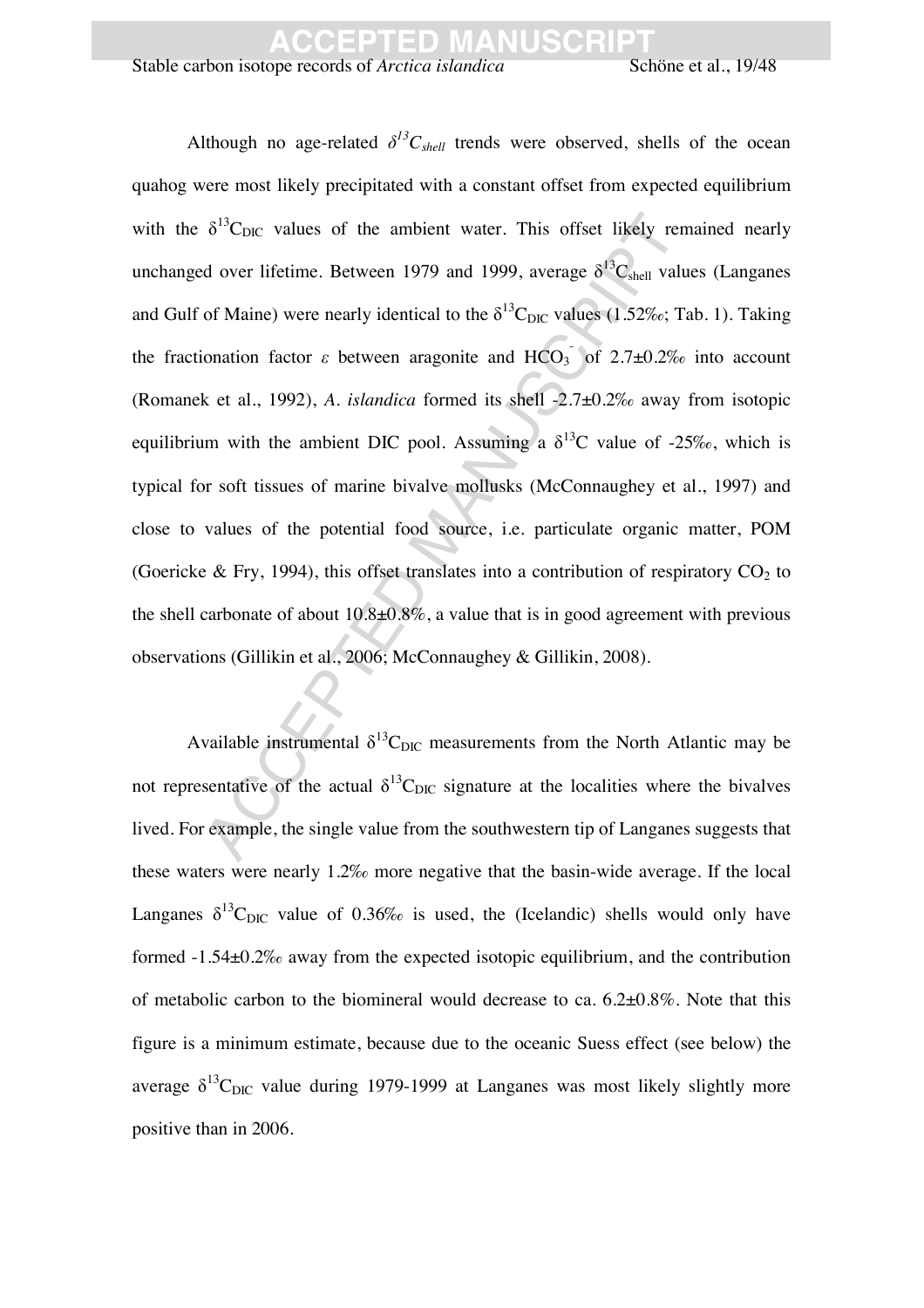Although no age-related $\delta^{13}C_{shell}$ trends were observed, shells of the ocean quahog were most likely precipitated with a constant offset from expected equilibrium with the $\delta^{13}C_{DIC}$ values of the ambient water. This offset likely remained nearly unchanged over lifetime. Between 1979 and 1999, average $\delta^{13}C_{shell}$ values (Langanes and Gulf of Maine) were nearly identical to the $\delta^{13}C_{DIC}$ values (1.52‰; Tab. 1). Taking the fractionation factor $\varepsilon$ between aragonite and $HCO_3^-$ of 2.7±0.2‰ into account (Romanek et al., 1992), *A. islandica* formed its shell -2.7±0.2‰ away from isotopic equilibrium with the ambient DIC pool. Assuming a $\delta^{13}C$ value of -25‰, which is typical for soft tissues of marine bivalve mollusks (McConnaughey et al., 1997) and close to values of the potential food source, i.e. particulate organic matter, POM (Goericke & Fry, 1994), this offset translates into a contribution of respiratory $CO_2$ to the shell carbonate of about 10.8±0.8%, a value that is in good agreement with previous observations (Gillikin et al., 2006; McConnaughey & Gillikin, 2008).

Available instrumental $\delta^{13}C_{DIC}$ measurements from the North Atlantic may be not representative of the actual $\delta^{13}C_{DIC}$ signature at the localities where the bivalves lived. For example, the single value from the southwestern tip of Langanes suggests that these waters were nearly 1.2‰ more negative that the basin-wide average. If the local Langanes $\delta^{13}C_{DIC}$ value of 0.36‰ is used, the (Icelandic) shells would only have formed -1.54±0.2‰ away from the expected isotopic equilibrium, and the contribution of metabolic carbon to the biomineral would decrease to ca. 6.2±0.8%. Note that this figure is a minimum estimate, because due to the oceanic Suess effect (see below) the average $\delta^{13}C_{DIC}$ value during 1979-1999 at Langanes was most likely slightly more positive than in 2006.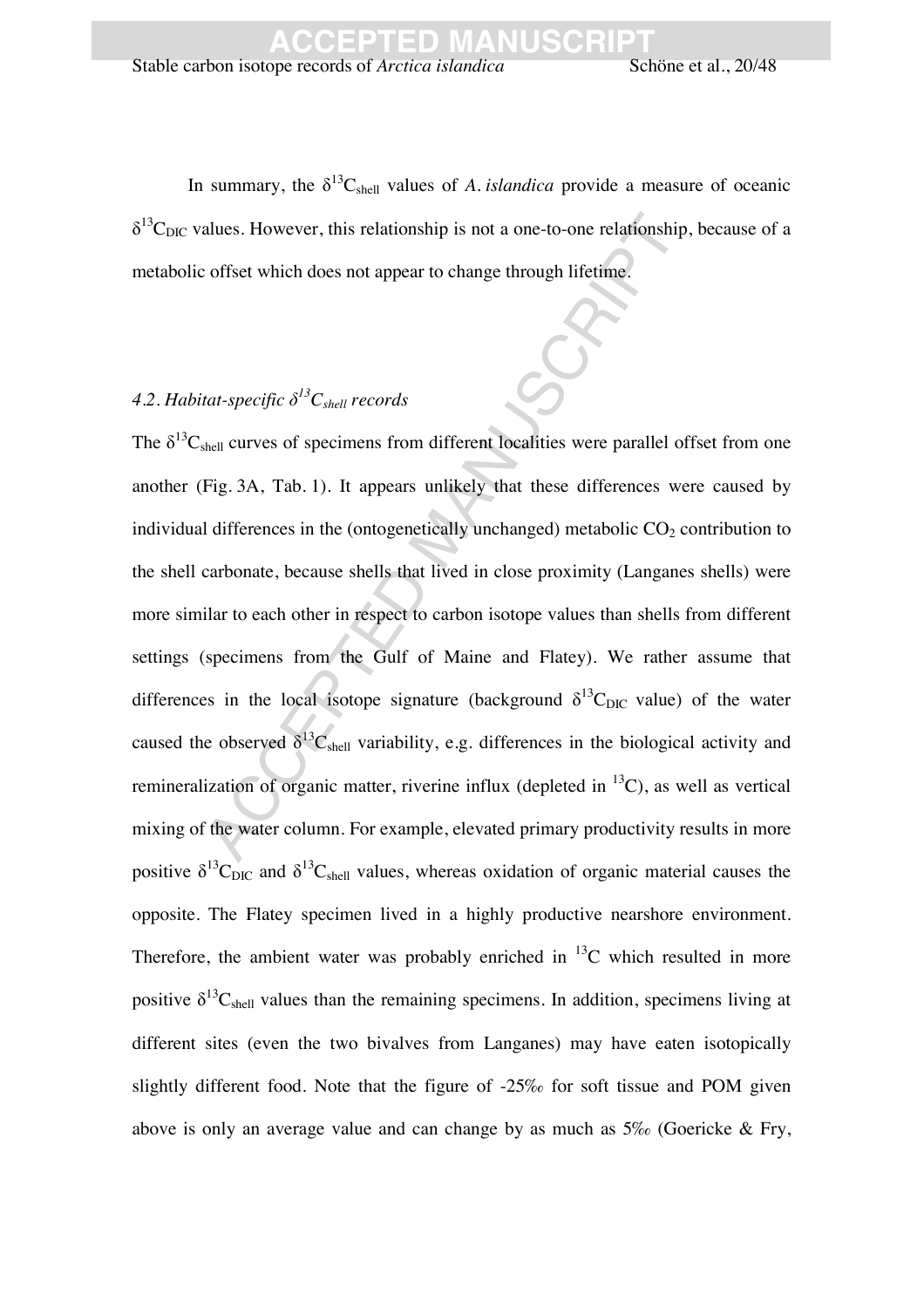In summary, the $\delta^{13}C_{shell}$ values of *A. islandica* provide a measure of oceanic $\delta^{13}C_{DIC}$ values. However, this relationship is not a one-to-one relationship, because of a metabolic offset which does not appear to change through lifetime.

### *4.2. Habitat-specific $\delta^{13}C_{shell}$ records*

The $\delta^{13}C_{shell}$ curves of specimens from different localities were parallel offset from one another (Fig. 3A, Tab. 1). It appears unlikely that these differences were caused by individual differences in the (ontogenetically unchanged) metabolic $CO_2$ contribution to the shell carbonate, because shells that lived in close proximity (Langanes shells) were more similar to each other in respect to carbon isotope values than shells from different settings (specimens from the Gulf of Maine and Flatey). We rather assume that differences in the local isotope signature (background $\delta^{13}C_{DIC}$ value) of the water caused the observed $\delta^{13}C_{shell}$ variability, e.g. differences in the biological activity and remineralization of organic matter, riverine influx (depleted in $^{13}C$), as well as vertical mixing of the water column. For example, elevated primary productivity results in more positive $\delta^{13}C_{DIC}$ and $\delta^{13}C_{shell}$ values, whereas oxidation of organic material causes the opposite. The Flatey specimen lived in a highly productive nearshore environment. Therefore, the ambient water was probably enriched in $^{13}C$ which resulted in more positive $\delta^{13}C_{shell}$ values than the remaining specimens. In addition, specimens living at different sites (even the two bivalves from Langanes) may have eaten isotopically slightly different food. Note that the figure of -25‰ for soft tissue and POM given above is only an average value and can change by as much as 5‰ (Goericke & Fry,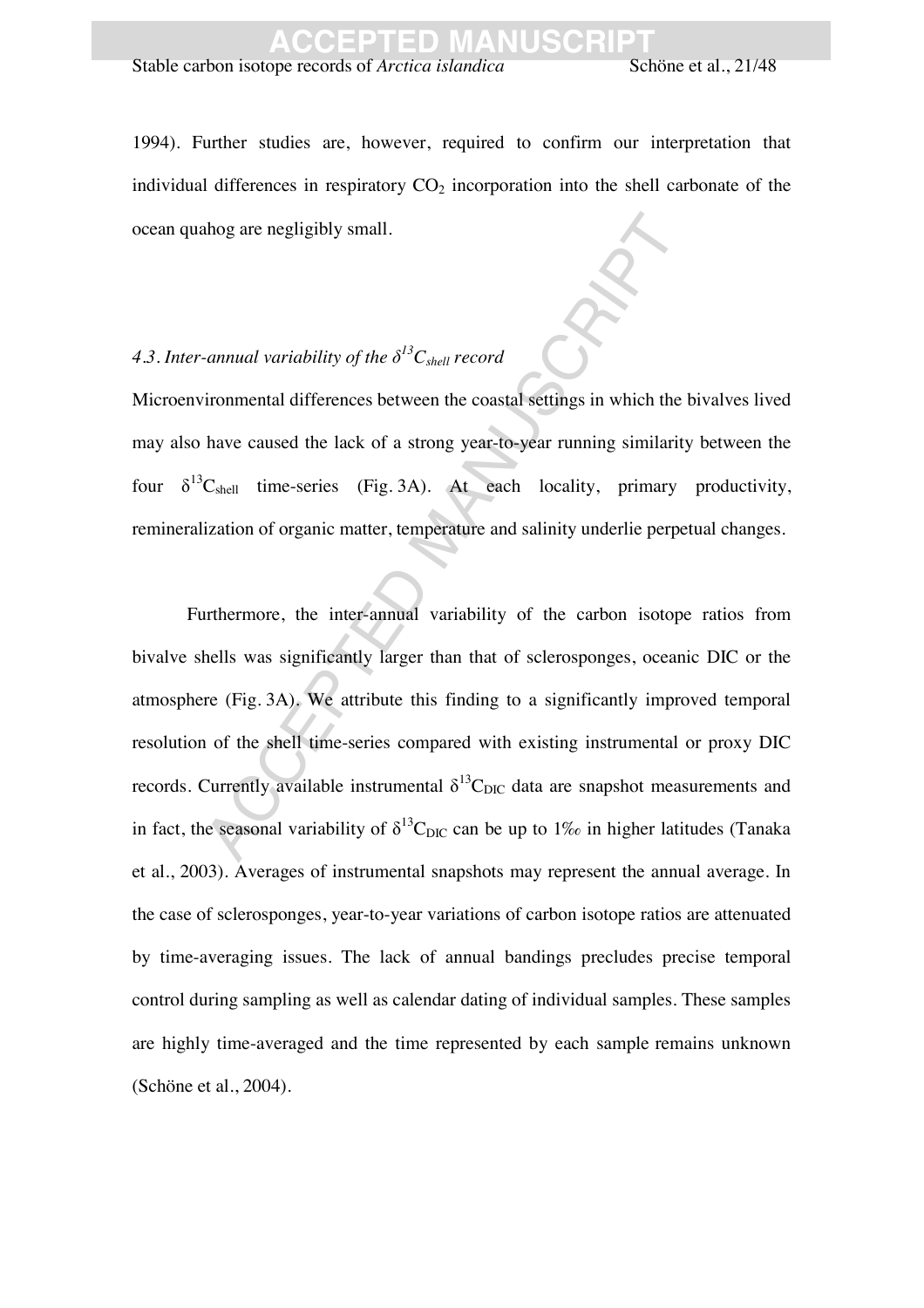1994). Further studies are, however, required to confirm our interpretation that individual differences in respiratory $CO_2$ incorporation into the shell carbonate of the ocean quahog are negligibly small.

### 4.3. Inter-annual variability of the $\delta^{13}C_{shell}$ record

Microenvironmental differences between the coastal settings in which the bivalves lived may also have caused the lack of a strong year-to-year running similarity between the four $\delta^{13}C_{shell}$ time-series (Fig. 3A). At each locality, primary productivity, remineralization of organic matter, temperature and salinity underlie perpetual changes.

Furthermore, the inter-annual variability of the carbon isotope ratios from bivalve shells was significantly larger than that of sclerosponges, oceanic DIC or the atmosphere (Fig. 3A). We attribute this finding to a significantly improved temporal resolution of the shell time-series compared with existing instrumental or proxy DIC records. Currently available instrumental $\delta^{13}C_{DIC}$ data are snapshot measurements and in fact, the seasonal variability of $\delta^{13}C_{DIC}$ can be up to 1‰ in higher latitudes (Tanaka et al., 2003). Averages of instrumental snapshots may represent the annual average. In the case of sclerosponges, year-to-year variations of carbon isotope ratios are attenuated by time-averaging issues. The lack of annual bandings precludes precise temporal control during sampling as well as calendar dating of individual samples. These samples are highly time-averaged and the time represented by each sample remains unknown (Schöne et al., 2004).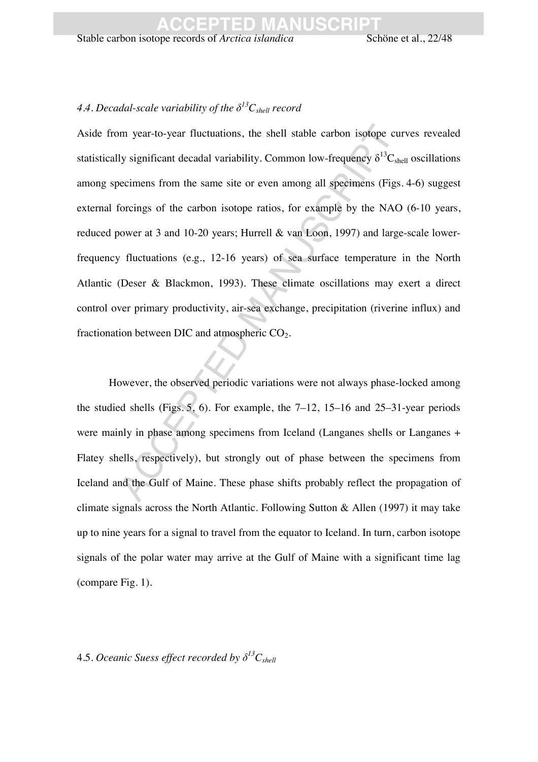### 4.4. *Decadal-scale variability of the $\delta^{13}C_{shell}$ record*

Aside from year-to-year fluctuations, the shell stable carbon isotope curves revealed statistically significant decadal variability. Common low-frequency $\delta^{13}C_{shell}$ oscillations among specimens from the same site or even among all specimens (Figs. 4-6) suggest external forcings of the carbon isotope ratios, for example by the NAO (6-10 years, reduced power at 3 and 10-20 years; Hurrell & van Loon, 1997) and large-scale lower-frequency fluctuations (e.g., 12-16 years) of sea surface temperature in the North Atlantic (Deser & Blackmon, 1993). These climate oscillations may exert a direct control over primary productivity, air-sea exchange, precipitation (riverine influx) and fractionation between DIC and atmospheric $CO_2$.

However, the observed periodic variations were not always phase-locked among the studied shells (Figs. 5, 6). For example, the 7–12, 15–16 and 25–31-year periods were mainly in phase among specimens from Iceland (Langanes shells or Langanes + Flatey shells, respectively), but strongly out of phase between the specimens from Iceland and the Gulf of Maine. These phase shifts probably reflect the propagation of climate signals across the North Atlantic. Following Sutton & Allen (1997) it may take up to nine years for a signal to travel from the equator to Iceland. In turn, carbon isotope signals of the polar water may arrive at the Gulf of Maine with a significant time lag (compare Fig. 1).

### 4.5. *Oceanic Suess effect recorded by $\delta^{13}C_{shell}$*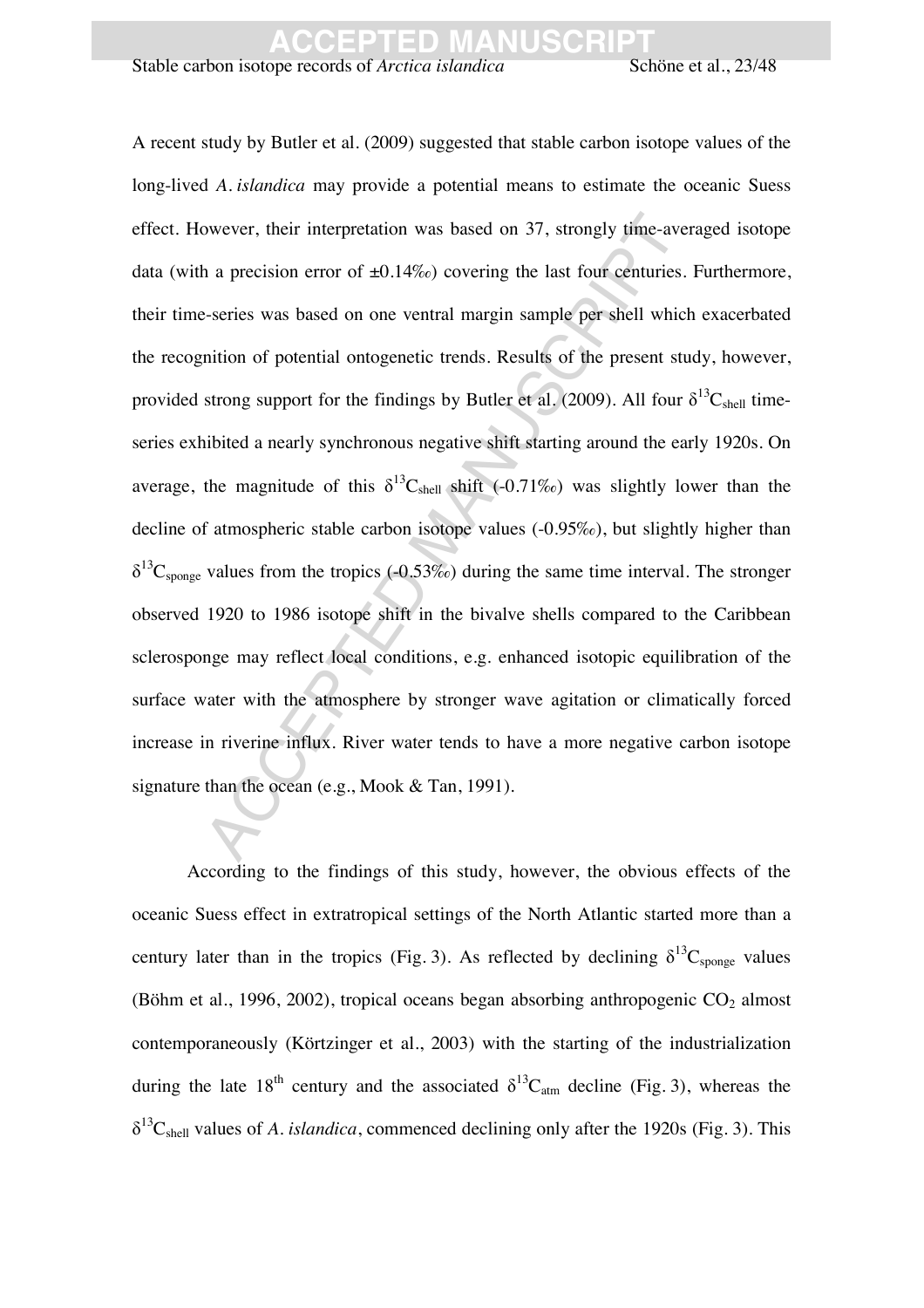A recent study by Butler et al. (2009) suggested that stable carbon isotope values of the long-lived *A. islandica* may provide a potential means to estimate the oceanic Suess effect. However, their interpretation was based on 37, strongly time-averaged isotope data (with a precision error of ±0.14‰) covering the last four centuries. Furthermore, their time-series was based on one ventral margin sample per shell which exacerbated the recognition of potential ontogenetic trends. Results of the present study, however, provided strong support for the findings by Butler et al. (2009). All four $\delta^{13}C_{shell}$ time-series exhibited a nearly synchronous negative shift starting around the early 1920s. On average, the magnitude of this $\delta^{13}C_{shell}$ shift (-0.71‰) was slightly lower than the decline of atmospheric stable carbon isotope values (-0.95‰), but slightly higher than $\delta^{13}C_{sponge}$ values from the tropics (-0.53‰) during the same time interval. The stronger observed 1920 to 1986 isotope shift in the bivalve shells compared to the Caribbean sclerosponge may reflect local conditions, e.g. enhanced isotopic equilibration of the surface water with the atmosphere by stronger wave agitation or climatically forced increase in riverine influx. River water tends to have a more negative carbon isotope signature than the ocean (e.g., Mook & Tan, 1991).

According to the findings of this study, however, the obvious effects of the oceanic Suess effect in extratropical settings of the North Atlantic started more than a century later than in the tropics (Fig. 3). As reflected by declining $\delta^{13}C_{sponge}$ values (Böhm et al., 1996, 2002), tropical oceans began absorbing anthropogenic $CO_2$ almost contemporaneously (Körtzinger et al., 2003) with the starting of the industrialization during the late 18th century and the associated $\delta^{13}C_{atm}$ decline (Fig. 3), whereas the $\delta^{13}C_{shell}$ values of *A. islandica*, commenced declining only after the 1920s (Fig. 3). This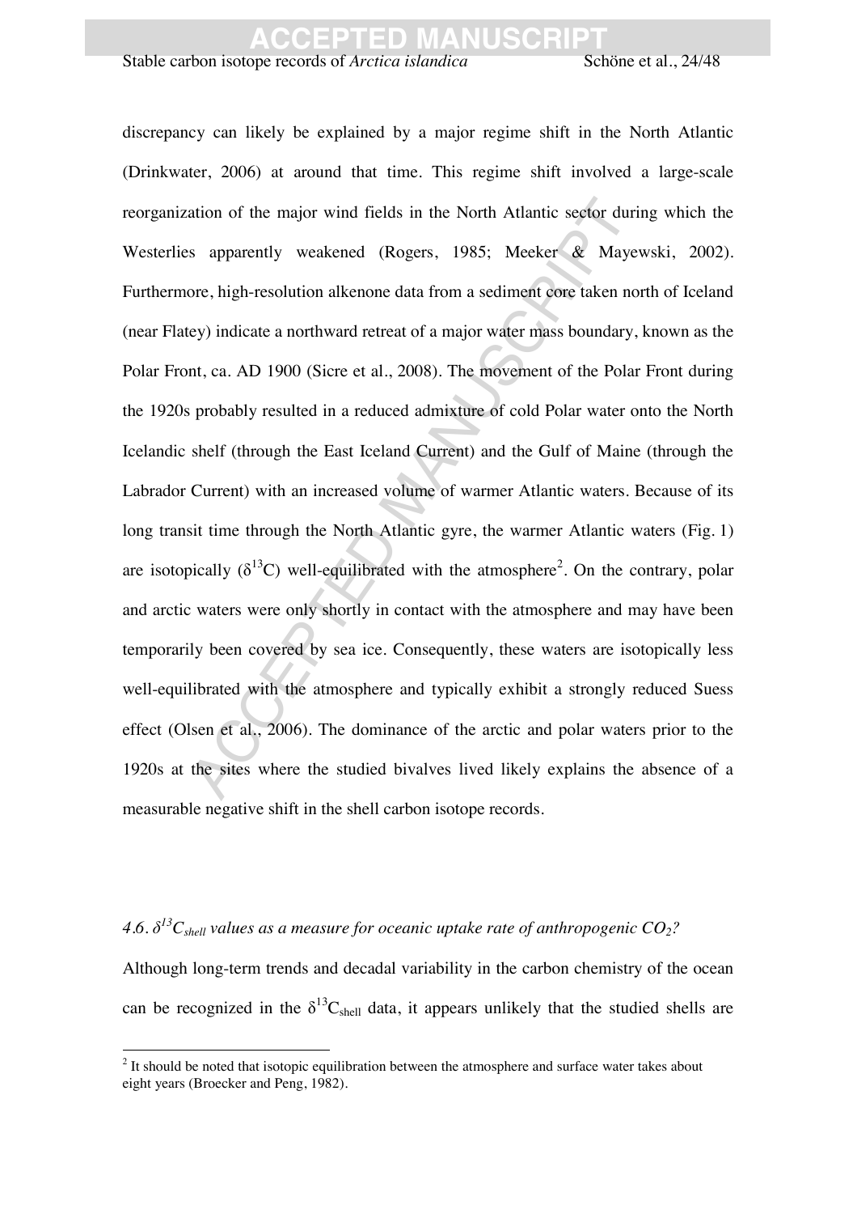discrepancy can likely be explained by a major regime shift in the North Atlantic (Drinkwater, 2006) at around that time. This regime shift involved a large-scale reorganization of the major wind fields in the North Atlantic sector during which the Westerlies apparently weakened (Rogers, 1985; Meeker & Mayewski, 2002). Furthermore, high-resolution alkenone data from a sediment core taken north of Iceland (near Flatey) indicate a northward retreat of a major water mass boundary, known as the Polar Front, ca. AD 1900 (Sicre et al., 2008). The movement of the Polar Front during the 1920s probably resulted in a reduced admixture of cold Polar water onto the North Icelandic shelf (through the East Iceland Current) and the Gulf of Maine (through the Labrador Current) with an increased volume of warmer Atlantic waters. Because of its long transit time through the North Atlantic gyre, the warmer Atlantic waters (Fig. 1) are isotopically ($\delta^{13}C$) well-equilibrated with the atmosphere[2]. On the contrary, polar and arctic waters were only shortly in contact with the atmosphere and may have been temporarily been covered by sea ice. Consequently, these waters are isotopically less well-equilibrated with the atmosphere and typically exhibit a strongly reduced Suess effect (Olsen et al., 2006). The dominance of the arctic and polar waters prior to the 1920s at the sites where the studied bivalves lived likely explains the absence of a measurable negative shift in the shell carbon isotope records.

### 4.6. $\delta^{13}C_{shell}$ values as a measure for oceanic uptake rate of anthropogenic $CO_2$?

Although long-term trends and decadal variability in the carbon chemistry of the ocean can be recognized in the $\delta^{13}C_{shell}$ data, it appears unlikely that the studied shells are

[2] It should be noted that isotopic equilibration between the atmosphere and surface water takes about eight years (Broecker and Peng, 1982).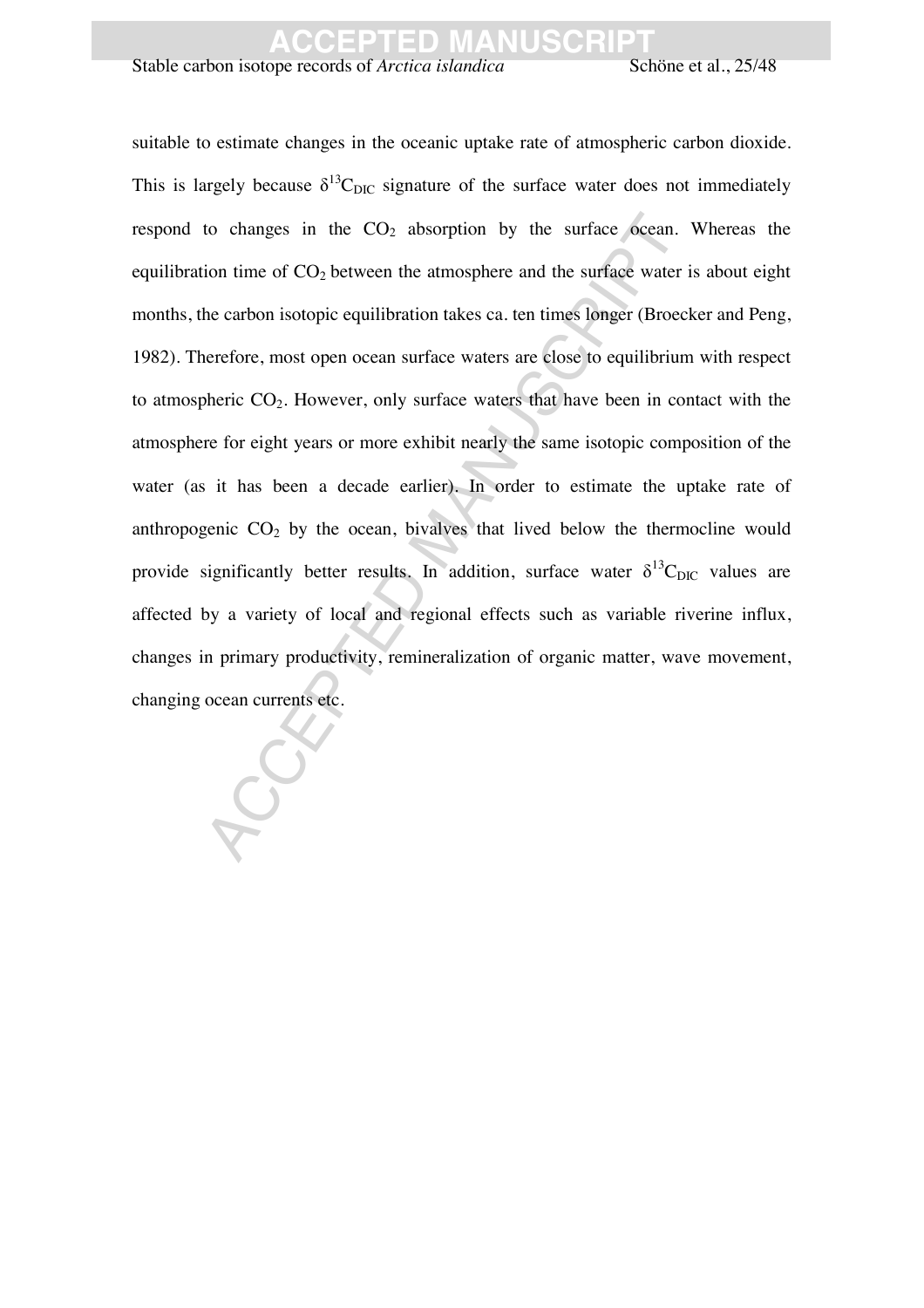suitable to estimate changes in the oceanic uptake rate of atmospheric carbon dioxide. This is largely because $\delta^{13}C_{DIC}$ signature of the surface water does not immediately respond to changes in the $CO_2$ absorption by the surface ocean. Whereas the equilibration time of $CO_2$ between the atmosphere and the surface water is about eight months, the carbon isotopic equilibration takes ca. ten times longer (Broecker and Peng, 1982). Therefore, most open ocean surface waters are close to equilibrium with respect to atmospheric $CO_2$. However, only surface waters that have been in contact with the atmosphere for eight years or more exhibit nearly the same isotopic composition of the water (as it has been a decade earlier). In order to estimate the uptake rate of anthropogenic $CO_2$ by the ocean, bivalves that lived below the thermocline would provide significantly better results. In addition, surface water $\delta^{13}C_{DIC}$ values are affected by a variety of local and regional effects such as variable riverine influx, changes in primary productivity, remineralization of organic matter, wave movement, changing ocean currents etc.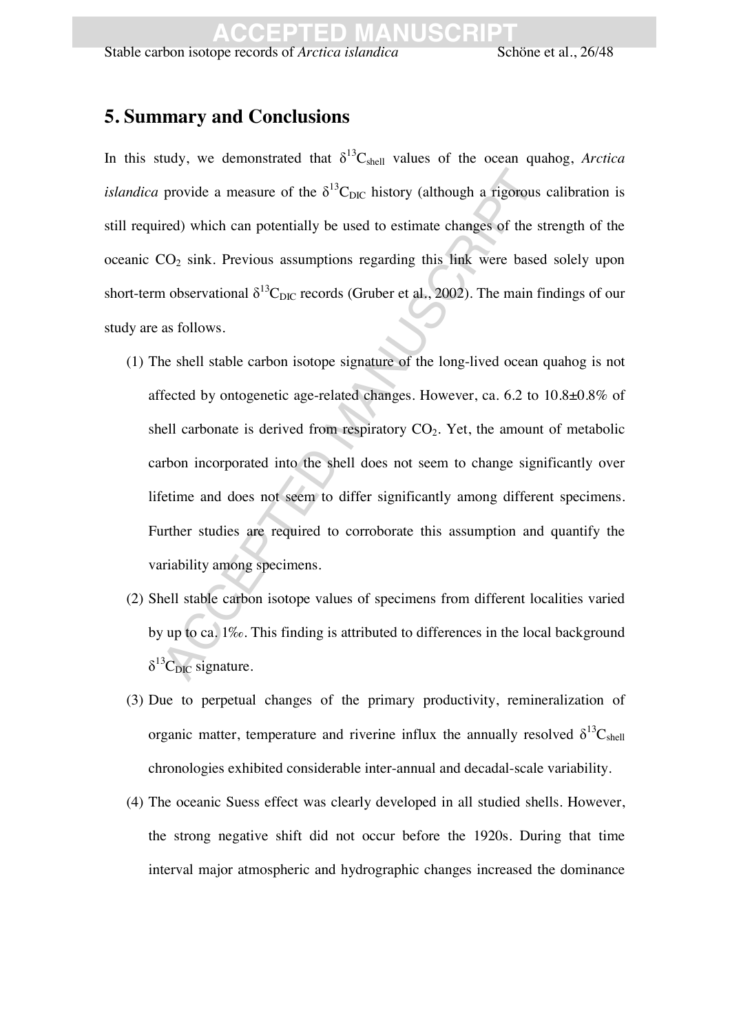## 5. Summary and Conclusions

In this study, we demonstrated that $\delta^{13}C_{shell}$ values of the ocean quahog, *Arctica islandica* provide a measure of the $\delta^{13}C_{DIC}$ history (although a rigorous calibration is still required) which can potentially be used to estimate changes of the strength of the oceanic $CO_2$ sink. Previous assumptions regarding this link were based solely upon short-term observational $\delta^{13}C_{DIC}$ records (Gruber et al., 2002). The main findings of our study are as follows.

(1) The shell stable carbon isotope signature of the long-lived ocean quahog is not affected by ontogenetic age-related changes. However, ca. 6.2 to 10.8±0.8% of shell carbonate is derived from respiratory $CO_2$. Yet, the amount of metabolic carbon incorporated into the shell does not seem to change significantly over lifetime and does not seem to differ significantly among different specimens. Further studies are required to corroborate this assumption and quantify the variability among specimens.

(2) Shell stable carbon isotope values of specimens from different localities varied by up to ca. 1‰. This finding is attributed to differences in the local background $\delta^{13}C_{DIC}$ signature.

(3) Due to perpetual changes of the primary productivity, remineralization of organic matter, temperature and riverine influx the annually resolved $\delta^{13}C_{shell}$ chronologies exhibited considerable inter-annual and decadal-scale variability.

(4) The oceanic Suess effect was clearly developed in all studied shells. However, the strong negative shift did not occur before the 1920s. During that time interval major atmospheric and hydrographic changes increased the dominance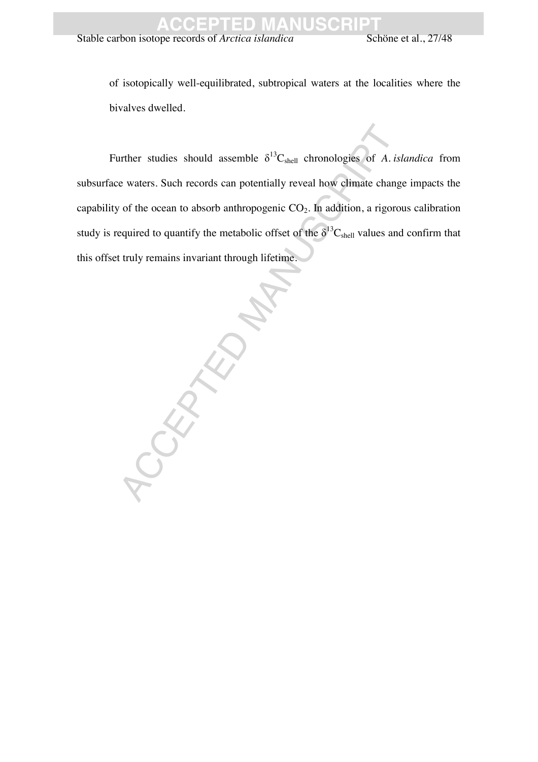of isotopically well-equilibrated, subtropical waters at the localities where the bivalves dwelled.

Further studies should assemble $\delta^{13}C_{shell}$ chronologies of *A. islandica* from subsurface waters. Such records can potentially reveal how climate change impacts the capability of the ocean to absorb anthropogenic $CO_2$. In addition, a rigorous calibration study is required to quantify the metabolic offset of the $\delta^{13}C_{shell}$ values and confirm that this offset truly remains invariant through lifetime.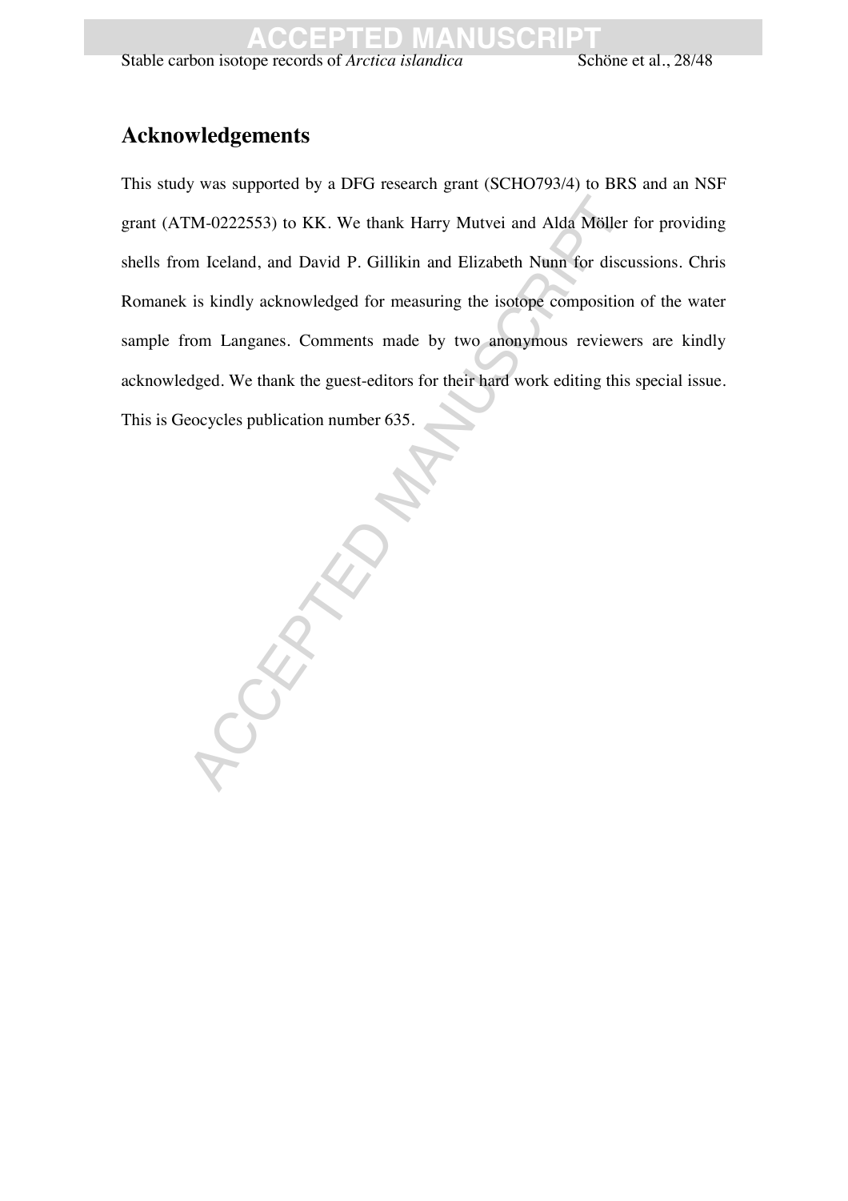## Acknowledgements

This study was supported by a DFG research grant (SCHO793/4) to BRS and an NSF grant (ATM-0222553) to KK. We thank Harry Mutvei and Alda Möller for providing shells from Iceland, and David P. Gillikin and Elizabeth Nunn for discussions. Chris Romanek is kindly acknowledged for measuring the isotope composition of the water sample from Langanes. Comments made by two anonymous reviewers are kindly acknowledged. We thank the guest-editors for their hard work editing this special issue. This is Geocycles publication number 635.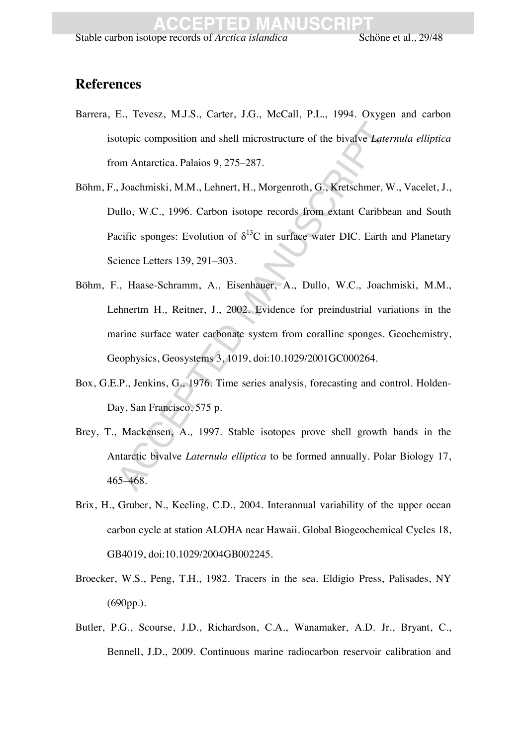## References

Barrera, E., Tevesz, M.J.S., Carter, J.G., McCall, P.L., 1994. Oxygen and carbon isotopic composition and shell microstructure of the bivalve *Laternula elliptica* from Antarctica. Palaios 9, 275–287.

Böhm, F., Joachmiski, M.M., Lehnert, H., Morgenroth, G., Kretschmer, W., Vacelet, J., Dullo, W.C., 1996. Carbon isotope records from extant Caribbean and South Pacific sponges: Evolution of $\delta^{13}C$ in surface water DIC. Earth and Planetary Science Letters 139, 291–303.

Böhm, F., Haase-Schramm, A., Eisenhauer, A., Dullo, W.C., Joachmiski, M.M., Lehnertm H., Reitner, J., 2002. Evidence for preindustrial variations in the marine surface water carbonate system from coralline sponges. Geochemistry, Geophysics, Geosystems 3, 1019, doi:10.1029/2001GC000264.

Box, G.E.P., Jenkins, G., 1976. Time series analysis, forecasting and control. Holden-Day, San Francisco, 575 p.

Brey, T., Mackensen, A., 1997. Stable isotopes prove shell growth bands in the Antarctic bivalve *Laternula elliptica* to be formed annually. Polar Biology 17, 465–468.

Brix, H., Gruber, N., Keeling, C.D., 2004. Interannual variability of the upper ocean carbon cycle at station ALOHA near Hawaii. Global Biogeochemical Cycles 18, GB4019, doi:10.1029/2004GB002245.

Broecker, W.S., Peng, T.H., 1982. Tracers in the sea. Eldigio Press, Palisades, NY (690pp.).

Butler, P.G., Scourse, J.D., Richardson, C.A., Wanamaker, A.D. Jr., Bryant, C., Bennell, J.D., 2009. Continuous marine radiocarbon reservoir calibration and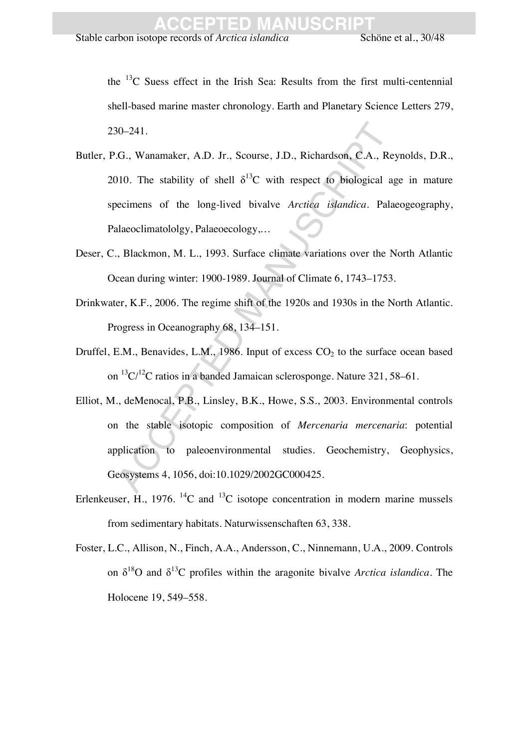the $^{13}$C Suess effect in the Irish Sea: Results from the first multi-centennial shell-based marine master chronology. Earth and Planetary Science Letters 279, 230–241.

Butler, P.G., Wanamaker, A.D. Jr., Scourse, J.D., Richardson, C.A., Reynolds, D.R., 2010. The stability of shell $\delta^{13}$C with respect to biological age in mature specimens of the long-lived bivalve *Arctica islandica*. Palaeogeography, Palaeoclimatololgy, Palaeoecology,…

Deser, C., Blackmon, M. L., 1993. Surface climate variations over the North Atlantic Ocean during winter: 1900-1989. Journal of Climate 6, 1743–1753.

Drinkwater, K.F., 2006. The regime shift of the 1920s and 1930s in the North Atlantic. Progress in Oceanography 68, 134–151.

Druffel, E.M., Benavides, L.M., 1986. Input of excess $CO_2$ to the surface ocean based on $^{13}$C/$^{12}$C ratios in a banded Jamaican sclerosponge. Nature 321, 58–61.

Elliot, M., deMenocal, P.B., Linsley, B.K., Howe, S.S., 2003. Environmental controls on the stable isotopic composition of *Mercenaria mercenaria*: potential application to paleoenvironmental studies. Geochemistry, Geophysics, Geosystems 4, 1056, doi:10.1029/2002GC000425.

Erlenkeuser, H., 1976. $^{14}$C and $^{13}$C isotope concentration in modern marine mussels from sedimentary habitats. Naturwissenschaften 63, 338.

Foster, L.C., Allison, N., Finch, A.A., Andersson, C., Ninnemann, U.A., 2009. Controls on $\delta^{18}$O and $\delta^{13}$C profiles within the aragonite bivalve *Arctica islandica*. The Holocene 19, 549–558.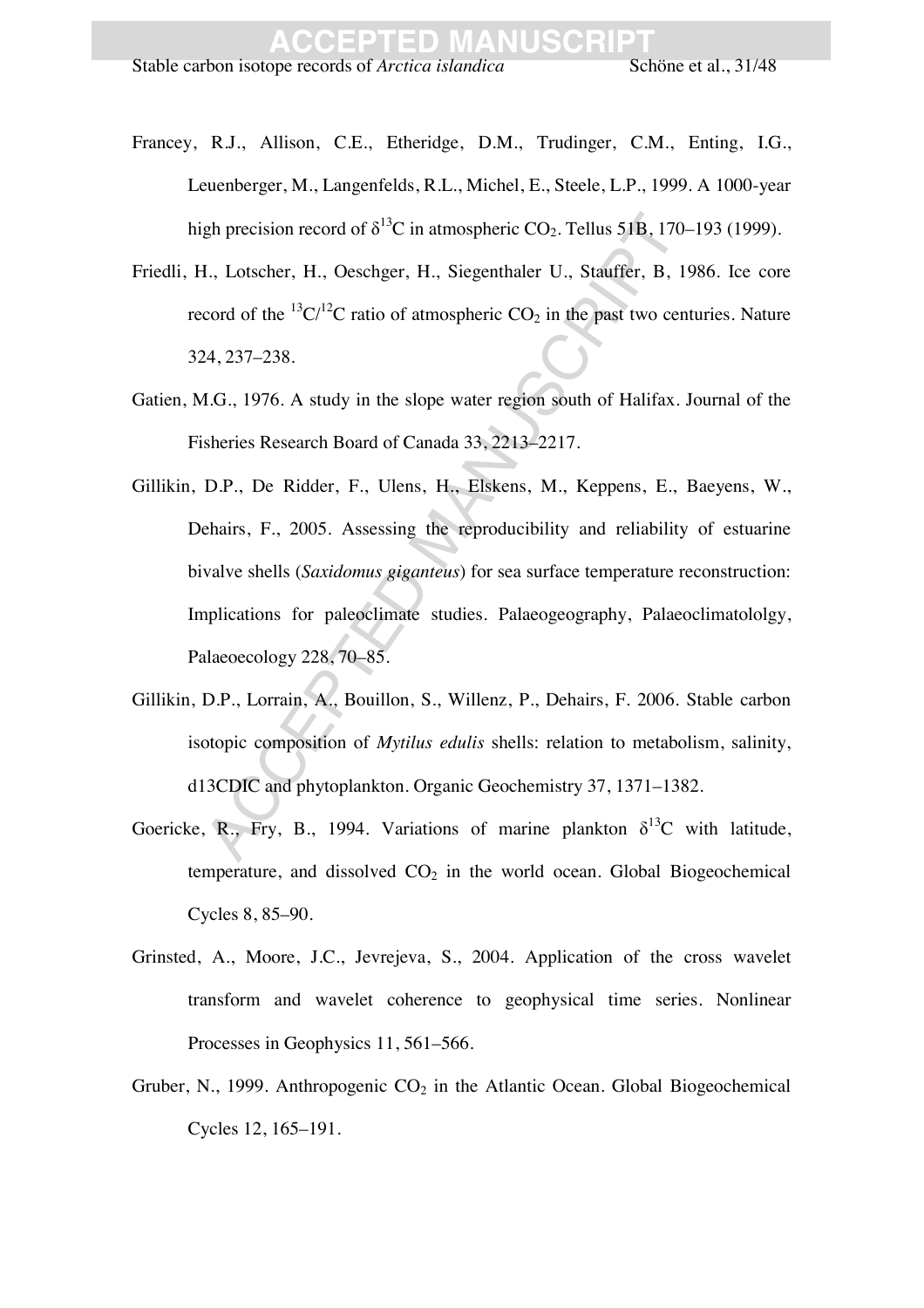Francey, R.J., Allison, C.E., Etheridge, D.M., Trudinger, C.M., Enting, I.G., Leuenberger, M., Langenfelds, R.L., Michel, E., Steele, L.P., 1999. A 1000-year high precision record of $\delta^{13}C$ in atmospheric $CO_2$. Tellus 51B, 170–193 (1999).

Friedli, H., Lotscher, H., Oeschger, H., Siegenthaler U., Stauffer, B, 1986. Ice core record of the $^{13}C/^{12}C$ ratio of atmospheric $CO_2$ in the past two centuries. Nature 324, 237–238.

Gatien, M.G., 1976. A study in the slope water region south of Halifax. Journal of the Fisheries Research Board of Canada 33, 2213–2217.

Gillikin, D.P., De Ridder, F., Ulens, H., Elskens, M., Keppens, E., Baeyens, W., Dehairs, F., 2005. Assessing the reproducibility and reliability of estuarine bivalve shells (*Saxidomus giganteus*) for sea surface temperature reconstruction: Implications for paleoclimate studies. Palaeogeography, Palaeoclimatololgy, Palaeoecology 228, 70–85.

Gillikin, D.P., Lorrain, A., Bouillon, S., Willenz, P., Dehairs, F. 2006. Stable carbon isotopic composition of *Mytilus edulis* shells: relation to metabolism, salinity, d13CDIC and phytoplankton. Organic Geochemistry 37, 1371–1382.

Goericke, R., Fry, B., 1994. Variations of marine plankton $\delta^{13}C$ with latitude, temperature, and dissolved $CO_2$ in the world ocean. Global Biogeochemical Cycles 8, 85–90.

Grinsted, A., Moore, J.C., Jevrejeva, S., 2004. Application of the cross wavelet transform and wavelet coherence to geophysical time series. Nonlinear Processes in Geophysics 11, 561–566.

Gruber, N., 1999. Anthropogenic $CO_2$ in the Atlantic Ocean. Global Biogeochemical Cycles 12, 165–191.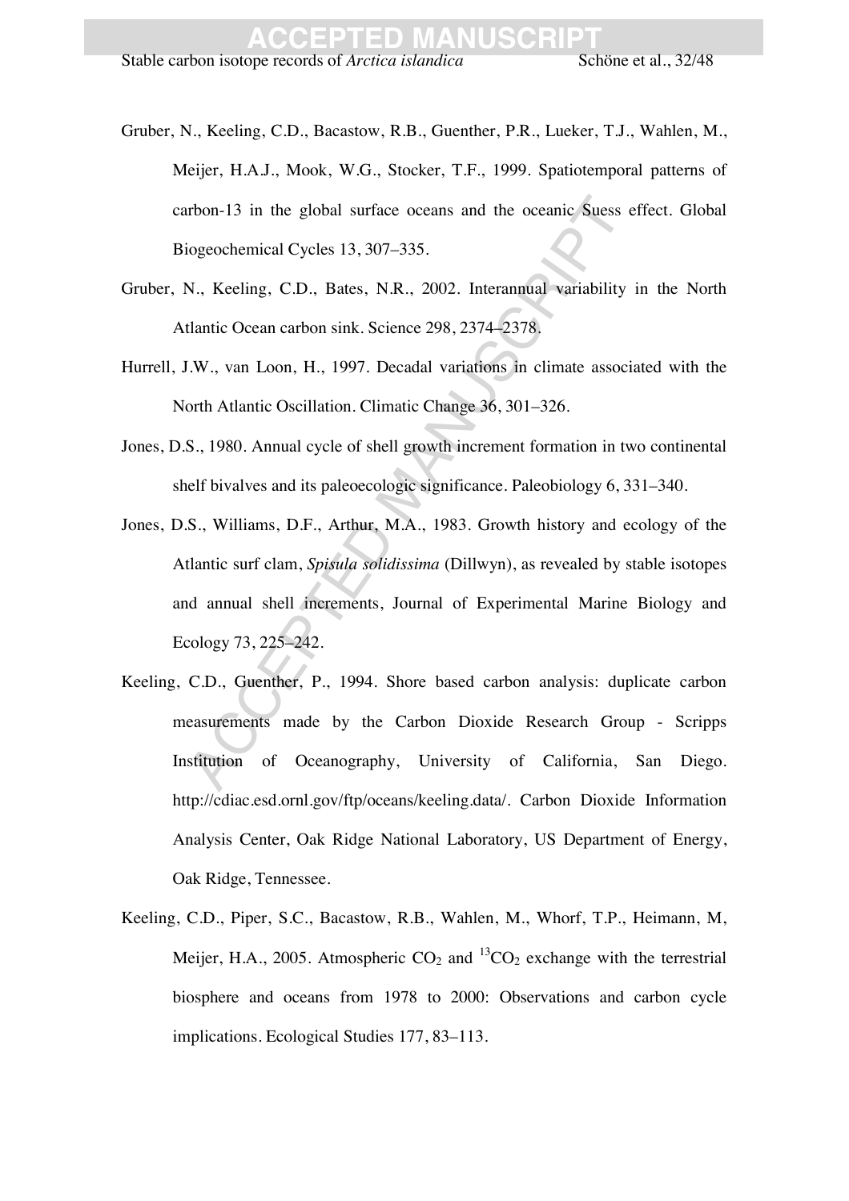Gruber, N., Keeling, C.D., Bacastow, R.B., Guenther, P.R., Lueker, T.J., Wahlen, M., Meijer, H.A.J., Mook, W.G., Stocker, T.F., 1999. Spatiotemporal patterns of carbon-13 in the global surface oceans and the oceanic Suess effect. Global Biogeochemical Cycles 13, 307–335.

Gruber, N., Keeling, C.D., Bates, N.R., 2002. Interannual variability in the North Atlantic Ocean carbon sink. Science 298, 2374–2378.

Hurrell, J.W., van Loon, H., 1997. Decadal variations in climate associated with the North Atlantic Oscillation. Climatic Change 36, 301–326.

Jones, D.S., 1980. Annual cycle of shell growth increment formation in two continental shelf bivalves and its paleoecologic significance. Paleobiology 6, 331–340.

Jones, D.S., Williams, D.F., Arthur, M.A., 1983. Growth history and ecology of the Atlantic surf clam, *Spisula solidissima* (Dillwyn), as revealed by stable isotopes and annual shell increments, Journal of Experimental Marine Biology and Ecology 73, 225–242.

Keeling, C.D., Guenther, P., 1994. Shore based carbon analysis: duplicate carbon measurements made by the Carbon Dioxide Research Group - Scripps Institution of Oceanography, University of California, San Diego. http://cdiac.esd.ornl.gov/ftp/oceans/keeling.data/. Carbon Dioxide Information Analysis Center, Oak Ridge National Laboratory, US Department of Energy, Oak Ridge, Tennessee.

Keeling, C.D., Piper, S.C., Bacastow, R.B., Wahlen, M., Whorf, T.P., Heimann, M, Meijer, H.A., 2005. Atmospheric $CO_2$ and $^{13}CO_2$ exchange with the terrestrial biosphere and oceans from 1978 to 2000: Observations and carbon cycle implications. Ecological Studies 177, 83–113.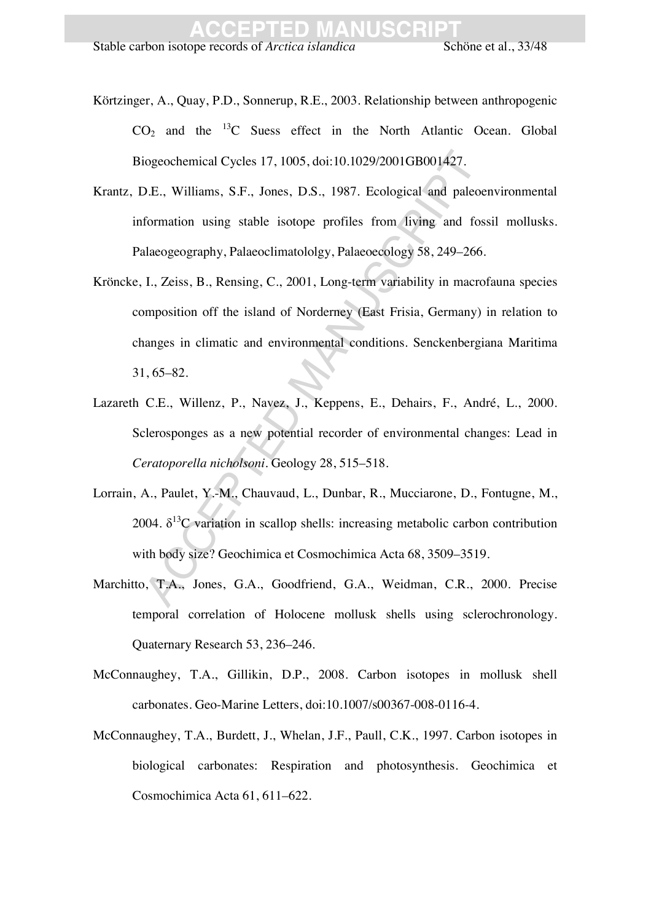Körtzinger, A., Quay, P.D., Sonnerup, R.E., 2003. Relationship between anthropogenic $CO_2$ and the $^{13}C$ Suess effect in the North Atlantic Ocean. Global Biogeochemical Cycles 17, 1005, doi:10.1029/2001GB001427.

Krantz, D.E., Williams, S.F., Jones, D.S., 1987. Ecological and paleoenvironmental information using stable isotope profiles from living and fossil mollusks. Palaeogeography, Palaeoclimatololgy, Palaeoecology 58, 249–266.

Kröncke, I., Zeiss, B., Rensing, C., 2001, Long-term variability in macrofauna species composition off the island of Norderney (East Frisia, Germany) in relation to changes in climatic and environmental conditions. Senckenbergiana Maritima 31, 65–82.

Lazareth C.E., Willenz, P., Navez, J., Keppens, E., Dehairs, F., André, L., 2000. Sclerosponges as a new potential recorder of environmental changes: Lead in *Ceratoporella nicholsoni*. Geology 28, 515–518.

Lorrain, A., Paulet, Y.-M., Chauvaud, L., Dunbar, R., Mucciarone, D., Fontugne, M., 2004. $\delta^{13}C$ variation in scallop shells: increasing metabolic carbon contribution with body size? Geochimica et Cosmochimica Acta 68, 3509–3519.

Marchitto, T.A., Jones, G.A., Goodfriend, G.A., Weidman, C.R., 2000. Precise temporal correlation of Holocene mollusk shells using sclerochronology. Quaternary Research 53, 236–246.

McConnaughey, T.A., Gillikin, D.P., 2008. Carbon isotopes in mollusk shell carbonates. Geo-Marine Letters, doi:10.1007/s00367-008-0116-4.

McConnaughey, T.A., Burdett, J., Whelan, J.F., Paull, C.K., 1997. Carbon isotopes in biological carbonates: Respiration and photosynthesis. Geochimica et Cosmochimica Acta 61, 611–622.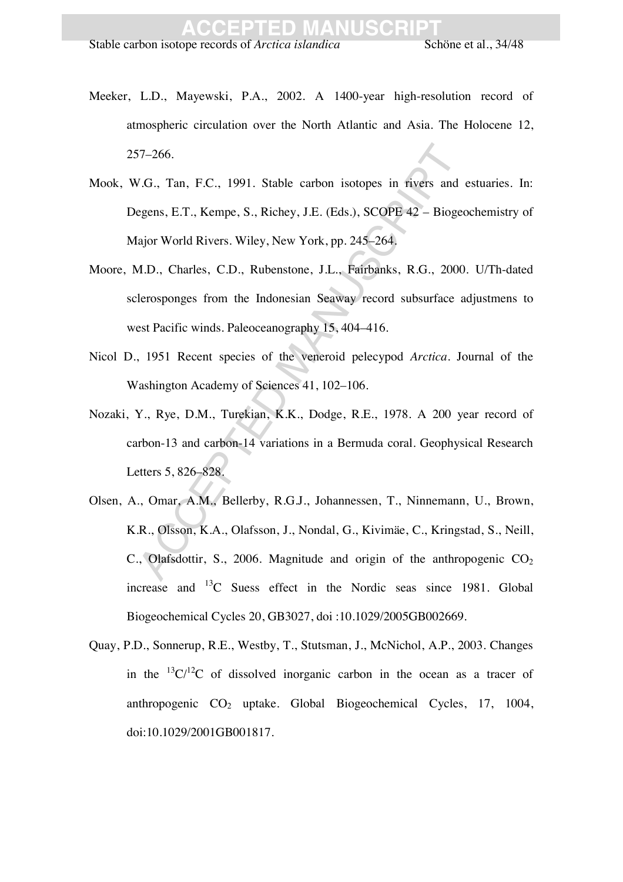Meeker, L.D., Mayewski, P.A., 2002. A 1400-year high-resolution record of atmospheric circulation over the North Atlantic and Asia. The Holocene 12, 257–266.

Mook, W.G., Tan, F.C., 1991. Stable carbon isotopes in rivers and estuaries. In: Degens, E.T., Kempe, S., Richey, J.E. (Eds.), SCOPE 42 – Biogeochemistry of Major World Rivers. Wiley, New York, pp. 245–264.

Moore, M.D., Charles, C.D., Rubenstone, J.L., Fairbanks, R.G., 2000. U/Th-dated sclerosponges from the Indonesian Seaway record subsurface adjustmens to west Pacific winds. Paleoceanography 15, 404–416.

Nicol D., 1951 Recent species of the veneroid pelecypod *Arctica*. Journal of the Washington Academy of Sciences 41, 102–106.

Nozaki, Y., Rye, D.M., Turekian, K.K., Dodge, R.E., 1978. A 200 year record of carbon-13 and carbon-14 variations in a Bermuda coral. Geophysical Research Letters 5, 826–828.

Olsen, A., Omar, A.M., Bellerby, R.G.J., Johannessen, T., Ninnemann, U., Brown, K.R., Olsson, K.A., Olafsson, J., Nondal, G., Kivimäe, C., Kringstad, S., Neill, C., Olafsdottir, S., 2006. Magnitude and origin of the anthropogenic $CO_2$ increase and $^{13}C$ Suess effect in the Nordic seas since 1981. Global Biogeochemical Cycles 20, GB3027, doi :10.1029/2005GB002669.

Quay, P.D., Sonnerup, R.E., Westby, T., Stutsman, J., McNichol, A.P., 2003. Changes in the $^{13}C/^{12}C$ of dissolved inorganic carbon in the ocean as a tracer of anthropogenic $CO_2$ uptake. Global Biogeochemical Cycles, 17, 1004, doi:10.1029/2001GB001817.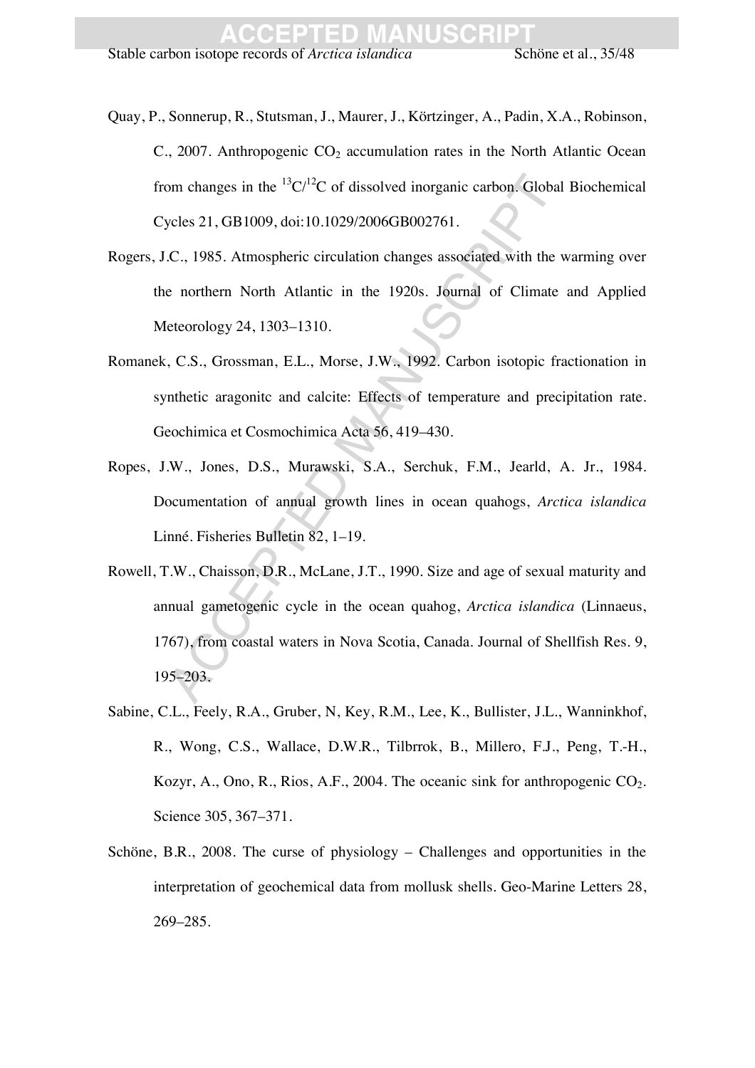Quay, P., Sonnerup, R., Stutsman, J., Maurer, J., Körtzinger, A., Padin, X.A., Robinson, C., 2007. Anthropogenic $CO_2$ accumulation rates in the North Atlantic Ocean from changes in the $^{13}C/^{12}C$ of dissolved inorganic carbon. Global Biochemical Cycles 21, GB1009, doi:10.1029/2006GB002761.

Rogers, J.C., 1985. Atmospheric circulation changes associated with the warming over the northern North Atlantic in the 1920s. Journal of Climate and Applied Meteorology 24, 1303–1310.

Romanek, C.S., Grossman, E.L., Morse, J.W., 1992. Carbon isotopic fractionation in synthetic aragonitc and calcite: Effects of temperature and precipitation rate. Geochimica et Cosmochimica Acta 56, 419–430.

Ropes, J.W., Jones, D.S., Murawski, S.A., Serchuk, F.M., Jearld, A. Jr., 1984. Documentation of annual growth lines in ocean quahogs, *Arctica islandica* Linné. Fisheries Bulletin 82, 1–19.

Rowell, T.W., Chaisson, D.R., McLane, J.T., 1990. Size and age of sexual maturity and annual gametogenic cycle in the ocean quahog, *Arctica islandica* (Linnaeus, 1767), from coastal waters in Nova Scotia, Canada. Journal of Shellfish Res. 9, 195–203.

Sabine, C.L., Feely, R.A., Gruber, N, Key, R.M., Lee, K., Bullister, J.L., Wanninkhof, R., Wong, C.S., Wallace, D.W.R., Tilbrrok, B., Millero, F.J., Peng, T.-H., Kozyr, A., Ono, R., Rios, A.F., 2004. The oceanic sink for anthropogenic $CO_2$. Science 305, 367–371.

Schöne, B.R., 2008. The curse of physiology – Challenges and opportunities in the interpretation of geochemical data from mollusk shells. Geo-Marine Letters 28, 269–285.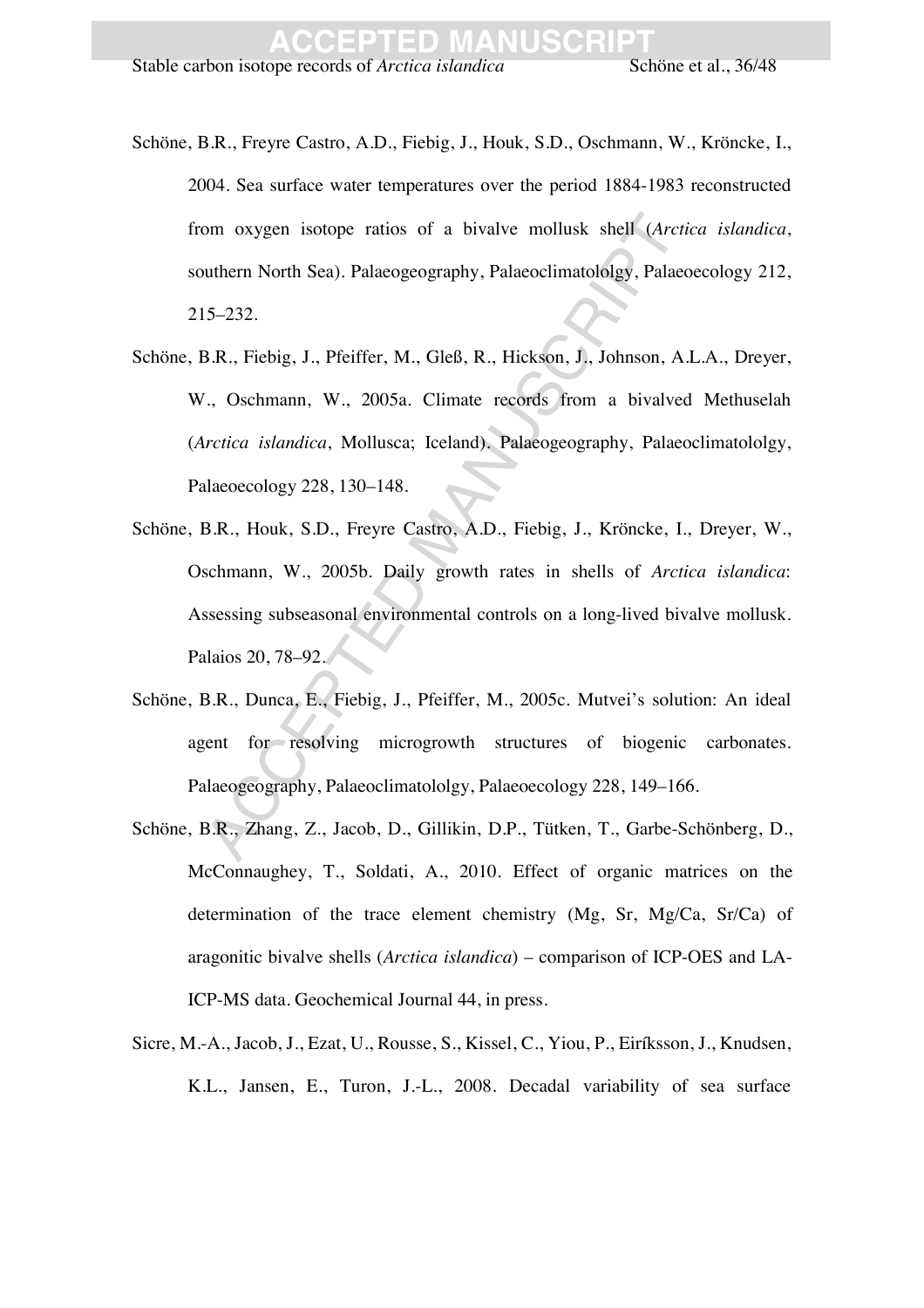Schöne, B.R., Freyre Castro, A.D., Fiebig, J., Houk, S.D., Oschmann, W., Kröncke, I., 2004. Sea surface water temperatures over the period 1884-1983 reconstructed from oxygen isotope ratios of a bivalve mollusk shell (*Arctica islandica*, southern North Sea). Palaeogeography, Palaeoclimatololgy, Palaeoecology 212, 215–232.

Schöne, B.R., Fiebig, J., Pfeiffer, M., Gleß, R., Hickson, J., Johnson, A.L.A., Dreyer, W., Oschmann, W., 2005a. Climate records from a bivalved Methuselah (*Arctica islandica*, Mollusca; Iceland). Palaeogeography, Palaeoclimatololgy, Palaeoecology 228, 130–148.

Schöne, B.R., Houk, S.D., Freyre Castro, A.D., Fiebig, J., Kröncke, I., Dreyer, W., Oschmann, W., 2005b. Daily growth rates in shells of *Arctica islandica*: Assessing subseasonal environmental controls on a long-lived bivalve mollusk. Palaios 20, 78–92.

Schöne, B.R., Dunca, E., Fiebig, J., Pfeiffer, M., 2005c. Mutvei's solution: An ideal agent for resolving microgrowth structures of biogenic carbonates. Palaeogeography, Palaeoclimatololgy, Palaeoecology 228, 149–166.

Schöne, B.R., Zhang, Z., Jacob, D., Gillikin, D.P., Tütken, T., Garbe-Schönberg, D., McConnaughey, T., Soldati, A., 2010. Effect of organic matrices on the determination of the trace element chemistry (Mg, Sr, Mg/Ca, Sr/Ca) of aragonitic bivalve shells (*Arctica islandica*) – comparison of ICP-OES and LA-ICP-MS data. Geochemical Journal 44, in press.

Sicre, M.-A., Jacob, J., Ezat, U., Rousse, S., Kissel, C., Yiou, P., Eiríksson, J., Knudsen, K.L., Jansen, E., Turon, J.-L., 2008. Decadal variability of sea surface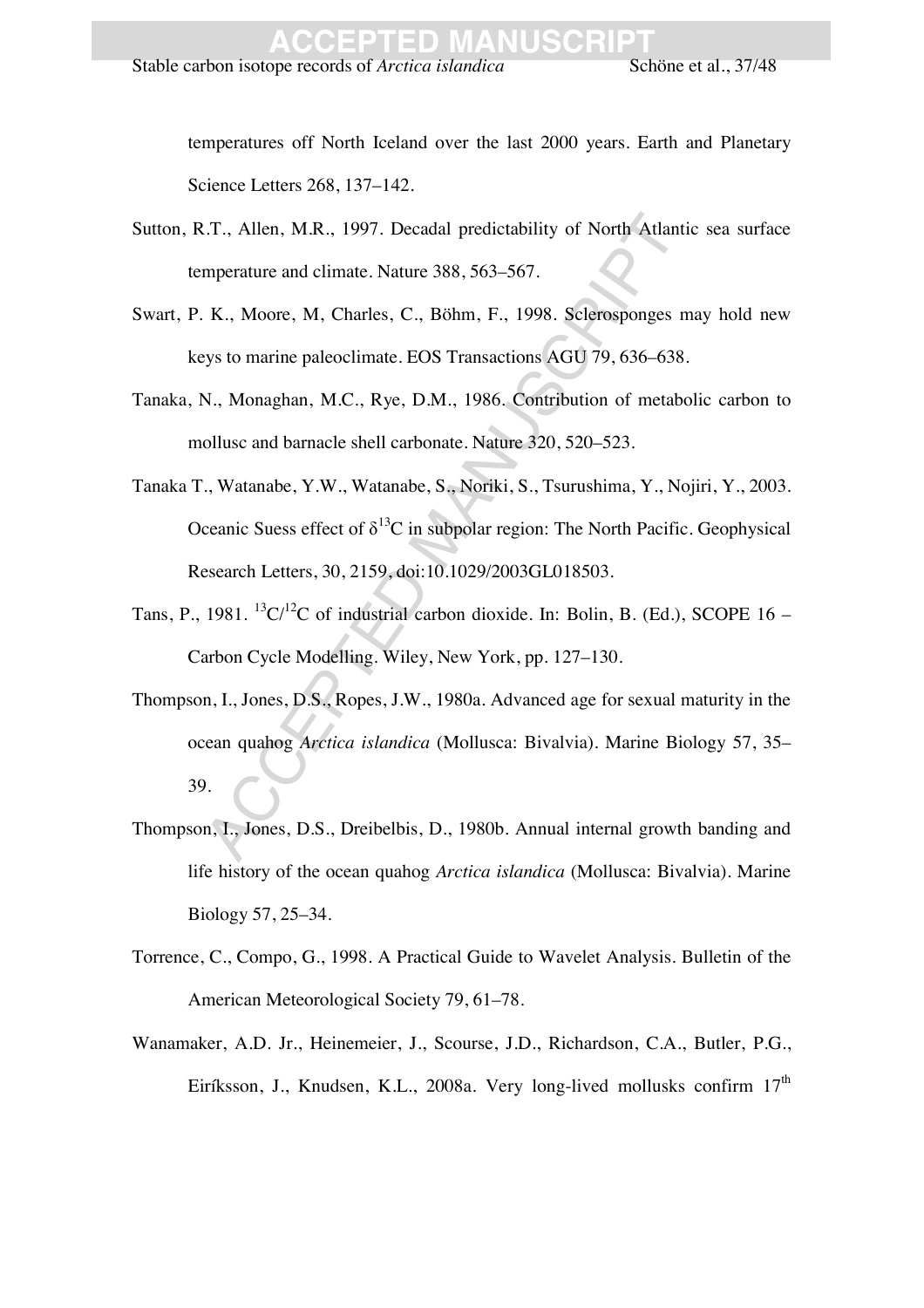temperatures off North Iceland over the last 2000 years. Earth and Planetary Science Letters 268, 137–142.

Sutton, R.T., Allen, M.R., 1997. Decadal predictability of North Atlantic sea surface temperature and climate. Nature 388, 563–567.

Swart, P. K., Moore, M, Charles, C., Böhm, F., 1998. Sclerosponges may hold new keys to marine paleoclimate. EOS Transactions AGU 79, 636–638.

Tanaka, N., Monaghan, M.C., Rye, D.M., 1986. Contribution of metabolic carbon to mollusc and barnacle shell carbonate. Nature 320, 520–523.

Tanaka T., Watanabe, Y.W., Watanabe, S., Noriki, S., Tsurushima, Y., Nojiri, Y., 2003. Oceanic Suess effect of $\delta^{13}$C in subpolar region: The North Pacific. Geophysical Research Letters, 30, 2159, doi:10.1029/2003GL018503.

Tans, P., 1981. $^{13}$C/$^{12}$C of industrial carbon dioxide. In: Bolin, B. (Ed.), SCOPE 16 – Carbon Cycle Modelling. Wiley, New York, pp. 127–130.

Thompson, I., Jones, D.S., Ropes, J.W., 1980a. Advanced age for sexual maturity in the ocean quahog *Arctica islandica* (Mollusca: Bivalvia). Marine Biology 57, 35–39.

Thompson, I., Jones, D.S., Dreibelbis, D., 1980b. Annual internal growth banding and life history of the ocean quahog *Arctica islandica* (Mollusca: Bivalvia). Marine Biology 57, 25–34.

Torrence, C., Compo, G., 1998. A Practical Guide to Wavelet Analysis. Bulletin of the American Meteorological Society 79, 61–78.

Wanamaker, A.D. Jr., Heinemeier, J., Scourse, J.D., Richardson, C.A., Butler, P.G., Eiríksson, J., Knudsen, K.L., 2008a. Very long-lived mollusks confirm 17$^{th}$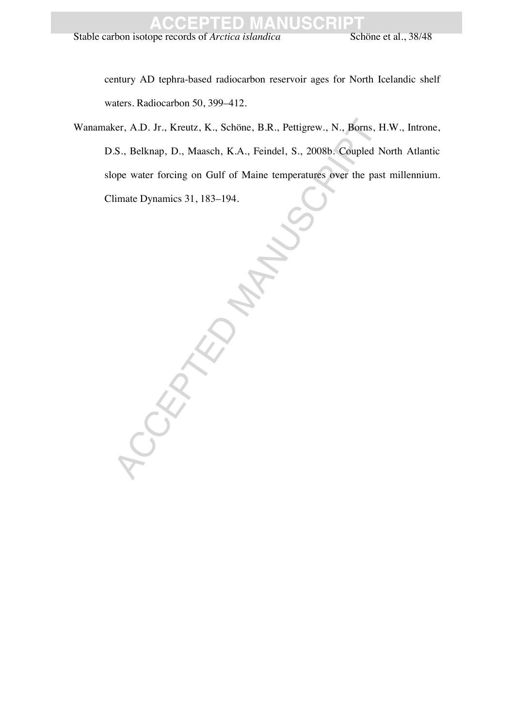century AD tephra-based radiocarbon reservoir ages for North Icelandic shelf waters. Radiocarbon 50, 399–412.

Wanamaker, A.D. Jr., Kreutz, K., Schöne, B.R., Pettigrew., N., Borns, H.W., Introne, D.S., Belknap, D., Maasch, K.A., Feindel, S., 2008b. Coupled North Atlantic slope water forcing on Gulf of Maine temperatures over the past millennium. Climate Dynamics 31, 183–194.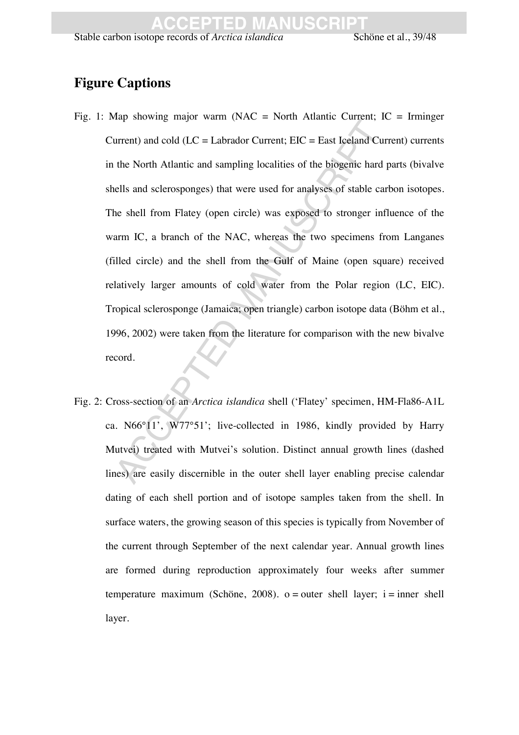## Figure Captions

Fig. 1: Map showing major warm (NAC = North Atlantic Current; IC = Irminger Current) and cold (LC = Labrador Current; EIC = East Iceland Current) currents in the North Atlantic and sampling localities of the biogenic hard parts (bivalve shells and sclerosponges) that were used for analyses of stable carbon isotopes. The shell from Flatey (open circle) was exposed to stronger influence of the warm IC, a branch of the NAC, whereas the two specimens from Langanes (filled circle) and the shell from the Gulf of Maine (open square) received relatively larger amounts of cold water from the Polar region (LC, EIC). Tropical sclerosponge (Jamaica; open triangle) carbon isotope data (Böhm et al., 1996, 2002) were taken from the literature for comparison with the new bivalve record.

Fig. 2: Cross-section of an *Arctica islandica* shell ('Flatey' specimen, HM-Fla86-A1L ca. N66°11', W77°51'; live-collected in 1986, kindly provided by Harry Mutvei) treated with Mutvei's solution. Distinct annual growth lines (dashed lines) are easily discernible in the outer shell layer enabling precise calendar dating of each shell portion and of isotope samples taken from the shell. In surface waters, the growing season of this species is typically from November of the current through September of the next calendar year. Annual growth lines are formed during reproduction approximately four weeks after summer temperature maximum (Schöne, 2008). o = outer shell layer; i = inner shell layer.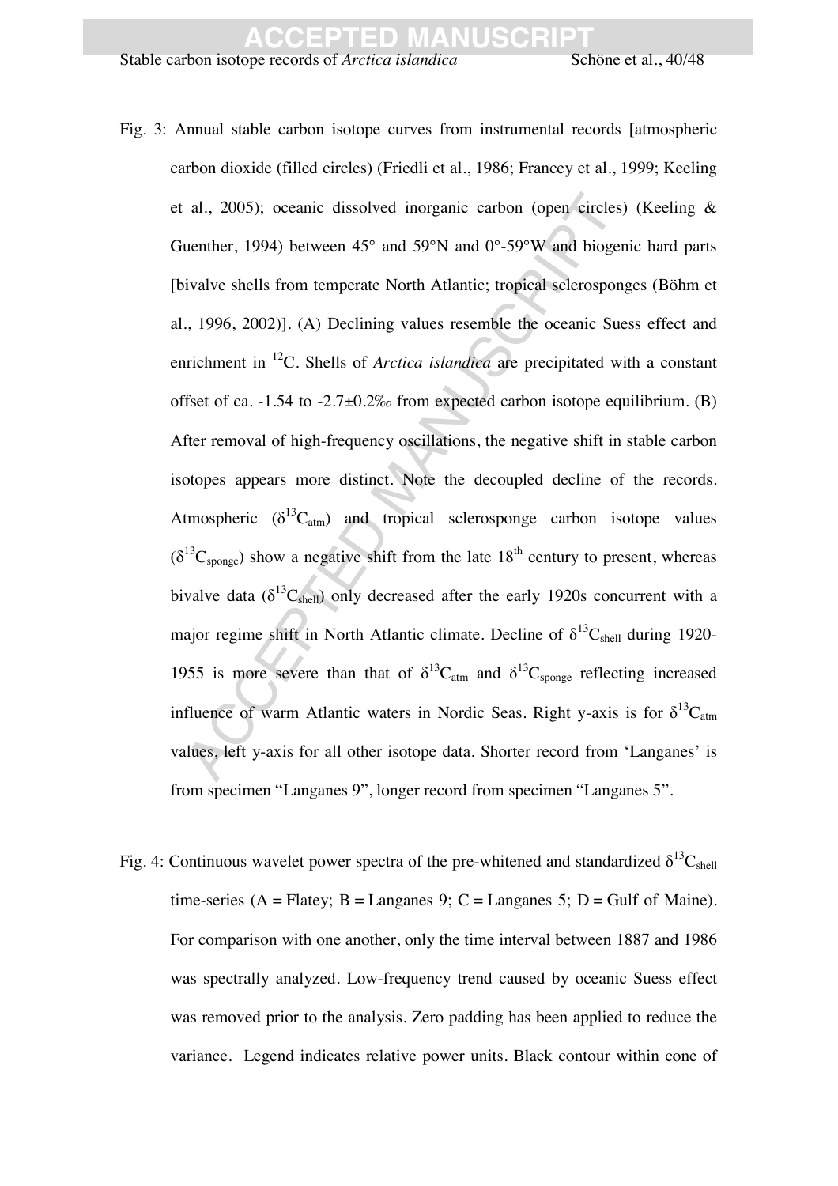Fig. 3: Annual stable carbon isotope curves from instrumental records [atmospheric carbon dioxide (filled circles) (Friedli et al., 1986; Francey et al., 1999; Keeling et al., 2005); oceanic dissolved inorganic carbon (open circles) (Keeling & Guenther, 1994) between 45° and 59°N and 0°-59°W and biogenic hard parts [bivalve shells from temperate North Atlantic; tropical sclerosponges (Böhm et al., 1996, 2002)]. (A) Declining values resemble the oceanic Suess effect and enrichment in $^{12}C$. Shells of *Arctica islandica* are precipitated with a constant offset of ca. -1.54 to -2.7±0.2‰ from expected carbon isotope equilibrium. (B) After removal of high-frequency oscillations, the negative shift in stable carbon isotopes appears more distinct. Note the decoupled decline of the records. Atmospheric ($\delta^{13}C_{atm}$) and tropical sclerosponge carbon isotope values ($\delta^{13}C_{sponge}$) show a negative shift from the late 18th century to present, whereas bivalve data ($\delta^{13}C_{shell}$) only decreased after the early 1920s concurrent with a major regime shift in North Atlantic climate. Decline of $\delta^{13}C_{shell}$ during 1920-1955 is more severe than that of $\delta^{13}C_{atm}$ and $\delta^{13}C_{sponge}$ reflecting increased influence of warm Atlantic waters in Nordic Seas. Right y-axis is for $\delta^{13}C_{atm}$ values, left y-axis for all other isotope data. Shorter record from 'Langanes' is from specimen "Langanes 9", longer record from specimen "Langanes 5".

Fig. 4: Continuous wavelet power spectra of the pre-whitened and standardized $\delta^{13}C_{shell}$ time-series (A = Flatey; B = Langanes 9; C = Langanes 5; D = Gulf of Maine). For comparison with one another, only the time interval between 1887 and 1986 was spectrally analyzed. Low-frequency trend caused by oceanic Suess effect was removed prior to the analysis. Zero padding has been applied to reduce the variance. Legend indicates relative power units. Black contour within cone of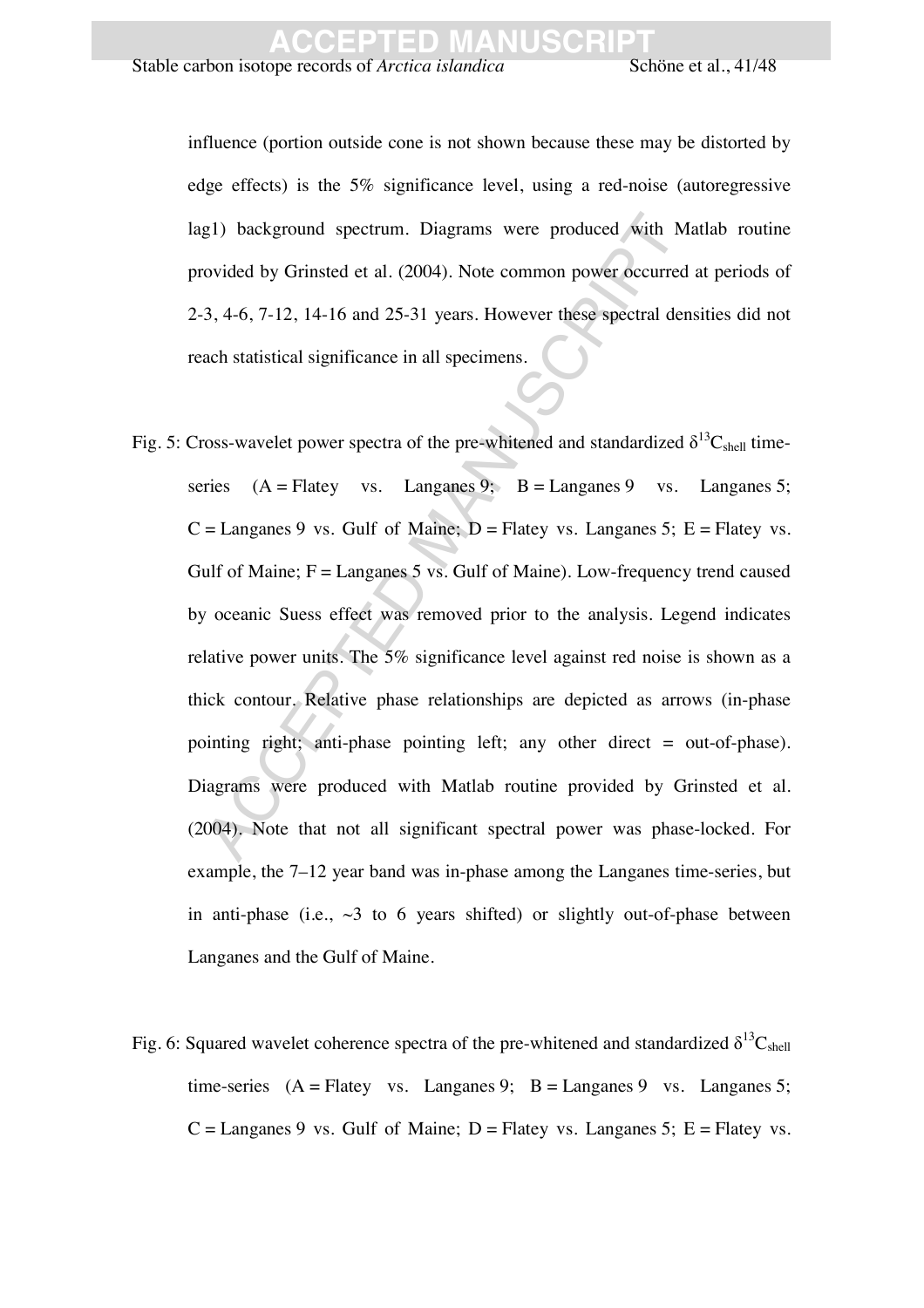influence (portion outside cone is not shown because these may be distorted by edge effects) is the 5% significance level, using a red-noise (autoregressive lag1) background spectrum. Diagrams were produced with Matlab routine provided by Grinsted et al. (2004). Note common power occurred at periods of 2-3, 4-6, 7-12, 14-16 and 25-31 years. However these spectral densities did not reach statistical significance in all specimens.

Fig. 5: Cross-wavelet power spectra of the pre-whitened and standardized $\delta^{13}C_{shell}$ time-series (A = Flatey vs. Langanes 9; B = Langanes 9 vs. Langanes 5; C = Langanes 9 vs. Gulf of Maine; D = Flatey vs. Langanes 5; E = Flatey vs. Gulf of Maine; F = Langanes 5 vs. Gulf of Maine). Low-frequency trend caused by oceanic Suess effect was removed prior to the analysis. Legend indicates relative power units. The 5% significance level against red noise is shown as a thick contour. Relative phase relationships are depicted as arrows (in-phase pointing right; anti-phase pointing left; any other direct = out-of-phase). Diagrams were produced with Matlab routine provided by Grinsted et al. (2004). Note that not all significant spectral power was phase-locked. For example, the 7–12 year band was in-phase among the Langanes time-series, but in anti-phase (i.e., ~3 to 6 years shifted) or slightly out-of-phase between Langanes and the Gulf of Maine.

Fig. 6: Squared wavelet coherence spectra of the pre-whitened and standardized $\delta^{13}C_{shell}$ time-series (A = Flatey vs. Langanes 9; B = Langanes 9 vs. Langanes 5; C = Langanes 9 vs. Gulf of Maine; D = Flatey vs. Langanes 5; E = Flatey vs.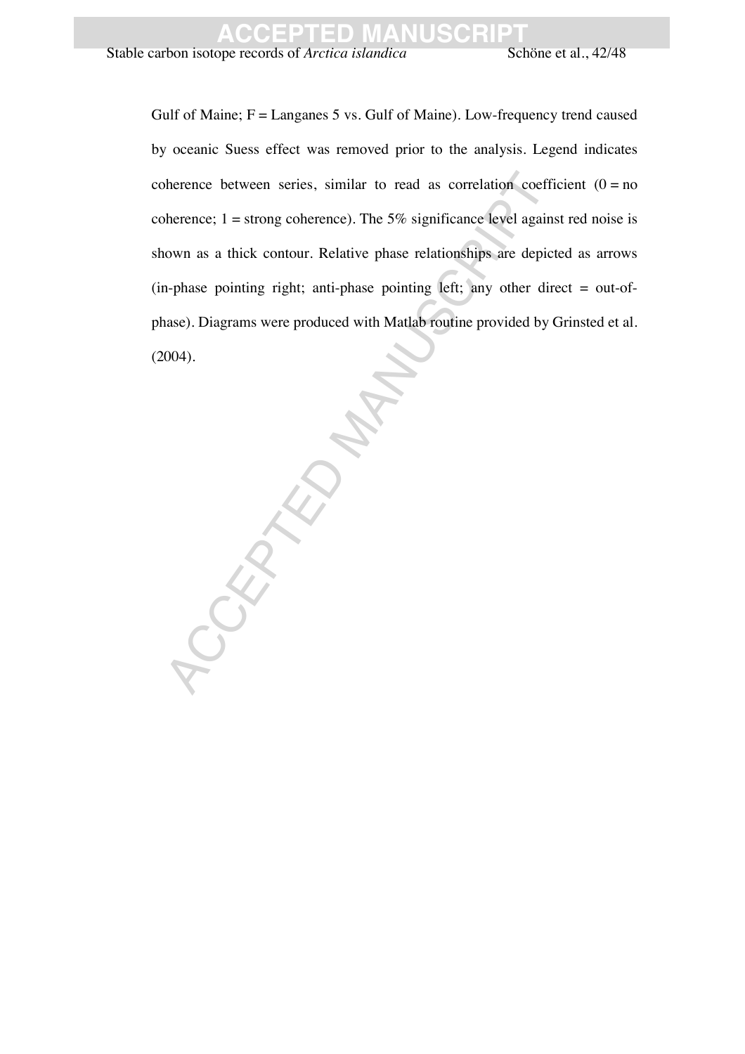Gulf of Maine; F = Langanes 5 vs. Gulf of Maine). Low-frequency trend caused by oceanic Suess effect was removed prior to the analysis. Legend indicates coherence between series, similar to read as correlation coefficient (0 = no coherence; 1 = strong coherence). The 5% significance level against red noise is shown as a thick contour. Relative phase relationships are depicted as arrows (in-phase pointing right; anti-phase pointing left; any other direct = out-of-phase). Diagrams were produced with Matlab routine provided by Grinsted et al. (2004).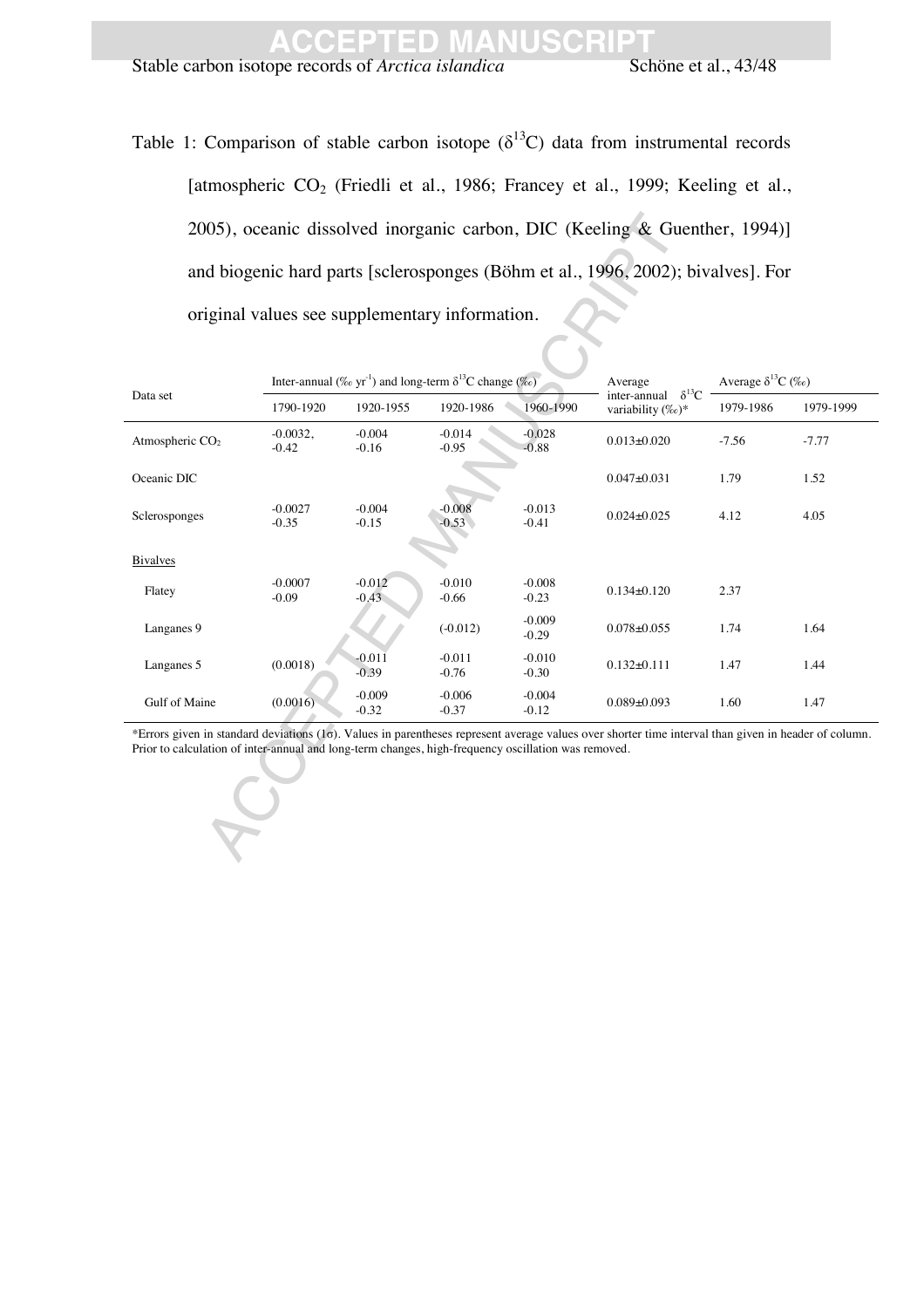Table 1: Comparison of stable carbon isotope ($\delta^{13}C$) data from instrumental records [atmospheric $CO_2$ (Friedli et al., 1986; Francey et al., 1999; Keeling et al., 2005), oceanic dissolved inorganic carbon, DIC (Keeling & Guenther, 1994)] and biogenic hard parts [sclerosponges (Böhm et al., 1996, 2002); bivalves]. For original values see supplementary information.

| Data set | Inter-annual (‰ $yr^{-1}$) and long-term $\delta^{13}C$ change (‰) | | | | Average inter-annual $\delta^{13}C$ variability (‰)* | Average $\delta^{13}C$ (‰) | |
|---|---|---|---|---|---|---|---|
| | 1790-1920 | 1920-1955 | 1920-1986 | 1960-1990 | | 1979-1986 | 1979-1999 |
| Atmospheric $CO_2$ | -0.0032, -0.42 | -0.004 -0.16 | -0.014 -0.95 | -0.028 -0.88 | 0.013±0.020 | -7.56 | -7.77 |
| Oceanic DIC | | | | | 0.047±0.031 | 1.79 | 1.52 |
| Sclerosponges | -0.0027 -0.35 | -0.004 -0.15 | -0.008 -0.53 | -0.013 -0.41 | 0.024±0.025 | 4.12 | 4.05 |
| Bivalves | | | | | | | |
| Flatey | -0.0007 -0.09 | -0.012 -0.43 | -0.010 -0.66 | -0.008 -0.23 | 0.134±0.120 | 2.37 | |
| Langanes 9 | | | (-0.012) | -0.009 -0.29 | 0.078±0.055 | 1.74 | 1.64 |
| Langanes 5 | (0.0018) | -0.011 -0.39 | -0.011 -0.76 | -0.010 -0.30 | 0.132±0.111 | 1.47 | 1.44 |
| Gulf of Maine | (0.0016) | -0.009 -0.32 | -0.006 -0.37 | -0.004 -0.12 | 0.089±0.093 | 1.60 | 1.47 |

*Errors given in standard deviations (1σ). Values in parentheses represent average values over shorter time interval than given in header of column. Prior to calculation of inter-annual and long-term changes, high-frequency oscillation was removed.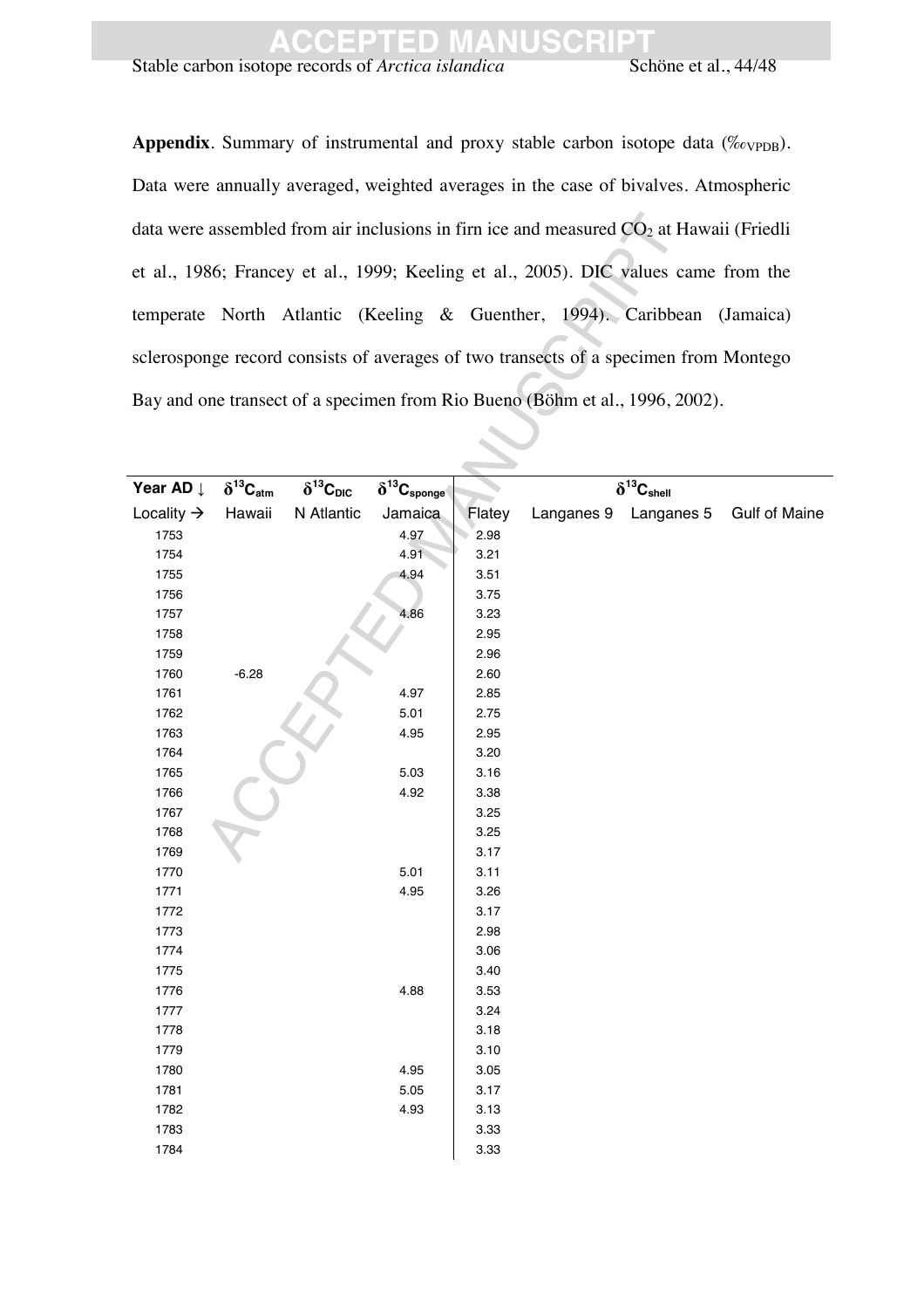**Appendix**. Summary of instrumental and proxy stable carbon isotope data (‰$_{VPDB}$). Data were annually averaged, weighted averages in the case of bivalves. Atmospheric data were assembled from air inclusions in firn ice and measured $CO_2$ at Hawaii (Friedli et al., 1986; Francey et al., 1999; Keeling et al., 2005). DIC values came from the temperate North Atlantic (Keeling & Guenther, 1994). Caribbean (Jamaica) sclerosponge record consists of averages of two transects of a specimen from Montego Bay and one transect of a specimen from Rio Bueno (Böhm et al., 1996, 2002).

| Year AD ↓ | $\delta^{13}C_{atm}$ | $\delta^{13}C_{DIC}$ | $\delta^{13}C_{sponge}$ | $\delta^{13}C_{shell}$ | | | |
|---|---|---|---|---|---|---|---|
| Locality → | Hawaii | N Atlantic | Jamaica | Flatey | Langanes 9 | Langanes 5 | Gulf of Maine |
| 1753 | | | 4.97 | 2.98 | | | |
| 1754 | | | 4.91 | 3.21 | | | |
| 1755 | | | 4.94 | 3.51 | | | |
| 1756 | | | | 3.75 | | | |
| 1757 | | | 4.86 | 3.23 | | | |
| 1758 | | | | 2.95 | | | |
| 1759 | | | | 2.96 | | | |
| 1760 | -6.28 | | | 2.60 | | | |
| 1761 | | | 4.97 | 2.85 | | | |
| 1762 | | | 5.01 | 2.75 | | | |
| 1763 | | | 4.95 | 2.95 | | | |
| 1764 | | | | 3.20 | | | |
| 1765 | | | 5.03 | 3.16 | | | |
| 1766 | | | 4.92 | 3.38 | | | |
| 1767 | | | | 3.25 | | | |
| 1768 | | | | 3.25 | | | |
| 1769 | | | | 3.17 | | | |
| 1770 | | | 5.01 | 3.11 | | | |
| 1771 | | | 4.95 | 3.26 | | | |
| 1772 | | | | 3.17 | | | |
| 1773 | | | | 2.98 | | | |
| 1774 | | | | 3.06 | | | |
| 1775 | | | | 3.40 | | | |
| 1776 | | | 4.88 | 3.53 | | | |
| 1777 | | | | 3.24 | | | |
| 1778 | | | | 3.18 | | | |
| 1779 | | | | 3.10 | | | |
| 1780 | | | 4.95 | 3.05 | | | |
| 1781 | | | 5.05 | 3.17 | | | |
| 1782 | | | 4.93 | 3.13 | | | |
| 1783 | | | | 3.33 | | | |
| 1784 | | | | 3.33 | | | |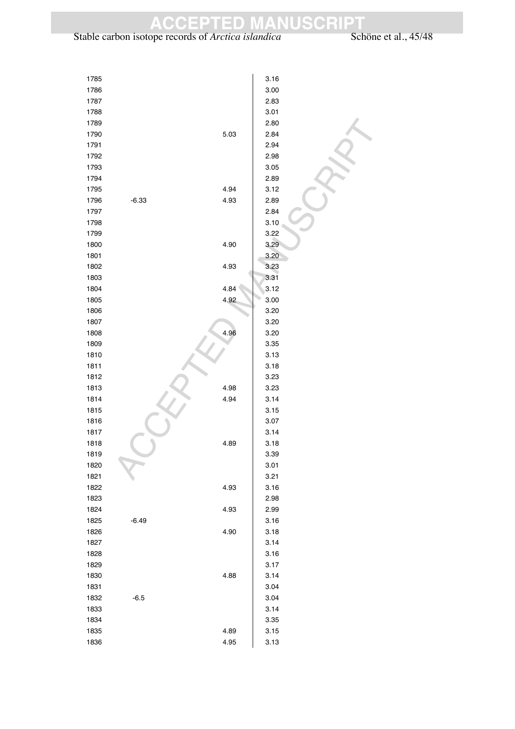| | | | |
|---|---|---|---|
| 1785 | | | 3.16 |
| 1786 | | | 3.00 |
| 1787 | | | 2.83 |
| 1788 | | | 3.01 |
| 1789 | | | 2.80 |
| 1790 | | 5.03 | 2.84 |
| 1791 | | | 2.94 |
| 1792 | | | 2.98 |
| 1793 | | | 3.05 |
| 1794 | | | 2.89 |
| 1795 | | 4.94 | 3.12 |
| 1796 | -6.33 | 4.93 | 2.89 |
| 1797 | | | 2.84 |
| 1798 | | | 3.10 |
| 1799 | | | 3.22 |
| 1800 | | 4.90 | 3.29 |
| 1801 | | | 3.20 |
| 1802 | | 4.93 | 3.23 |
| 1803 | | | 3.31 |
| 1804 | | 4.84 | 3.12 |
| 1805 | | 4.92 | 3.00 |
| 1806 | | | 3.20 |
| 1807 | | | 3.20 |
| 1808 | | 4.96 | 3.20 |
| 1809 | | | 3.35 |
| 1810 | | | 3.13 |
| 1811 | | | 3.18 |
| 1812 | | | 3.23 |
| 1813 | | 4.98 | 3.23 |
| 1814 | | 4.94 | 3.14 |
| 1815 | | | 3.15 |
| 1816 | | | 3.07 |
| 1817 | | | 3.14 |
| 1818 | | 4.89 | 3.18 |
| 1819 | | | 3.39 |
| 1820 | | | 3.01 |
| 1821 | | | 3.21 |
| 1822 | | 4.93 | 3.16 |
| 1823 | | | 2.98 |
| 1824 | | 4.93 | 2.99 |
| 1825 | -6.49 | | 3.16 |
| 1826 | | 4.90 | 3.18 |
| 1827 | | | 3.14 |
| 1828 | | | 3.16 |
| 1829 | | | 3.17 |
| 1830 | | 4.88 | 3.14 |
| 1831 | | | 3.04 |
| 1832 | -6.5 | | 3.04 |
| 1833 | | | 3.14 |
| 1834 | | | 3.35 |
| 1835 | | 4.89 | 3.15 |
| 1836 | | 4.95 | 3.13 |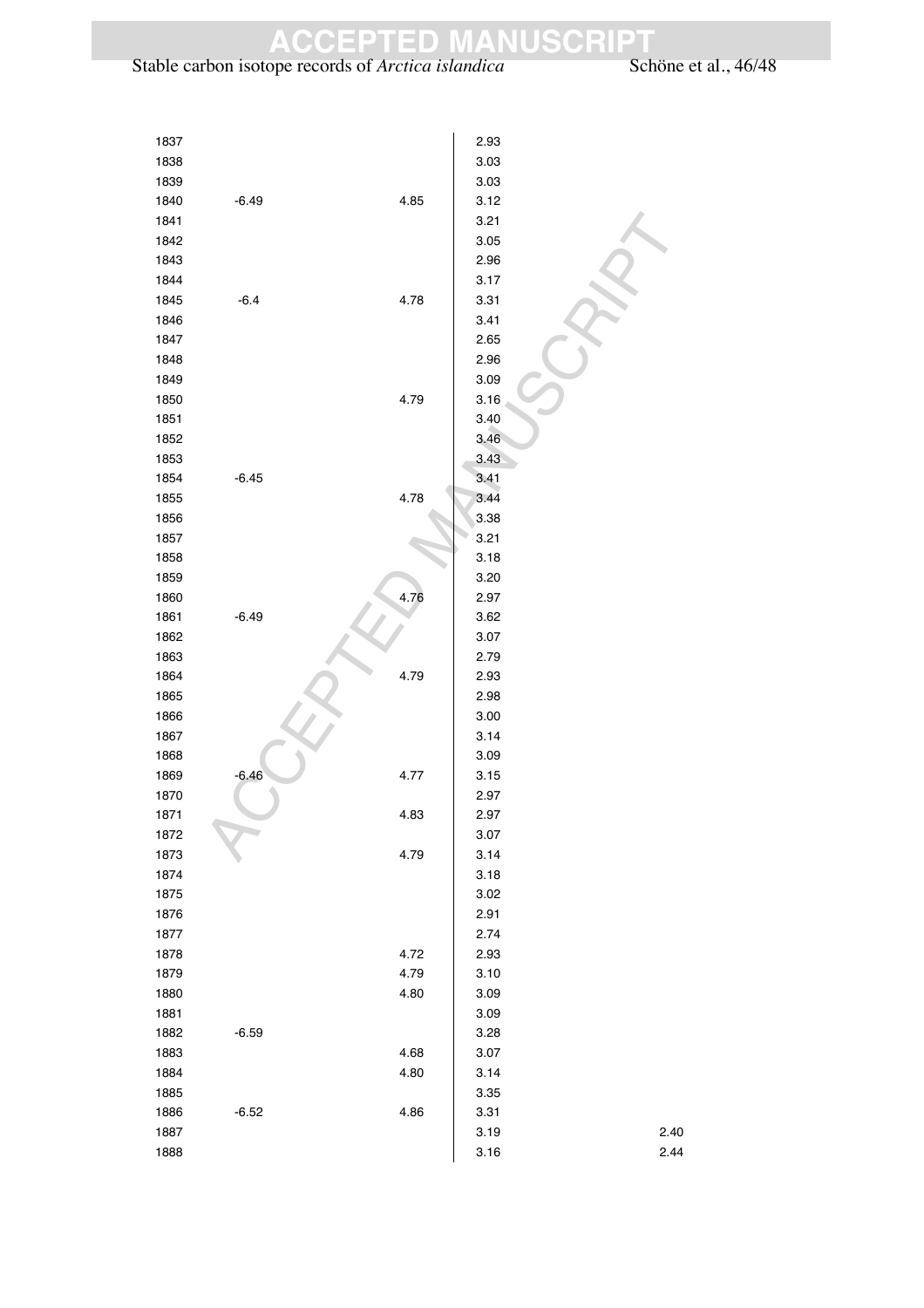| | | | | |
|---|---|---|---|---|
| 1837 | | | 2.93 | |
| 1838 | | | 3.03 | |
| 1839 | | | 3.03 | |
| 1840 | -6.49 | 4.85 | 3.12 | |
| 1841 | | | 3.21 | |
| 1842 | | | 3.05 | |
| 1843 | | | 2.96 | |
| 1844 | | | 3.17 | |
| 1845 | -6.4 | 4.78 | 3.31 | |
| 1846 | | | 3.41 | |
| 1847 | | | 2.65 | |
| 1848 | | | 2.96 | |
| 1849 | | | 3.09 | |
| 1850 | | 4.79 | 3.16 | |
| 1851 | | | 3.40 | |
| 1852 | | | 3.46 | |
| 1853 | | | 3.43 | |
| 1854 | -6.45 | | 3.41 | |
| 1855 | | 4.78 | 3.44 | |
| 1856 | | | 3.38 | |
| 1857 | | | 3.21 | |
| 1858 | | | 3.18 | |
| 1859 | | | 3.20 | |
| 1860 | | 4.76 | 2.97 | |
| 1861 | -6.49 | | 3.62 | |
| 1862 | | | 3.07 | |
| 1863 | | | 2.79 | |
| 1864 | | 4.79 | 2.93 | |
| 1865 | | | 2.98 | |
| 1866 | | | 3.00 | |
| 1867 | | | 3.14 | |
| 1868 | | | 3.09 | |
| 1869 | -6.46 | 4.77 | 3.15 | |
| 1870 | | | 2.97 | |
| 1871 | | 4.83 | 2.97 | |
| 1872 | | | 3.07 | |
| 1873 | | 4.79 | 3.14 | |
| 1874 | | | 3.18 | |
| 1875 | | | 3.02 | |
| 1876 | | | 2.91 | |
| 1877 | | | 2.74 | |
| 1878 | | 4.72 | 2.93 | |
| 1879 | | 4.79 | 3.10 | |
| 1880 | | 4.80 | 3.09 | |
| 1881 | | | 3.09 | |
| 1882 | -6.59 | | 3.28 | |
| 1883 | | 4.68 | 3.07 | |
| 1884 | | 4.80 | 3.14 | |
| 1885 | | | 3.35 | |
| 1886 | -6.52 | 4.86 | 3.31 | |
| 1887 | | | 3.19 | 2.40 |
| 1888 | | | 3.16 | 2.44 |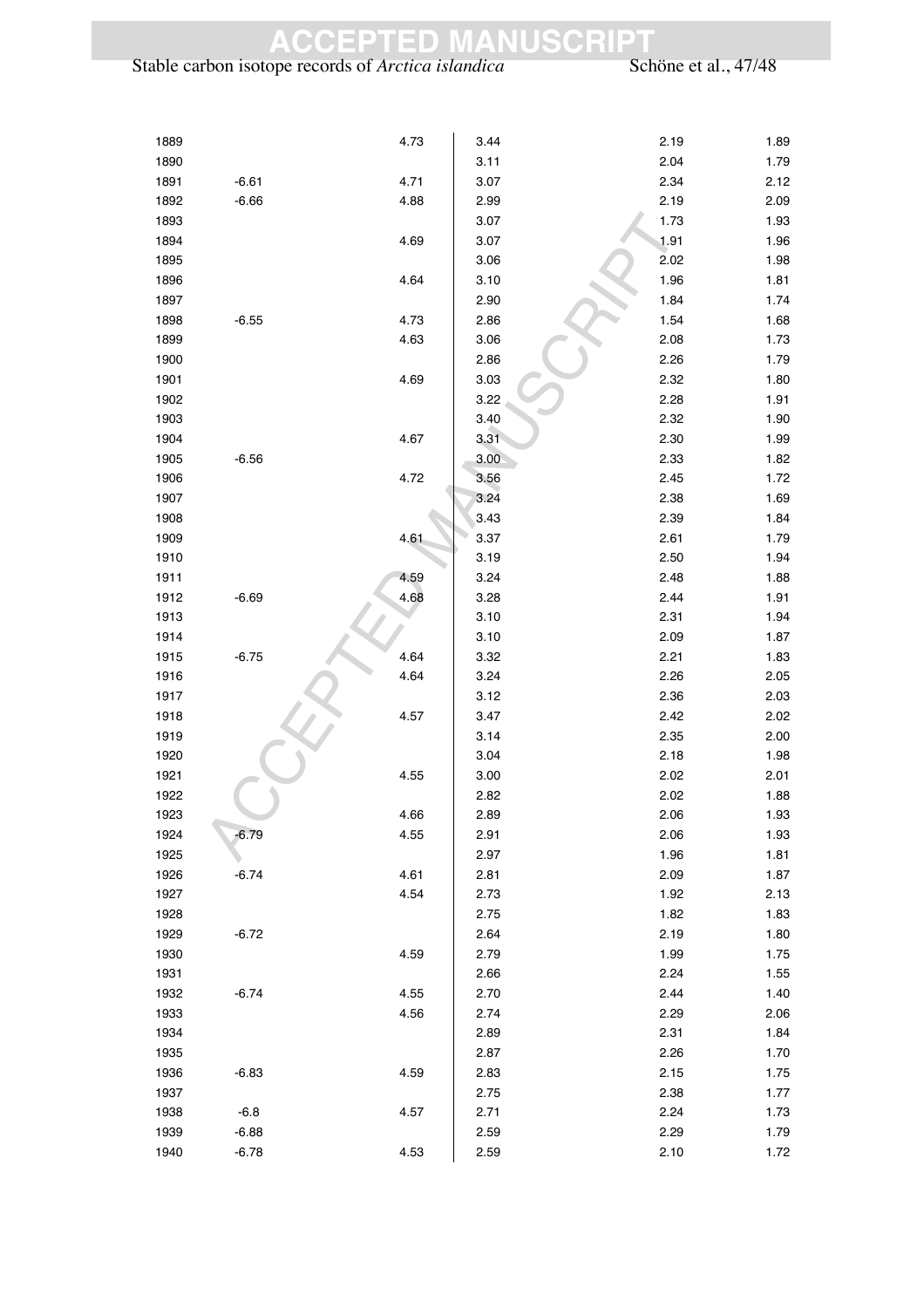| | | | | | |
|---|---|---|---|---|---|
| 1889 | | 4.73 | 3.44 | 2.19 | 1.89 |
| 1890 | | | 3.11 | 2.04 | 1.79 |
| 1891 | -6.61 | 4.71 | 3.07 | 2.34 | 2.12 |
| 1892 | -6.66 | 4.88 | 2.99 | 2.19 | 2.09 |
| 1893 | | | 3.07 | 1.73 | 1.93 |
| 1894 | | 4.69 | 3.07 | 1.91 | 1.96 |
| 1895 | | | 3.06 | 2.02 | 1.98 |
| 1896 | | 4.64 | 3.10 | 1.96 | 1.81 |
| 1897 | | | 2.90 | 1.84 | 1.74 |
| 1898 | -6.55 | 4.73 | 2.86 | 1.54 | 1.68 |
| 1899 | | 4.63 | 3.06 | 2.08 | 1.73 |
| 1900 | | | 2.86 | 2.26 | 1.79 |
| 1901 | | 4.69 | 3.03 | 2.32 | 1.80 |
| 1902 | | | 3.22 | 2.28 | 1.91 |
| 1903 | | | 3.40 | 2.32 | 1.90 |
| 1904 | | 4.67 | 3.31 | 2.30 | 1.99 |
| 1905 | -6.56 | | 3.00 | 2.33 | 1.82 |
| 1906 | | 4.72 | 3.56 | 2.45 | 1.72 |
| 1907 | | | 3.24 | 2.38 | 1.69 |
| 1908 | | | 3.43 | 2.39 | 1.84 |
| 1909 | | 4.61 | 3.37 | 2.61 | 1.79 |
| 1910 | | | 3.19 | 2.50 | 1.94 |
| 1911 | | 4.59 | 3.24 | 2.48 | 1.88 |
| 1912 | -6.69 | 4.68 | 3.28 | 2.44 | 1.91 |
| 1913 | | | 3.10 | 2.31 | 1.94 |
| 1914 | | | 3.10 | 2.09 | 1.87 |
| 1915 | -6.75 | 4.64 | 3.32 | 2.21 | 1.83 |
| 1916 | | 4.64 | 3.24 | 2.26 | 2.05 |
| 1917 | | | 3.12 | 2.36 | 2.03 |
| 1918 | | 4.57 | 3.47 | 2.42 | 2.02 |
| 1919 | | | 3.14 | 2.35 | 2.00 |
| 1920 | | | 3.04 | 2.18 | 1.98 |
| 1921 | | 4.55 | 3.00 | 2.02 | 2.01 |
| 1922 | | | 2.82 | 2.02 | 1.88 |
| 1923 | | 4.66 | 2.89 | 2.06 | 1.93 |
| 1924 | -6.79 | 4.55 | 2.91 | 2.06 | 1.93 |
| 1925 | | | 2.97 | 1.96 | 1.81 |
| 1926 | -6.74 | 4.61 | 2.81 | 2.09 | 1.87 |
| 1927 | | 4.54 | 2.73 | 1.92 | 2.13 |
| 1928 | | | 2.75 | 1.82 | 1.83 |
| 1929 | -6.72 | | 2.64 | 2.19 | 1.80 |
| 1930 | | 4.59 | 2.79 | 1.99 | 1.75 |
| 1931 | | | 2.66 | 2.24 | 1.55 |
| 1932 | -6.74 | 4.55 | 2.70 | 2.44 | 1.40 |
| 1933 | | 4.56 | 2.74 | 2.29 | 2.06 |
| 1934 | | | 2.89 | 2.31 | 1.84 |
| 1935 | | | 2.87 | 2.26 | 1.70 |
| 1936 | -6.83 | 4.59 | 2.83 | 2.15 | 1.75 |
| 1937 | | | 2.75 | 2.38 | 1.77 |
| 1938 | -6.8 | 4.57 | 2.71 | 2.24 | 1.73 |
| 1939 | -6.88 | | 2.59 | 2.29 | 1.79 |
| 1940 | -6.78 | 4.53 | 2.59 | 2.10 | 1.72 |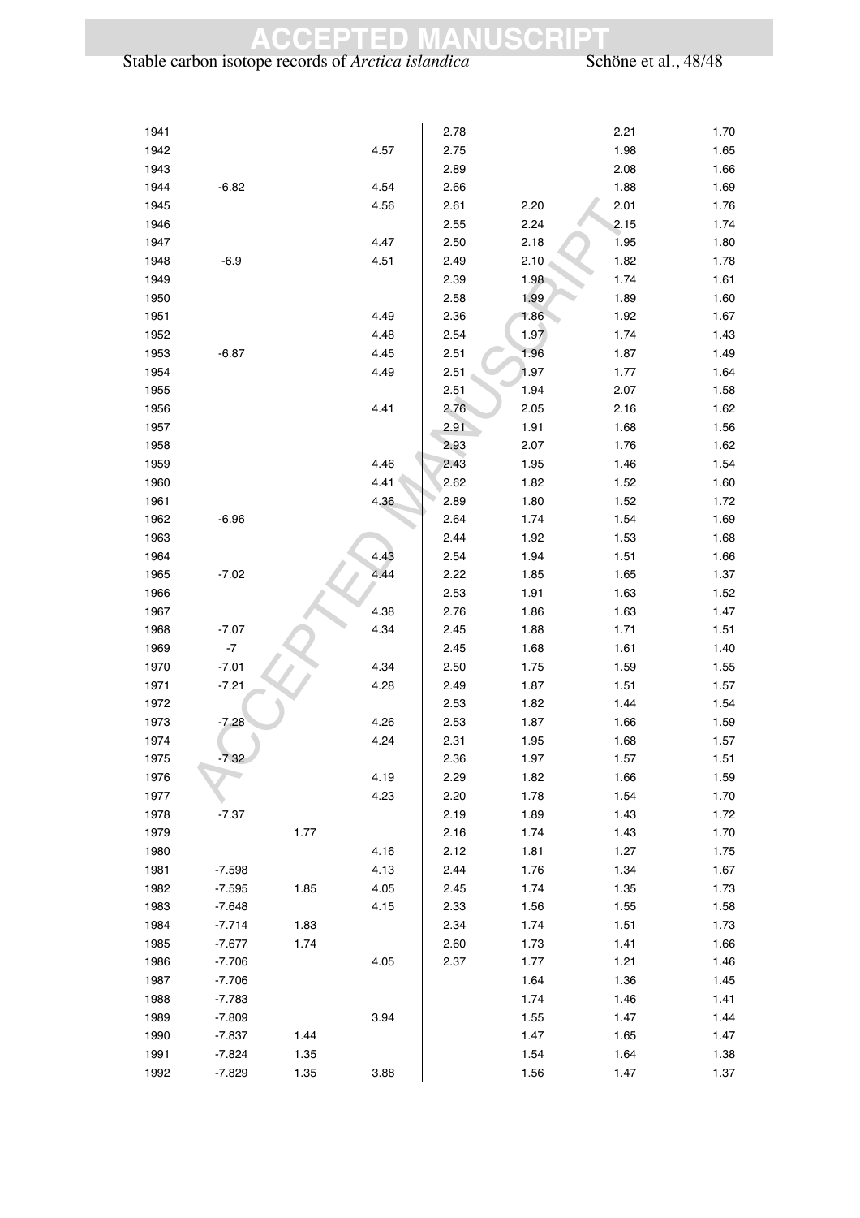| | | | | | | | |
|---|---|---|---|---|---|---|---|
| 1941 | | | | 2.78 | | 2.21 | 1.70 |
| 1942 | | | 4.57 | 2.75 | | 1.98 | 1.65 |
| 1943 | | | | 2.89 | | 2.08 | 1.66 |
| 1944 | -6.82 | | 4.54 | 2.66 | | 1.88 | 1.69 |
| 1945 | | | 4.56 | 2.61 | 2.20 | 2.01 | 1.76 |
| 1946 | | | | 2.55 | 2.24 | 2.15 | 1.74 |
| 1947 | | | 4.47 | 2.50 | 2.18 | 1.95 | 1.80 |
| 1948 | -6.9 | | 4.51 | 2.49 | 2.10 | 1.82 | 1.78 |
| 1949 | | | | 2.39 | 1.98 | 1.74 | 1.61 |
| 1950 | | | | 2.58 | 1.99 | 1.89 | 1.60 |
| 1951 | | | 4.49 | 2.36 | 1.86 | 1.92 | 1.67 |
| 1952 | | | 4.48 | 2.54 | 1.97 | 1.74 | 1.43 |
| 1953 | -6.87 | | 4.45 | 2.51 | 1.96 | 1.87 | 1.49 |
| 1954 | | | 4.49 | 2.51 | 1.97 | 1.77 | 1.64 |
| 1955 | | | | 2.51 | 1.94 | 2.07 | 1.58 |
| 1956 | | | 4.41 | 2.76 | 2.05 | 2.16 | 1.62 |
| 1957 | | | | 2.91 | 1.91 | 1.68 | 1.56 |
| 1958 | | | | 2.93 | 2.07 | 1.76 | 1.62 |
| 1959 | | | 4.46 | 2.43 | 1.95 | 1.46 | 1.54 |
| 1960 | | | 4.41 | 2.62 | 1.82 | 1.52 | 1.60 |
| 1961 | | | 4.36 | 2.89 | 1.80 | 1.52 | 1.72 |
| 1962 | -6.96 | | | 2.64 | 1.74 | 1.54 | 1.69 |
| 1963 | | | | 2.44 | 1.92 | 1.53 | 1.68 |
| 1964 | | | 4.43 | 2.54 | 1.94 | 1.51 | 1.66 |
| 1965 | -7.02 | | 4.44 | 2.22 | 1.85 | 1.65 | 1.37 |
| 1966 | | | | 2.53 | 1.91 | 1.63 | 1.52 |
| 1967 | | | 4.38 | 2.76 | 1.86 | 1.63 | 1.47 |
| 1968 | -7.07 | | 4.34 | 2.45 | 1.88 | 1.71 | 1.51 |
| 1969 | -7 | | | 2.45 | 1.68 | 1.61 | 1.40 |
| 1970 | -7.01 | | 4.34 | 2.50 | 1.75 | 1.59 | 1.55 |
| 1971 | -7.21 | | 4.28 | 2.49 | 1.87 | 1.51 | 1.57 |
| 1972 | | | | 2.53 | 1.82 | 1.44 | 1.54 |
| 1973 | -7.28 | | 4.26 | 2.53 | 1.87 | 1.66 | 1.59 |
| 1974 | | | 4.24 | 2.31 | 1.95 | 1.68 | 1.57 |
| 1975 | -7.32 | | | 2.36 | 1.97 | 1.57 | 1.51 |
| 1976 | | | 4.19 | 2.29 | 1.82 | 1.66 | 1.59 |
| 1977 | | | 4.23 | 2.20 | 1.78 | 1.54 | 1.70 |
| 1978 | -7.37 | | | 2.19 | 1.89 | 1.43 | 1.72 |
| 1979 | | 1.77 | | 2.16 | 1.74 | 1.43 | 1.70 |
| 1980 | | | 4.16 | 2.12 | 1.81 | 1.27 | 1.75 |
| 1981 | -7.598 | | 4.13 | 2.44 | 1.76 | 1.34 | 1.67 |
| 1982 | -7.595 | 1.85 | 4.05 | 2.45 | 1.74 | 1.35 | 1.73 |
| 1983 | -7.648 | | 4.15 | 2.33 | 1.56 | 1.55 | 1.58 |
| 1984 | -7.714 | 1.83 | | 2.34 | 1.74 | 1.51 | 1.73 |
| 1985 | -7.677 | 1.74 | | 2.60 | 1.73 | 1.41 | 1.66 |
| 1986 | -7.706 | | 4.05 | 2.37 | 1.77 | 1.21 | 1.46 |
| 1987 | -7.706 | | | | 1.64 | 1.36 | 1.45 |
| 1988 | -7.783 | | | | 1.74 | 1.46 | 1.41 |
| 1989 | -7.809 | | 3.94 | | 1.55 | 1.47 | 1.44 |
| 1990 | -7.837 | 1.44 | | | 1.47 | 1.65 | 1.47 |
| 1991 | -7.824 | 1.35 | | | 1.54 | 1.64 | 1.38 |
| 1992 | -7.829 | 1.35 | 3.88 | | 1.56 | 1.47 | 1.37 |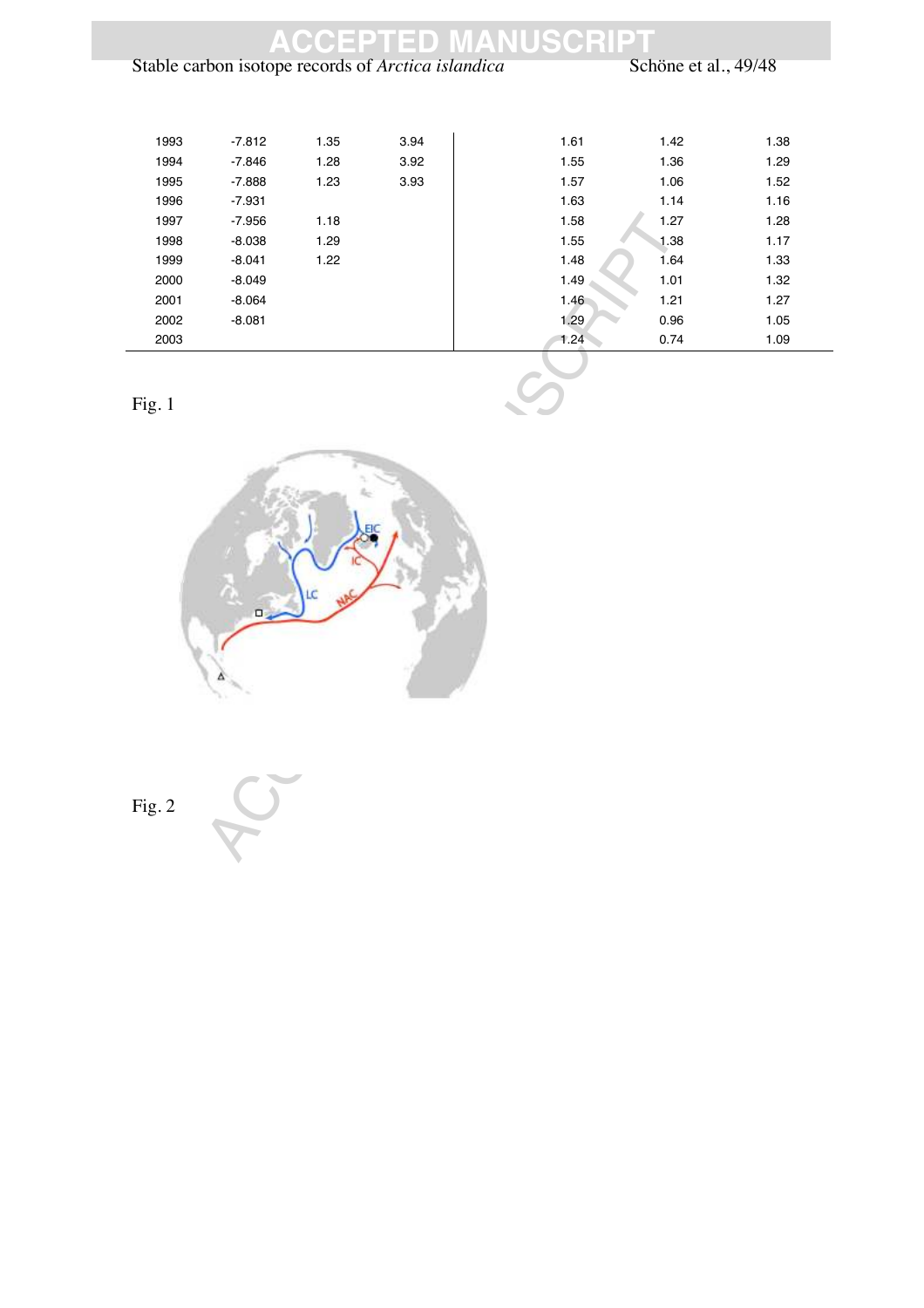| | | | | | | |
|---|---|---|---|---|---|---|
| 1993 | -7.812 | 1.35 | 3.94 | 1.61 | 1.42 | 1.38 |
| 1994 | -7.846 | 1.28 | 3.92 | 1.55 | 1.36 | 1.29 |
| 1995 | -7.888 | 1.23 | 3.93 | 1.57 | 1.06 | 1.52 |
| 1996 | -7.931 | | | 1.63 | 1.14 | 1.16 |
| 1997 | -7.956 | 1.18 | | 1.58 | 1.27 | 1.28 |
| 1998 | -8.038 | 1.29 | | 1.55 | 1.38 | 1.17 |
| 1999 | -8.041 | 1.22 | | 1.48 | 1.64 | 1.33 |
| 2000 | -8.049 | | | 1.49 | 1.01 | 1.32 |
| 2001 | -8.064 | | | 1.46 | 1.21 | 1.27 |
| 2002 | -8.081 | | | 1.29 | 0.96 | 1.05 |
| 2003 | | | | 1.24 | 0.74 | 1.09 |

Fig. 1

Fig. 2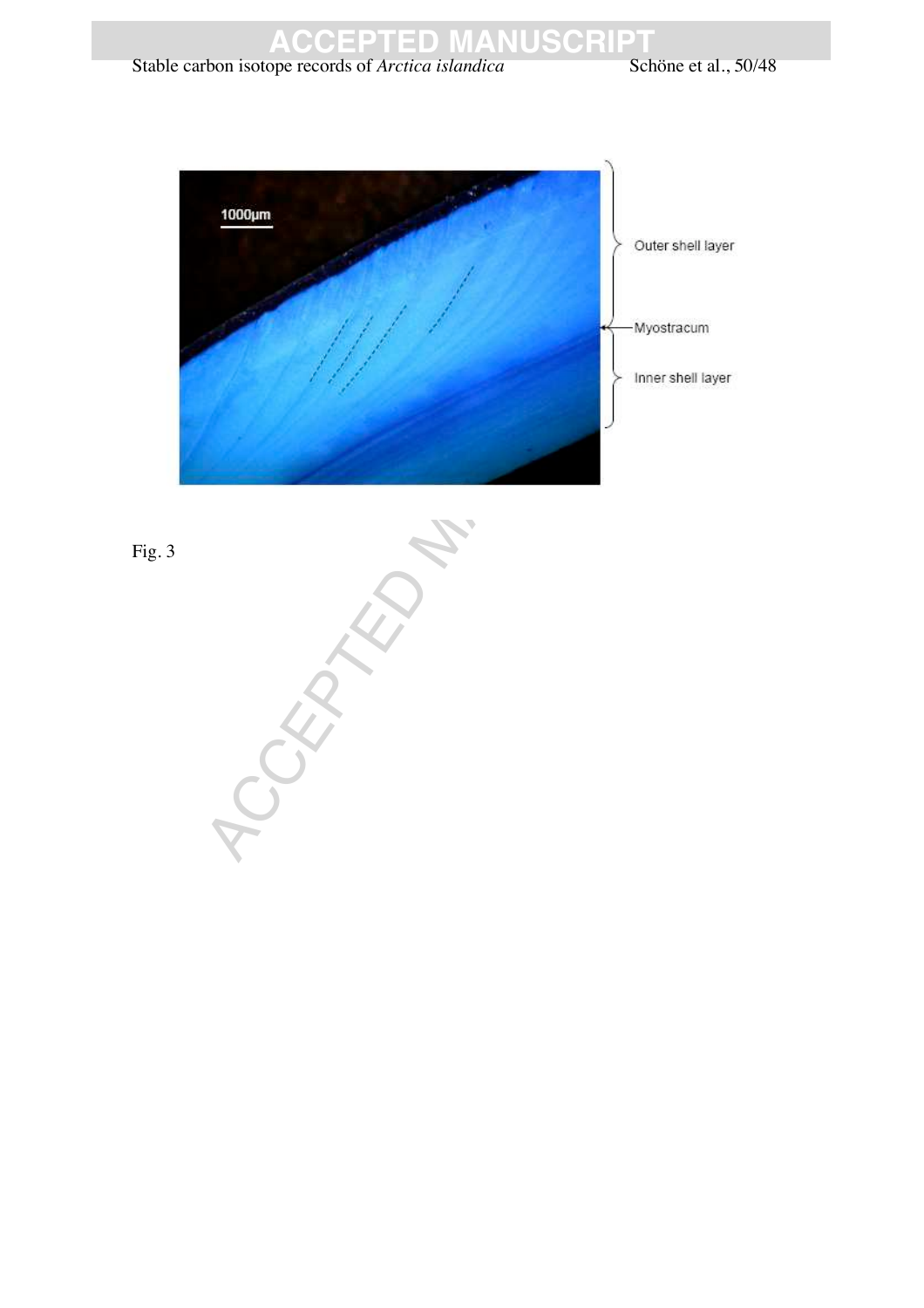Fig. 3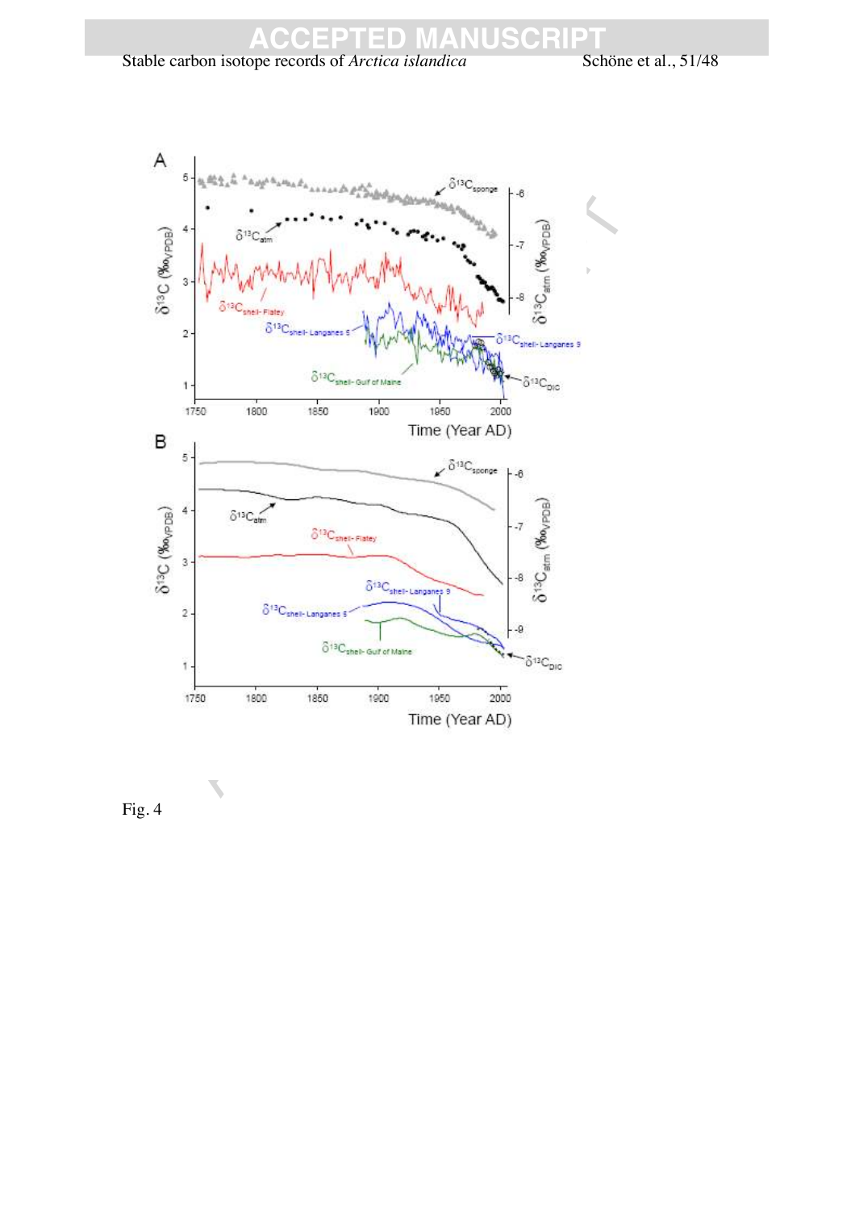Fig. 4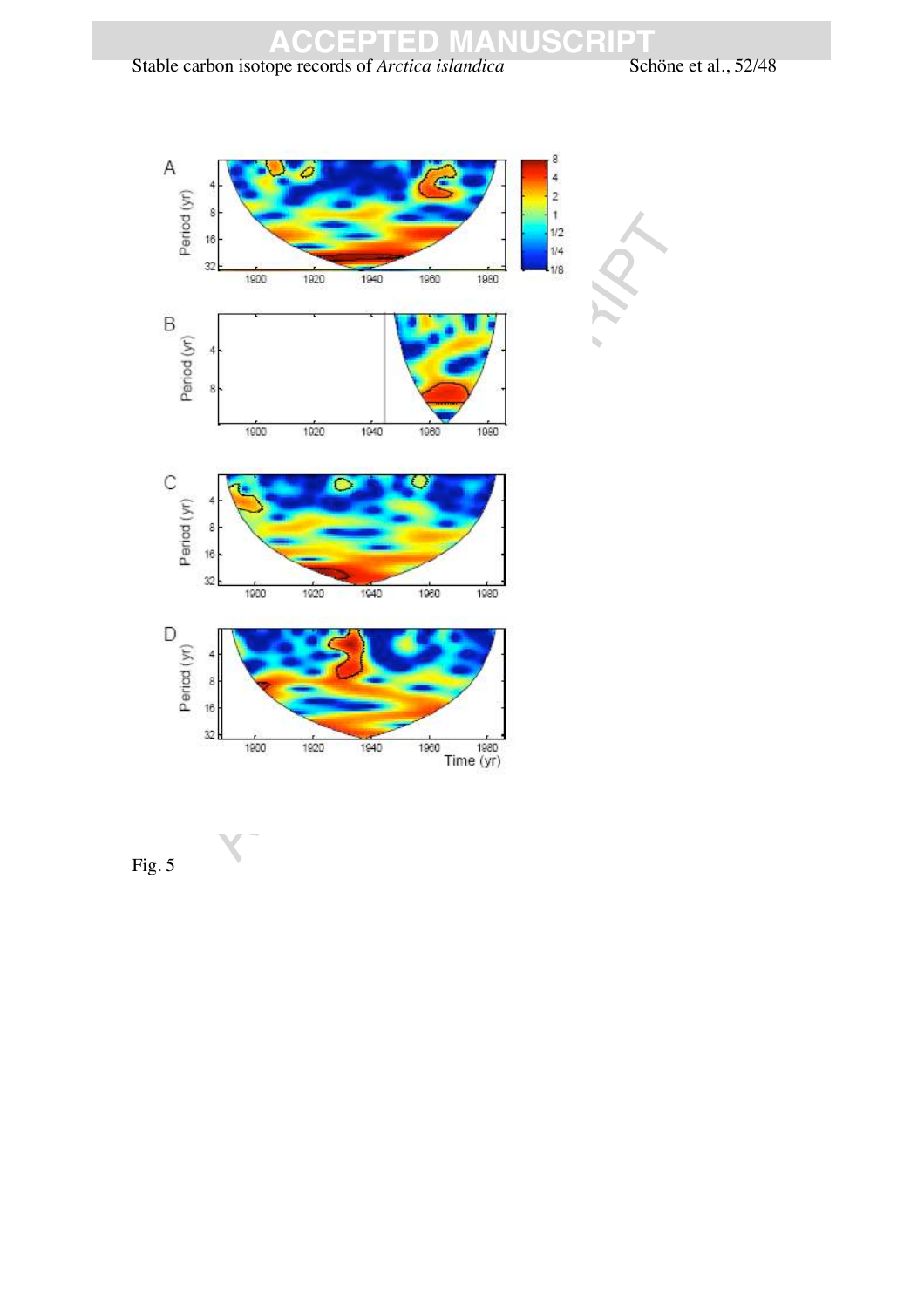Fig. 5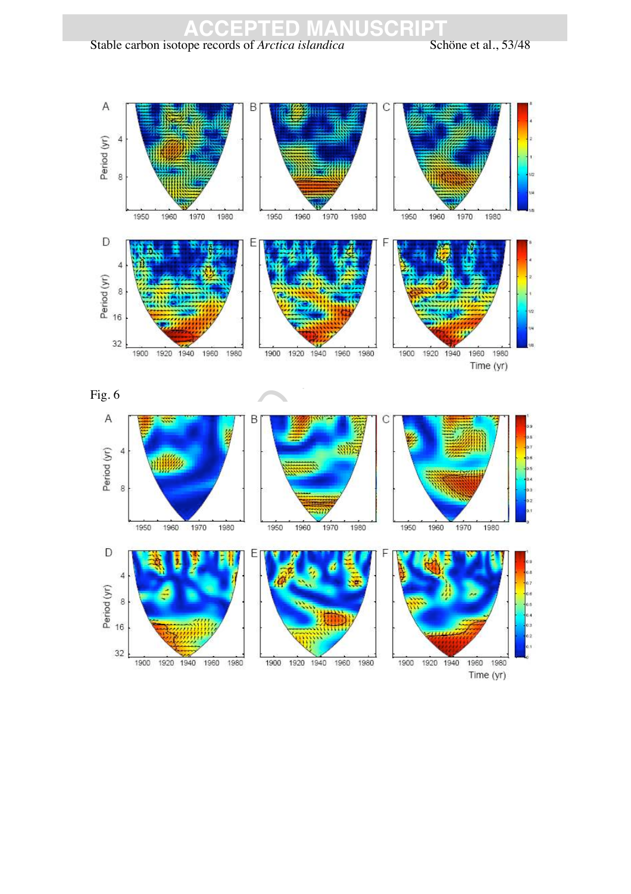A

Period (yr)

4

8

1950 1960 1970 1980

B

1950 1960 1970 1980

C

1950 1960 1970 1980

D

Period (yr)

4

8

16

32

1900 1920 1940 1960 1980

E

1900 1920 1940 1960 1980

F

1900 1920 1940 1960 1980

Time (yr)

Fig. 6

A

Period (yr)

4

8

1950 1960 1970 1980

B

1950 1960 1970 1980

C

1950 1960 1970 1980

D

Period (yr)

4

8

16

32

1900 1920 1940 1960 1980

E

1900 1920 1940 1960 1980

F

1900 1920 1940 1960 1980

Time (yr)